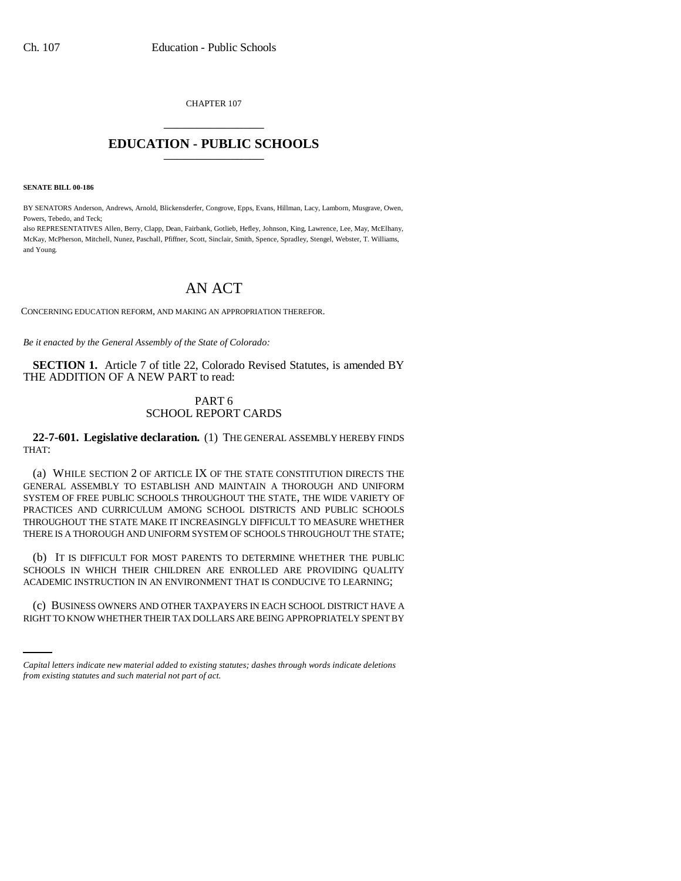CHAPTER 107

# EDUCATION - PUBLIC SCHOOLS

**SENATE BILL 00-186**

BY SENATORS Anderson, Andrews, Arnold, Blickensderfer, Congrove, Epps, Evans, Hillman, Lacy, Lamborn, Musgrave, Owen, Powers, Tebedo, and Teck;
also REPRESENTATIVES Allen, Berry, Clapp, Dean, Fairbank, Gotlieb, Hefley, Johnson, King, Lawrence, Lee, May, McElhany, McKay, McPherson, Mitchell, Nunez, Paschall, Pfiffner, Scott, Sinclair, Smith, Spence, Spradley, Stengel, Webster, T. Williams, and Young.

## AN ACT

CONCERNING EDUCATION REFORM, AND MAKING AN APPROPRIATION THEREFOR.

*Be it enacted by the General Assembly of the State of Colorado:*

**SECTION 1.** Article 7 of title 22, Colorado Revised Statutes, is amended BY THE ADDITION OF A NEW PART to read:

PART 6
SCHOOL REPORT CARDS

**22-7-601. Legislative declaration.** (1) THE GENERAL ASSEMBLY HEREBY FINDS THAT:

(a) WHILE SECTION 2 OF ARTICLE IX OF THE STATE CONSTITUTION DIRECTS THE GENERAL ASSEMBLY TO ESTABLISH AND MAINTAIN A THOROUGH AND UNIFORM SYSTEM OF FREE PUBLIC SCHOOLS THROUGHOUT THE STATE, THE WIDE VARIETY OF PRACTICES AND CURRICULUM AMONG SCHOOL DISTRICTS AND PUBLIC SCHOOLS THROUGHOUT THE STATE MAKE IT INCREASINGLY DIFFICULT TO MEASURE WHETHER THERE IS A THOROUGH AND UNIFORM SYSTEM OF SCHOOLS THROUGHOUT THE STATE;

(b) IT IS DIFFICULT FOR MOST PARENTS TO DETERMINE WHETHER THE PUBLIC SCHOOLS IN WHICH THEIR CHILDREN ARE ENROLLED ARE PROVIDING QUALITY ACADEMIC INSTRUCTION IN AN ENVIRONMENT THAT IS CONDUCIVE TO LEARNING;

(c) BUSINESS OWNERS AND OTHER TAXPAYERS IN EACH SCHOOL DISTRICT HAVE A RIGHT TO KNOW WHETHER THEIR TAX DOLLARS ARE BEING APPROPRIATELY SPENT BY

*Capital letters indicate new material added to existing statutes; dashes through words indicate deletions from existing statutes and such material not part of act.*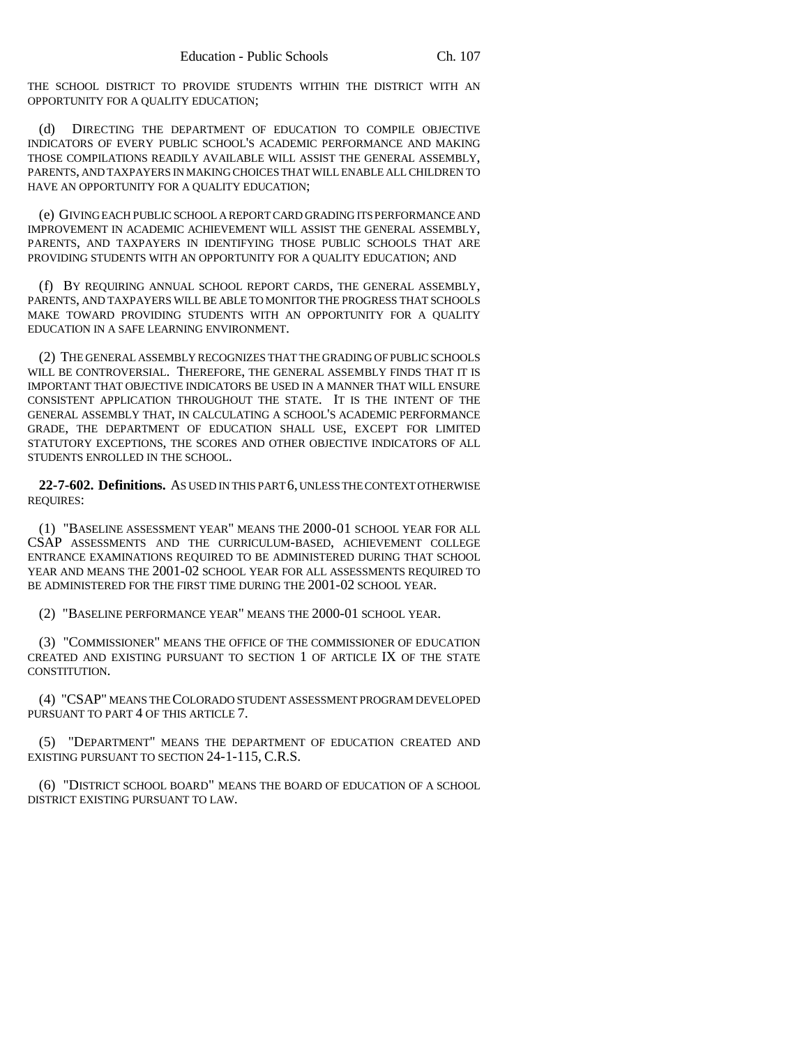THE SCHOOL DISTRICT TO PROVIDE STUDENTS WITHIN THE DISTRICT WITH AN OPPORTUNITY FOR A QUALITY EDUCATION;

(d) DIRECTING THE DEPARTMENT OF EDUCATION TO COMPILE OBJECTIVE INDICATORS OF EVERY PUBLIC SCHOOL'S ACADEMIC PERFORMANCE AND MAKING THOSE COMPILATIONS READILY AVAILABLE WILL ASSIST THE GENERAL ASSEMBLY, PARENTS, AND TAXPAYERS IN MAKING CHOICES THAT WILL ENABLE ALL CHILDREN TO HAVE AN OPPORTUNITY FOR A QUALITY EDUCATION;

(e) GIVING EACH PUBLIC SCHOOL A REPORT CARD GRADING ITS PERFORMANCE AND IMPROVEMENT IN ACADEMIC ACHIEVEMENT WILL ASSIST THE GENERAL ASSEMBLY, PARENTS, AND TAXPAYERS IN IDENTIFYING THOSE PUBLIC SCHOOLS THAT ARE PROVIDING STUDENTS WITH AN OPPORTUNITY FOR A QUALITY EDUCATION; AND

(f) BY REQUIRING ANNUAL SCHOOL REPORT CARDS, THE GENERAL ASSEMBLY, PARENTS, AND TAXPAYERS WILL BE ABLE TO MONITOR THE PROGRESS THAT SCHOOLS MAKE TOWARD PROVIDING STUDENTS WITH AN OPPORTUNITY FOR A QUALITY EDUCATION IN A SAFE LEARNING ENVIRONMENT.

(2) THE GENERAL ASSEMBLY RECOGNIZES THAT THE GRADING OF PUBLIC SCHOOLS WILL BE CONTROVERSIAL. THEREFORE, THE GENERAL ASSEMBLY FINDS THAT IT IS IMPORTANT THAT OBJECTIVE INDICATORS BE USED IN A MANNER THAT WILL ENSURE CONSISTENT APPLICATION THROUGHOUT THE STATE. IT IS THE INTENT OF THE GENERAL ASSEMBLY THAT, IN CALCULATING A SCHOOL'S ACADEMIC PERFORMANCE GRADE, THE DEPARTMENT OF EDUCATION SHALL USE, EXCEPT FOR LIMITED STATUTORY EXCEPTIONS, THE SCORES AND OTHER OBJECTIVE INDICATORS OF ALL STUDENTS ENROLLED IN THE SCHOOL.

**22-7-602. Definitions.** AS USED IN THIS PART 6, UNLESS THE CONTEXT OTHERWISE REQUIRES:

(1) "BASELINE ASSESSMENT YEAR" MEANS THE 2000-01 SCHOOL YEAR FOR ALL CSAP ASSESSMENTS AND THE CURRICULUM-BASED, ACHIEVEMENT COLLEGE ENTRANCE EXAMINATIONS REQUIRED TO BE ADMINISTERED DURING THAT SCHOOL YEAR AND MEANS THE 2001-02 SCHOOL YEAR FOR ALL ASSESSMENTS REQUIRED TO BE ADMINISTERED FOR THE FIRST TIME DURING THE 2001-02 SCHOOL YEAR.

(2) "BASELINE PERFORMANCE YEAR" MEANS THE 2000-01 SCHOOL YEAR.

(3) "COMMISSIONER" MEANS THE OFFICE OF THE COMMISSIONER OF EDUCATION CREATED AND EXISTING PURSUANT TO SECTION 1 OF ARTICLE IX OF THE STATE CONSTITUTION.

(4) "CSAP" MEANS THE COLORADO STUDENT ASSESSMENT PROGRAM DEVELOPED PURSUANT TO PART 4 OF THIS ARTICLE 7.

(5) "DEPARTMENT" MEANS THE DEPARTMENT OF EDUCATION CREATED AND EXISTING PURSUANT TO SECTION 24-1-115, C.R.S.

(6) "DISTRICT SCHOOL BOARD" MEANS THE BOARD OF EDUCATION OF A SCHOOL DISTRICT EXISTING PURSUANT TO LAW.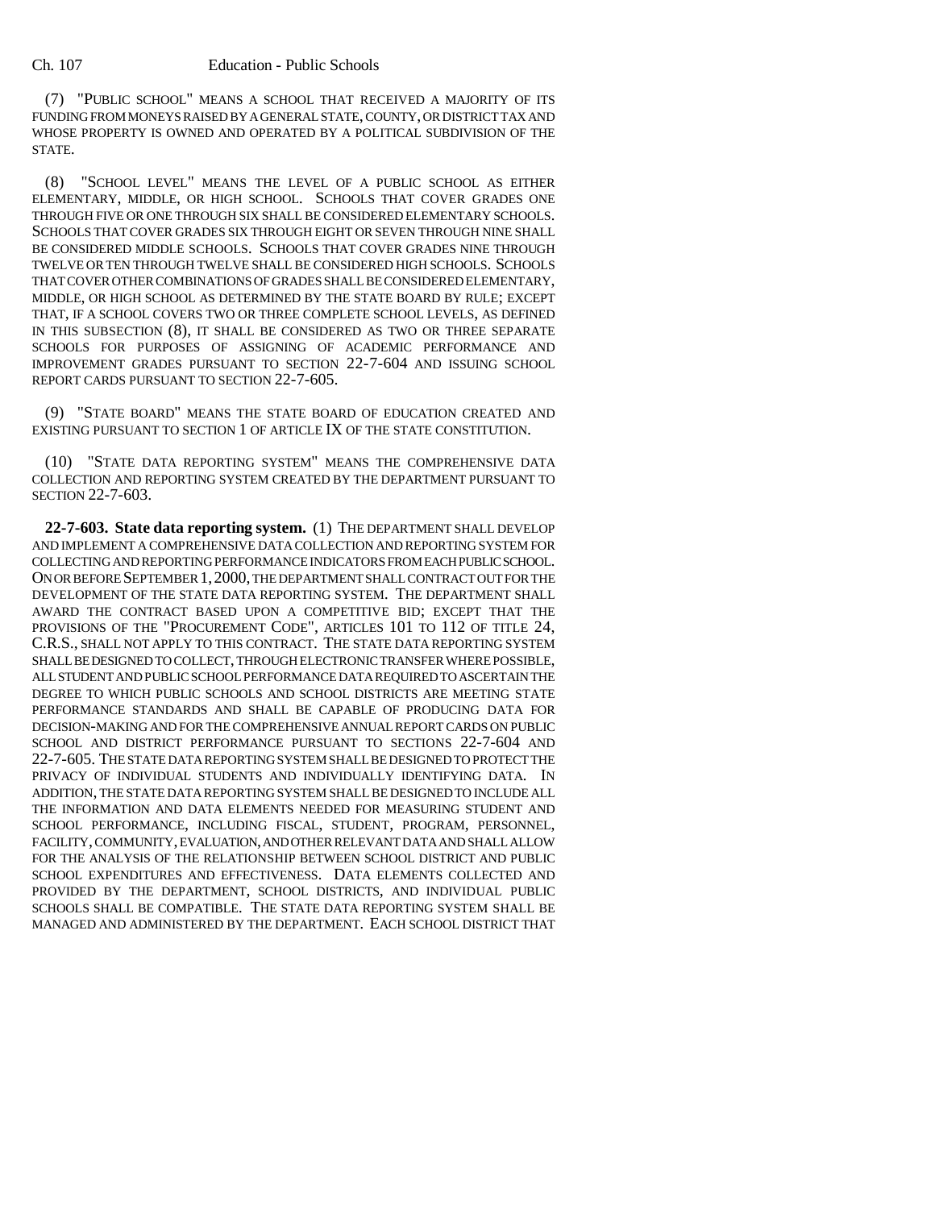(7) "PUBLIC SCHOOL" MEANS A SCHOOL THAT RECEIVED A MAJORITY OF ITS FUNDING FROM MONEYS RAISED BY A GENERAL STATE, COUNTY, OR DISTRICT TAX AND WHOSE PROPERTY IS OWNED AND OPERATED BY A POLITICAL SUBDIVISION OF THE STATE.

(8) "SCHOOL LEVEL" MEANS THE LEVEL OF A PUBLIC SCHOOL AS EITHER ELEMENTARY, MIDDLE, OR HIGH SCHOOL. SCHOOLS THAT COVER GRADES ONE THROUGH FIVE OR ONE THROUGH SIX SHALL BE CONSIDERED ELEMENTARY SCHOOLS. SCHOOLS THAT COVER GRADES SIX THROUGH EIGHT OR SEVEN THROUGH NINE SHALL BE CONSIDERED MIDDLE SCHOOLS. SCHOOLS THAT COVER GRADES NINE THROUGH TWELVE OR TEN THROUGH TWELVE SHALL BE CONSIDERED HIGH SCHOOLS. SCHOOLS THAT COVER OTHER COMBINATIONS OF GRADES SHALL BE CONSIDERED ELEMENTARY, MIDDLE, OR HIGH SCHOOL AS DETERMINED BY THE STATE BOARD BY RULE; EXCEPT THAT, IF A SCHOOL COVERS TWO OR THREE COMPLETE SCHOOL LEVELS, AS DEFINED IN THIS SUBSECTION (8), IT SHALL BE CONSIDERED AS TWO OR THREE SEPARATE SCHOOLS FOR PURPOSES OF ASSIGNING OF ACADEMIC PERFORMANCE AND IMPROVEMENT GRADES PURSUANT TO SECTION 22-7-604 AND ISSUING SCHOOL REPORT CARDS PURSUANT TO SECTION 22-7-605.

(9) "STATE BOARD" MEANS THE STATE BOARD OF EDUCATION CREATED AND EXISTING PURSUANT TO SECTION 1 OF ARTICLE IX OF THE STATE CONSTITUTION.

(10) "STATE DATA REPORTING SYSTEM" MEANS THE COMPREHENSIVE DATA COLLECTION AND REPORTING SYSTEM CREATED BY THE DEPARTMENT PURSUANT TO SECTION 22-7-603.

**22-7-603. State data reporting system.** (1) THE DEPARTMENT SHALL DEVELOP AND IMPLEMENT A COMPREHENSIVE DATA COLLECTION AND REPORTING SYSTEM FOR COLLECTING AND REPORTING PERFORMANCE INDICATORS FROM EACH PUBLIC SCHOOL. ON OR BEFORE SEPTEMBER 1, 2000, THE DEPARTMENT SHALL CONTRACT OUT FOR THE DEVELOPMENT OF THE STATE DATA REPORTING SYSTEM. THE DEPARTMENT SHALL AWARD THE CONTRACT BASED UPON A COMPETITIVE BID; EXCEPT THAT THE PROVISIONS OF THE "PROCUREMENT CODE", ARTICLES 101 TO 112 OF TITLE 24, C.R.S., SHALL NOT APPLY TO THIS CONTRACT. THE STATE DATA REPORTING SYSTEM SHALL BE DESIGNED TO COLLECT, THROUGH ELECTRONIC TRANSFER WHERE POSSIBLE, ALL STUDENT AND PUBLIC SCHOOL PERFORMANCE DATA REQUIRED TO ASCERTAIN THE DEGREE TO WHICH PUBLIC SCHOOLS AND SCHOOL DISTRICTS ARE MEETING STATE PERFORMANCE STANDARDS AND SHALL BE CAPABLE OF PRODUCING DATA FOR DECISION-MAKING AND FOR THE COMPREHENSIVE ANNUAL REPORT CARDS ON PUBLIC SCHOOL AND DISTRICT PERFORMANCE PURSUANT TO SECTIONS 22-7-604 AND 22-7-605. THE STATE DATA REPORTING SYSTEM SHALL BE DESIGNED TO PROTECT THE PRIVACY OF INDIVIDUAL STUDENTS AND INDIVIDUALLY IDENTIFYING DATA. IN ADDITION, THE STATE DATA REPORTING SYSTEM SHALL BE DESIGNED TO INCLUDE ALL THE INFORMATION AND DATA ELEMENTS NEEDED FOR MEASURING STUDENT AND SCHOOL PERFORMANCE, INCLUDING FISCAL, STUDENT, PROGRAM, PERSONNEL, FACILITY, COMMUNITY, EVALUATION, AND OTHER RELEVANT DATA AND SHALL ALLOW FOR THE ANALYSIS OF THE RELATIONSHIP BETWEEN SCHOOL DISTRICT AND PUBLIC SCHOOL EXPENDITURES AND EFFECTIVENESS. DATA ELEMENTS COLLECTED AND PROVIDED BY THE DEPARTMENT, SCHOOL DISTRICTS, AND INDIVIDUAL PUBLIC SCHOOLS SHALL BE COMPATIBLE. THE STATE DATA REPORTING SYSTEM SHALL BE MANAGED AND ADMINISTERED BY THE DEPARTMENT. EACH SCHOOL DISTRICT THAT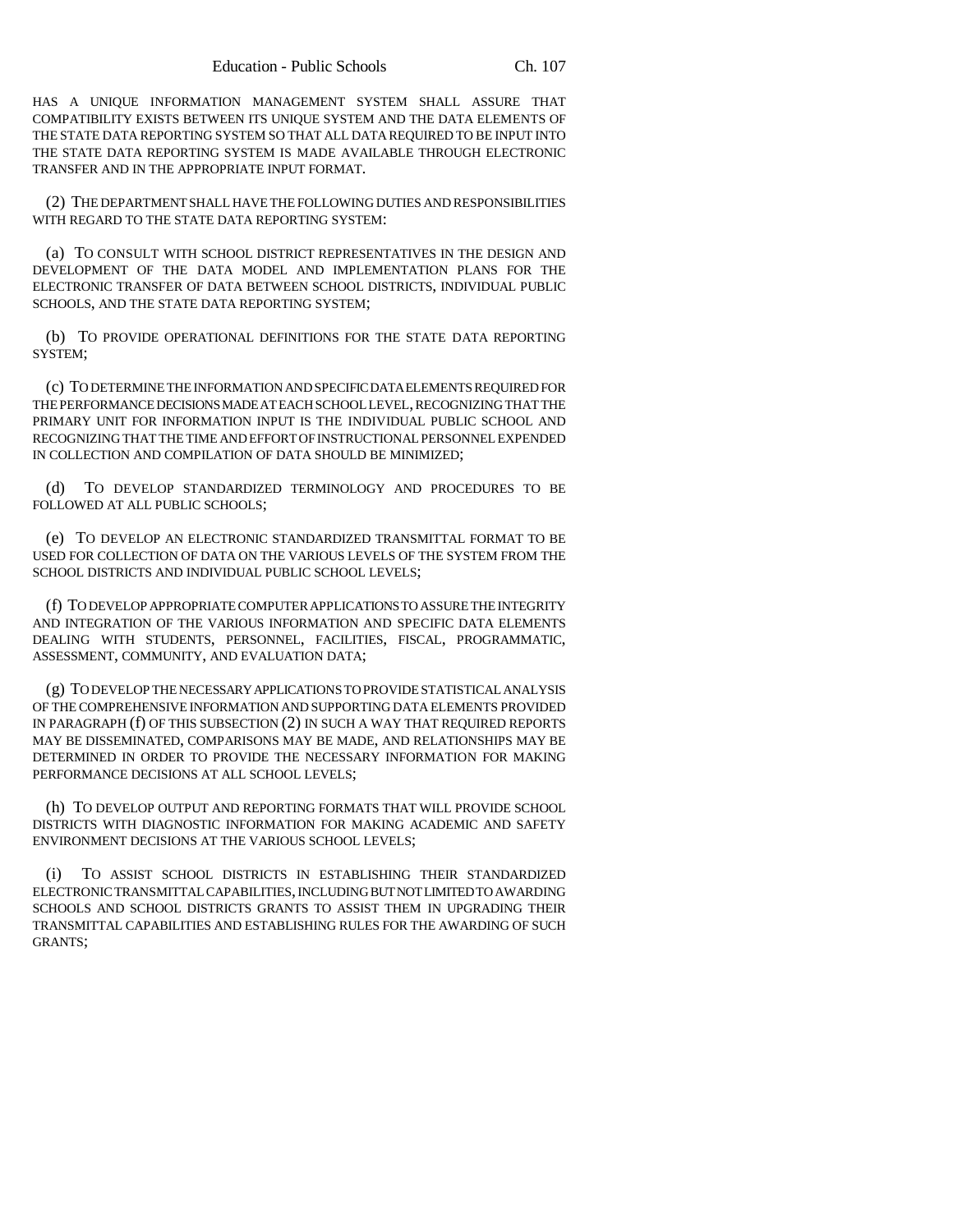HAS A UNIQUE INFORMATION MANAGEMENT SYSTEM SHALL ASSURE THAT COMPATIBILITY EXISTS BETWEEN ITS UNIQUE SYSTEM AND THE DATA ELEMENTS OF THE STATE DATA REPORTING SYSTEM SO THAT ALL DATA REQUIRED TO BE INPUT INTO THE STATE DATA REPORTING SYSTEM IS MADE AVAILABLE THROUGH ELECTRONIC TRANSFER AND IN THE APPROPRIATE INPUT FORMAT.

(2) THE DEPARTMENT SHALL HAVE THE FOLLOWING DUTIES AND RESPONSIBILITIES WITH REGARD TO THE STATE DATA REPORTING SYSTEM:

(a) TO CONSULT WITH SCHOOL DISTRICT REPRESENTATIVES IN THE DESIGN AND DEVELOPMENT OF THE DATA MODEL AND IMPLEMENTATION PLANS FOR THE ELECTRONIC TRANSFER OF DATA BETWEEN SCHOOL DISTRICTS, INDIVIDUAL PUBLIC SCHOOLS, AND THE STATE DATA REPORTING SYSTEM;

(b) TO PROVIDE OPERATIONAL DEFINITIONS FOR THE STATE DATA REPORTING SYSTEM;

(c) TO DETERMINE THE INFORMATION AND SPECIFIC DATA ELEMENTS REQUIRED FOR THE PERFORMANCE DECISIONS MADE AT EACH SCHOOL LEVEL, RECOGNIZING THAT THE PRIMARY UNIT FOR INFORMATION INPUT IS THE INDIVIDUAL PUBLIC SCHOOL AND RECOGNIZING THAT THE TIME AND EFFORT OF INSTRUCTIONAL PERSONNEL EXPENDED IN COLLECTION AND COMPILATION OF DATA SHOULD BE MINIMIZED;

(d) TO DEVELOP STANDARDIZED TERMINOLOGY AND PROCEDURES TO BE FOLLOWED AT ALL PUBLIC SCHOOLS;

(e) TO DEVELOP AN ELECTRONIC STANDARDIZED TRANSMITTAL FORMAT TO BE USED FOR COLLECTION OF DATA ON THE VARIOUS LEVELS OF THE SYSTEM FROM THE SCHOOL DISTRICTS AND INDIVIDUAL PUBLIC SCHOOL LEVELS;

(f) TO DEVELOP APPROPRIATE COMPUTER APPLICATIONS TO ASSURE THE INTEGRITY AND INTEGRATION OF THE VARIOUS INFORMATION AND SPECIFIC DATA ELEMENTS DEALING WITH STUDENTS, PERSONNEL, FACILITIES, FISCAL, PROGRAMMATIC, ASSESSMENT, COMMUNITY, AND EVALUATION DATA;

(g) TO DEVELOP THE NECESSARY APPLICATIONS TO PROVIDE STATISTICAL ANALYSIS OF THE COMPREHENSIVE INFORMATION AND SUPPORTING DATA ELEMENTS PROVIDED IN PARAGRAPH (f) OF THIS SUBSECTION (2) IN SUCH A WAY THAT REQUIRED REPORTS MAY BE DISSEMINATED, COMPARISONS MAY BE MADE, AND RELATIONSHIPS MAY BE DETERMINED IN ORDER TO PROVIDE THE NECESSARY INFORMATION FOR MAKING PERFORMANCE DECISIONS AT ALL SCHOOL LEVELS;

(h) TO DEVELOP OUTPUT AND REPORTING FORMATS THAT WILL PROVIDE SCHOOL DISTRICTS WITH DIAGNOSTIC INFORMATION FOR MAKING ACADEMIC AND SAFETY ENVIRONMENT DECISIONS AT THE VARIOUS SCHOOL LEVELS;

(i) TO ASSIST SCHOOL DISTRICTS IN ESTABLISHING THEIR STANDARDIZED ELECTRONIC TRANSMITTAL CAPABILITIES, INCLUDING BUT NOT LIMITED TO AWARDING SCHOOLS AND SCHOOL DISTRICTS GRANTS TO ASSIST THEM IN UPGRADING THEIR TRANSMITTAL CAPABILITIES AND ESTABLISHING RULES FOR THE AWARDING OF SUCH GRANTS;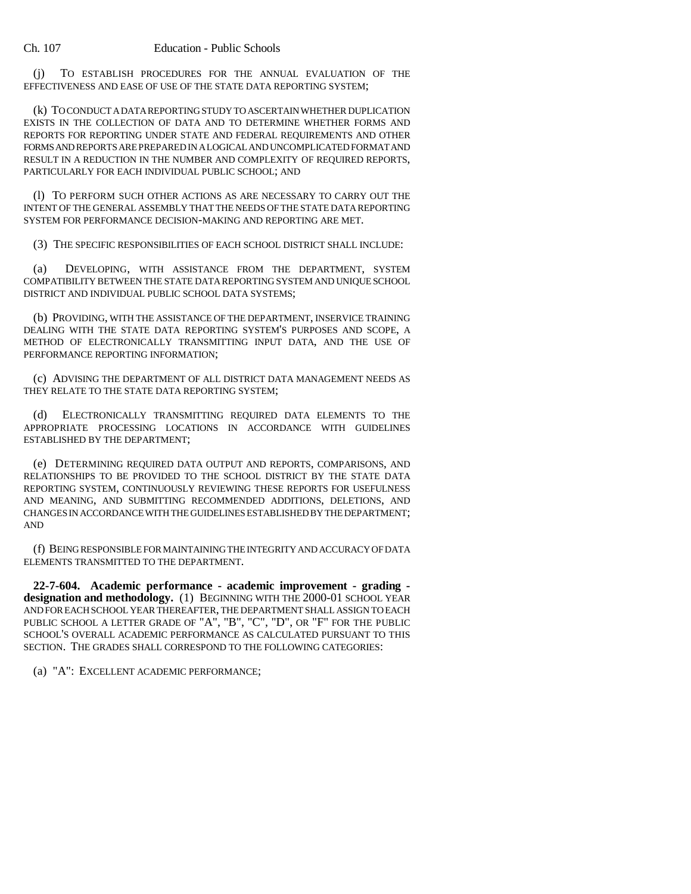(j) TO ESTABLISH PROCEDURES FOR THE ANNUAL EVALUATION OF THE EFFECTIVENESS AND EASE OF USE OF THE STATE DATA REPORTING SYSTEM;

(k) TO CONDUCT A DATA REPORTING STUDY TO ASCERTAIN WHETHER DUPLICATION EXISTS IN THE COLLECTION OF DATA AND TO DETERMINE WHETHER FORMS AND REPORTS FOR REPORTING UNDER STATE AND FEDERAL REQUIREMENTS AND OTHER FORMS AND REPORTS ARE PREPARED IN A LOGICAL AND UNCOMPLICATED FORMAT AND RESULT IN A REDUCTION IN THE NUMBER AND COMPLEXITY OF REQUIRED REPORTS, PARTICULARLY FOR EACH INDIVIDUAL PUBLIC SCHOOL; AND

(l) TO PERFORM SUCH OTHER ACTIONS AS ARE NECESSARY TO CARRY OUT THE INTENT OF THE GENERAL ASSEMBLY THAT THE NEEDS OF THE STATE DATA REPORTING SYSTEM FOR PERFORMANCE DECISION-MAKING AND REPORTING ARE MET.

(3) THE SPECIFIC RESPONSIBILITIES OF EACH SCHOOL DISTRICT SHALL INCLUDE:

(a) DEVELOPING, WITH ASSISTANCE FROM THE DEPARTMENT, SYSTEM COMPATIBILITY BETWEEN THE STATE DATA REPORTING SYSTEM AND UNIQUE SCHOOL DISTRICT AND INDIVIDUAL PUBLIC SCHOOL DATA SYSTEMS;

(b) PROVIDING, WITH THE ASSISTANCE OF THE DEPARTMENT, INSERVICE TRAINING DEALING WITH THE STATE DATA REPORTING SYSTEM'S PURPOSES AND SCOPE, A METHOD OF ELECTRONICALLY TRANSMITTING INPUT DATA, AND THE USE OF PERFORMANCE REPORTING INFORMATION;

(c) ADVISING THE DEPARTMENT OF ALL DISTRICT DATA MANAGEMENT NEEDS AS THEY RELATE TO THE STATE DATA REPORTING SYSTEM;

(d) ELECTRONICALLY TRANSMITTING REQUIRED DATA ELEMENTS TO THE APPROPRIATE PROCESSING LOCATIONS IN ACCORDANCE WITH GUIDELINES ESTABLISHED BY THE DEPARTMENT;

(e) DETERMINING REQUIRED DATA OUTPUT AND REPORTS, COMPARISONS, AND RELATIONSHIPS TO BE PROVIDED TO THE SCHOOL DISTRICT BY THE STATE DATA REPORTING SYSTEM, CONTINUOUSLY REVIEWING THESE REPORTS FOR USEFULNESS AND MEANING, AND SUBMITTING RECOMMENDED ADDITIONS, DELETIONS, AND CHANGES IN ACCORDANCE WITH THE GUIDELINES ESTABLISHED BY THE DEPARTMENT; AND

(f) BEING RESPONSIBLE FOR MAINTAINING THE INTEGRITY AND ACCURACY OF DATA ELEMENTS TRANSMITTED TO THE DEPARTMENT.

**22-7-604. Academic performance - academic improvement - grading - designation and methodology.** (1) BEGINNING WITH THE 2000-01 SCHOOL YEAR AND FOR EACH SCHOOL YEAR THEREAFTER, THE DEPARTMENT SHALL ASSIGN TO EACH PUBLIC SCHOOL A LETTER GRADE OF "A", "B", "C", "D", OR "F" FOR THE PUBLIC SCHOOL'S OVERALL ACADEMIC PERFORMANCE AS CALCULATED PURSUANT TO THIS SECTION. THE GRADES SHALL CORRESPOND TO THE FOLLOWING CATEGORIES:

(a) "A": EXCELLENT ACADEMIC PERFORMANCE;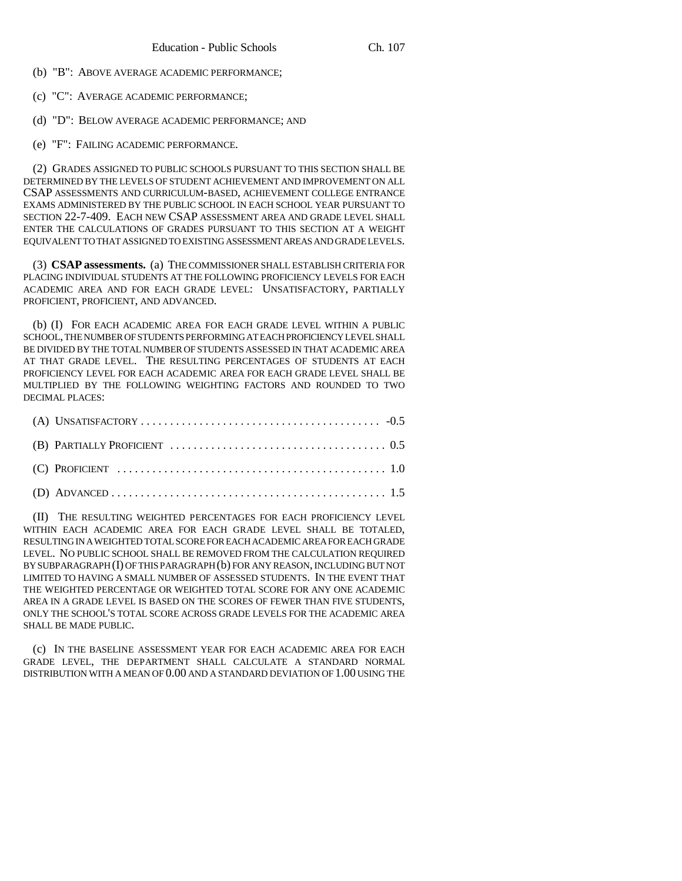(b) "B": ABOVE AVERAGE ACADEMIC PERFORMANCE;

(c) "C": AVERAGE ACADEMIC PERFORMANCE;

(d) "D": BELOW AVERAGE ACADEMIC PERFORMANCE; AND

(e) "F": FAILING ACADEMIC PERFORMANCE.

(2) GRADES ASSIGNED TO PUBLIC SCHOOLS PURSUANT TO THIS SECTION SHALL BE DETERMINED BY THE LEVELS OF STUDENT ACHIEVEMENT AND IMPROVEMENT ON ALL CSAP ASSESSMENTS AND CURRICULUM-BASED, ACHIEVEMENT COLLEGE ENTRANCE EXAMS ADMINISTERED BY THE PUBLIC SCHOOL IN EACH SCHOOL YEAR PURSUANT TO SECTION 22-7-409. EACH NEW CSAP ASSESSMENT AREA AND GRADE LEVEL SHALL ENTER THE CALCULATIONS OF GRADES PURSUANT TO THIS SECTION AT A WEIGHT EQUIVALENT TO THAT ASSIGNED TO EXISTING ASSESSMENT AREAS AND GRADE LEVELS.

(3) **CSAP assessments.** (a) THE COMMISSIONER SHALL ESTABLISH CRITERIA FOR PLACING INDIVIDUAL STUDENTS AT THE FOLLOWING PROFICIENCY LEVELS FOR EACH ACADEMIC AREA AND FOR EACH GRADE LEVEL: UNSATISFACTORY, PARTIALLY PROFICIENT, PROFICIENT, AND ADVANCED.

(b) (I) FOR EACH ACADEMIC AREA FOR EACH GRADE LEVEL WITHIN A PUBLIC SCHOOL, THE NUMBER OF STUDENTS PERFORMING AT EACH PROFICIENCY LEVEL SHALL BE DIVIDED BY THE TOTAL NUMBER OF STUDENTS ASSESSED IN THAT ACADEMIC AREA AT THAT GRADE LEVEL. THE RESULTING PERCENTAGES OF STUDENTS AT EACH PROFICIENCY LEVEL FOR EACH ACADEMIC AREA FOR EACH GRADE LEVEL SHALL BE MULTIPLIED BY THE FOLLOWING WEIGHTING FACTORS AND ROUNDED TO TWO DECIMAL PLACES:

(A) UNSATISFACTORY . . . . . . . . . . . . . . . . . . . . . . . . . . . . . . . . . . . . . . . . -0.5

(B) PARTIALLY PROFICIENT . . . . . . . . . . . . . . . . . . . . . . . . . . . . . . . . . . . . 0.5

(C) PROFICIENT . . . . . . . . . . . . . . . . . . . . . . . . . . . . . . . . . . . . . . . . . . . . 1.0

(D) ADVANCED . . . . . . . . . . . . . . . . . . . . . . . . . . . . . . . . . . . . . . . . . . . . . 1.5

(II) THE RESULTING WEIGHTED PERCENTAGES FOR EACH PROFICIENCY LEVEL WITHIN EACH ACADEMIC AREA FOR EACH GRADE LEVEL SHALL BE TOTALED, RESULTING IN A WEIGHTED TOTAL SCORE FOR EACH ACADEMIC AREA FOR EACH GRADE LEVEL. NO PUBLIC SCHOOL SHALL BE REMOVED FROM THE CALCULATION REQUIRED BY SUBPARAGRAPH (I) OF THIS PARAGRAPH (b) FOR ANY REASON, INCLUDING BUT NOT LIMITED TO HAVING A SMALL NUMBER OF ASSESSED STUDENTS. IN THE EVENT THAT THE WEIGHTED PERCENTAGE OR WEIGHTED TOTAL SCORE FOR ANY ONE ACADEMIC AREA IN A GRADE LEVEL IS BASED ON THE SCORES OF FEWER THAN FIVE STUDENTS, ONLY THE SCHOOL'S TOTAL SCORE ACROSS GRADE LEVELS FOR THE ACADEMIC AREA SHALL BE MADE PUBLIC.

(c) IN THE BASELINE ASSESSMENT YEAR FOR EACH ACADEMIC AREA FOR EACH GRADE LEVEL, THE DEPARTMENT SHALL CALCULATE A STANDARD NORMAL DISTRIBUTION WITH A MEAN OF 0.00 AND A STANDARD DEVIATION OF 1.00 USING THE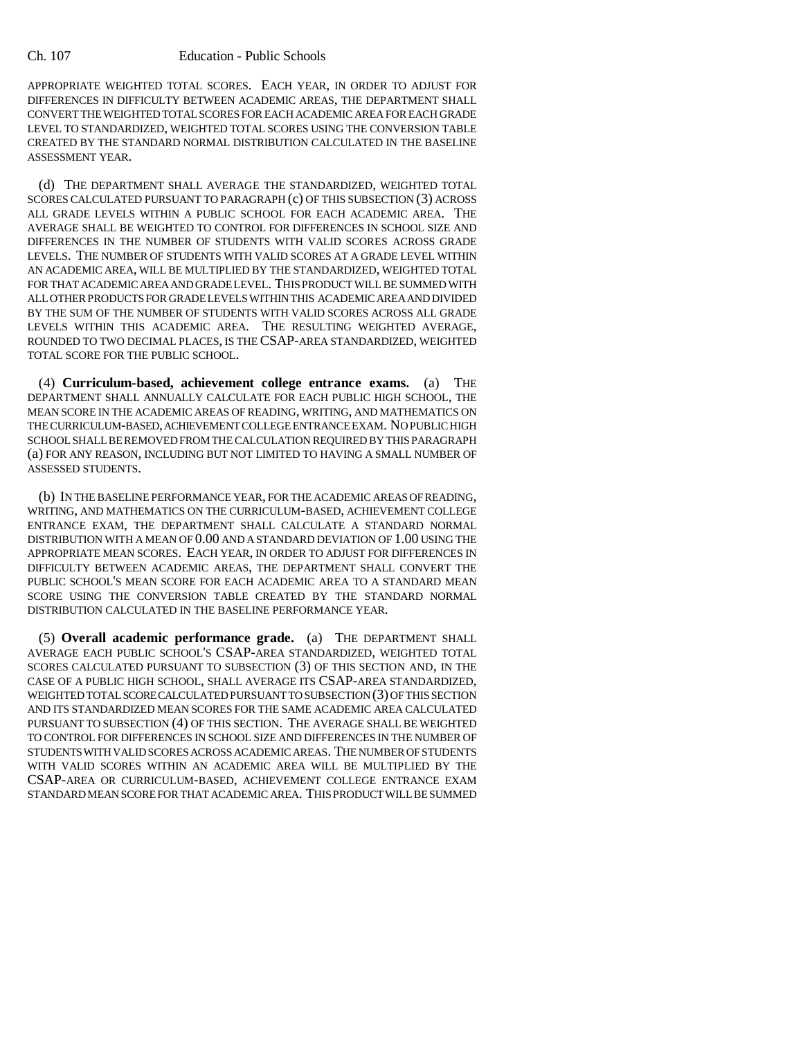APPROPRIATE WEIGHTED TOTAL SCORES. EACH YEAR, IN ORDER TO ADJUST FOR DIFFERENCES IN DIFFICULTY BETWEEN ACADEMIC AREAS, THE DEPARTMENT SHALL CONVERT THE WEIGHTED TOTAL SCORES FOR EACH ACADEMIC AREA FOR EACH GRADE LEVEL TO STANDARDIZED, WEIGHTED TOTAL SCORES USING THE CONVERSION TABLE CREATED BY THE STANDARD NORMAL DISTRIBUTION CALCULATED IN THE BASELINE ASSESSMENT YEAR.

(d) THE DEPARTMENT SHALL AVERAGE THE STANDARDIZED, WEIGHTED TOTAL SCORES CALCULATED PURSUANT TO PARAGRAPH (c) OF THIS SUBSECTION (3) ACROSS ALL GRADE LEVELS WITHIN A PUBLIC SCHOOL FOR EACH ACADEMIC AREA. THE AVERAGE SHALL BE WEIGHTED TO CONTROL FOR DIFFERENCES IN SCHOOL SIZE AND DIFFERENCES IN THE NUMBER OF STUDENTS WITH VALID SCORES ACROSS GRADE LEVELS. THE NUMBER OF STUDENTS WITH VALID SCORES AT A GRADE LEVEL WITHIN AN ACADEMIC AREA, WILL BE MULTIPLIED BY THE STANDARDIZED, WEIGHTED TOTAL FOR THAT ACADEMIC AREA AND GRADE LEVEL. THIS PRODUCT WILL BE SUMMED WITH ALL OTHER PRODUCTS FOR GRADE LEVELS WITHIN THIS ACADEMIC AREA AND DIVIDED BY THE SUM OF THE NUMBER OF STUDENTS WITH VALID SCORES ACROSS ALL GRADE LEVELS WITHIN THIS ACADEMIC AREA. THE RESULTING WEIGHTED AVERAGE, ROUNDED TO TWO DECIMAL PLACES, IS THE CSAP-AREA STANDARDIZED, WEIGHTED TOTAL SCORE FOR THE PUBLIC SCHOOL.

(4) **Curriculum-based, achievement college entrance exams.** (a) THE DEPARTMENT SHALL ANNUALLY CALCULATE FOR EACH PUBLIC HIGH SCHOOL, THE MEAN SCORE IN THE ACADEMIC AREAS OF READING, WRITING, AND MATHEMATICS ON THE CURRICULUM-BASED, ACHIEVEMENT COLLEGE ENTRANCE EXAM. NO PUBLIC HIGH SCHOOL SHALL BE REMOVED FROM THE CALCULATION REQUIRED BY THIS PARAGRAPH (a) FOR ANY REASON, INCLUDING BUT NOT LIMITED TO HAVING A SMALL NUMBER OF ASSESSED STUDENTS.

(b) IN THE BASELINE PERFORMANCE YEAR, FOR THE ACADEMIC AREAS OF READING, WRITING, AND MATHEMATICS ON THE CURRICULUM-BASED, ACHIEVEMENT COLLEGE ENTRANCE EXAM, THE DEPARTMENT SHALL CALCULATE A STANDARD NORMAL DISTRIBUTION WITH A MEAN OF 0.00 AND A STANDARD DEVIATION OF 1.00 USING THE APPROPRIATE MEAN SCORES. EACH YEAR, IN ORDER TO ADJUST FOR DIFFERENCES IN DIFFICULTY BETWEEN ACADEMIC AREAS, THE DEPARTMENT SHALL CONVERT THE PUBLIC SCHOOL'S MEAN SCORE FOR EACH ACADEMIC AREA TO A STANDARD MEAN SCORE USING THE CONVERSION TABLE CREATED BY THE STANDARD NORMAL DISTRIBUTION CALCULATED IN THE BASELINE PERFORMANCE YEAR.

(5) **Overall academic performance grade.** (a) THE DEPARTMENT SHALL AVERAGE EACH PUBLIC SCHOOL'S CSAP-AREA STANDARDIZED, WEIGHTED TOTAL SCORES CALCULATED PURSUANT TO SUBSECTION (3) OF THIS SECTION AND, IN THE CASE OF A PUBLIC HIGH SCHOOL, SHALL AVERAGE ITS CSAP-AREA STANDARDIZED, WEIGHTED TOTAL SCORE CALCULATED PURSUANT TO SUBSECTION (3) OF THIS SECTION AND ITS STANDARDIZED MEAN SCORES FOR THE SAME ACADEMIC AREA CALCULATED PURSUANT TO SUBSECTION (4) OF THIS SECTION. THE AVERAGE SHALL BE WEIGHTED TO CONTROL FOR DIFFERENCES IN SCHOOL SIZE AND DIFFERENCES IN THE NUMBER OF STUDENTS WITH VALID SCORES ACROSS ACADEMIC AREAS. THE NUMBER OF STUDENTS WITH VALID SCORES WITHIN AN ACADEMIC AREA WILL BE MULTIPLIED BY THE CSAP-AREA OR CURRICULUM-BASED, ACHIEVEMENT COLLEGE ENTRANCE EXAM STANDARD MEAN SCORE FOR THAT ACADEMIC AREA. THIS PRODUCT WILL BE SUMMED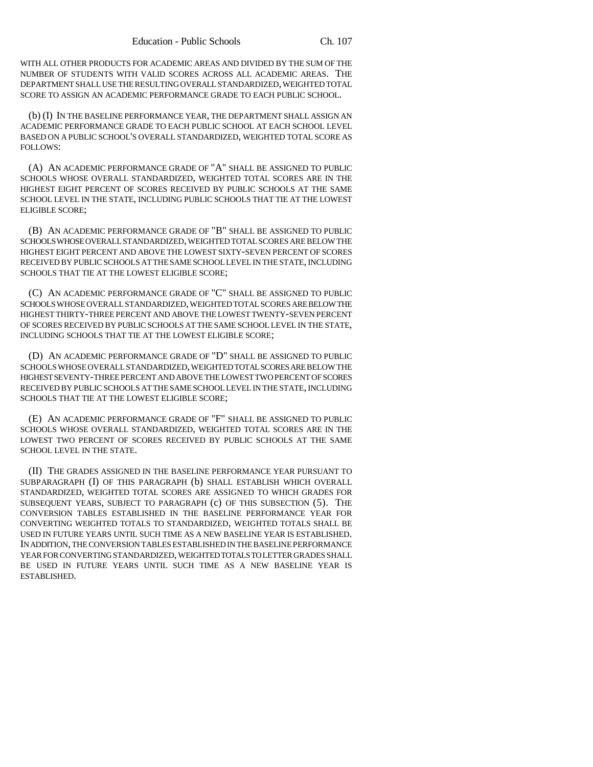WITH ALL OTHER PRODUCTS FOR ACADEMIC AREAS AND DIVIDED BY THE SUM OF THE NUMBER OF STUDENTS WITH VALID SCORES ACROSS ALL ACADEMIC AREAS. THE DEPARTMENT SHALL USE THE RESULTING OVERALL STANDARDIZED, WEIGHTED TOTAL SCORE TO ASSIGN AN ACADEMIC PERFORMANCE GRADE TO EACH PUBLIC SCHOOL.

(b) (I) IN THE BASELINE PERFORMANCE YEAR, THE DEPARTMENT SHALL ASSIGN AN ACADEMIC PERFORMANCE GRADE TO EACH PUBLIC SCHOOL AT EACH SCHOOL LEVEL BASED ON A PUBLIC SCHOOL'S OVERALL STANDARDIZED, WEIGHTED TOTAL SCORE AS FOLLOWS:

(A) AN ACADEMIC PERFORMANCE GRADE OF "A" SHALL BE ASSIGNED TO PUBLIC SCHOOLS WHOSE OVERALL STANDARDIZED, WEIGHTED TOTAL SCORES ARE IN THE HIGHEST EIGHT PERCENT OF SCORES RECEIVED BY PUBLIC SCHOOLS AT THE SAME SCHOOL LEVEL IN THE STATE, INCLUDING PUBLIC SCHOOLS THAT TIE AT THE LOWEST ELIGIBLE SCORE;

(B) AN ACADEMIC PERFORMANCE GRADE OF "B" SHALL BE ASSIGNED TO PUBLIC SCHOOLS WHOSE OVERALL STANDARDIZED, WEIGHTED TOTAL SCORES ARE BELOW THE HIGHEST EIGHT PERCENT AND ABOVE THE LOWEST SIXTY-SEVEN PERCENT OF SCORES RECEIVED BY PUBLIC SCHOOLS AT THE SAME SCHOOL LEVEL IN THE STATE, INCLUDING SCHOOLS THAT TIE AT THE LOWEST ELIGIBLE SCORE;

(C) AN ACADEMIC PERFORMANCE GRADE OF "C" SHALL BE ASSIGNED TO PUBLIC SCHOOLS WHOSE OVERALL STANDARDIZED, WEIGHTED TOTAL SCORES ARE BELOW THE HIGHEST THIRTY-THREE PERCENT AND ABOVE THE LOWEST TWENTY-SEVEN PERCENT OF SCORES RECEIVED BY PUBLIC SCHOOLS AT THE SAME SCHOOL LEVEL IN THE STATE, INCLUDING SCHOOLS THAT TIE AT THE LOWEST ELIGIBLE SCORE;

(D) AN ACADEMIC PERFORMANCE GRADE OF "D" SHALL BE ASSIGNED TO PUBLIC SCHOOLS WHOSE OVERALL STANDARDIZED, WEIGHTED TOTAL SCORES ARE BELOW THE HIGHEST SEVENTY-THREE PERCENT AND ABOVE THE LOWEST TWO PERCENT OF SCORES RECEIVED BY PUBLIC SCHOOLS AT THE SAME SCHOOL LEVEL IN THE STATE, INCLUDING SCHOOLS THAT TIE AT THE LOWEST ELIGIBLE SCORE;

(E) AN ACADEMIC PERFORMANCE GRADE OF "F" SHALL BE ASSIGNED TO PUBLIC SCHOOLS WHOSE OVERALL STANDARDIZED, WEIGHTED TOTAL SCORES ARE IN THE LOWEST TWO PERCENT OF SCORES RECEIVED BY PUBLIC SCHOOLS AT THE SAME SCHOOL LEVEL IN THE STATE.

(II) THE GRADES ASSIGNED IN THE BASELINE PERFORMANCE YEAR PURSUANT TO SUBPARAGRAPH (I) OF THIS PARAGRAPH (b) SHALL ESTABLISH WHICH OVERALL STANDARDIZED, WEIGHTED TOTAL SCORES ARE ASSIGNED TO WHICH GRADES FOR SUBSEQUENT YEARS, SUBJECT TO PARAGRAPH (c) OF THIS SUBSECTION (5). THE CONVERSION TABLES ESTABLISHED IN THE BASELINE PERFORMANCE YEAR FOR CONVERTING WEIGHTED TOTALS TO STANDARDIZED, WEIGHTED TOTALS SHALL BE USED IN FUTURE YEARS UNTIL SUCH TIME AS A NEW BASELINE YEAR IS ESTABLISHED. IN ADDITION, THE CONVERSION TABLES ESTABLISHED IN THE BASELINE PERFORMANCE YEAR FOR CONVERTING STANDARDIZED, WEIGHTED TOTALS TO LETTER GRADES SHALL BE USED IN FUTURE YEARS UNTIL SUCH TIME AS A NEW BASELINE YEAR IS ESTABLISHED.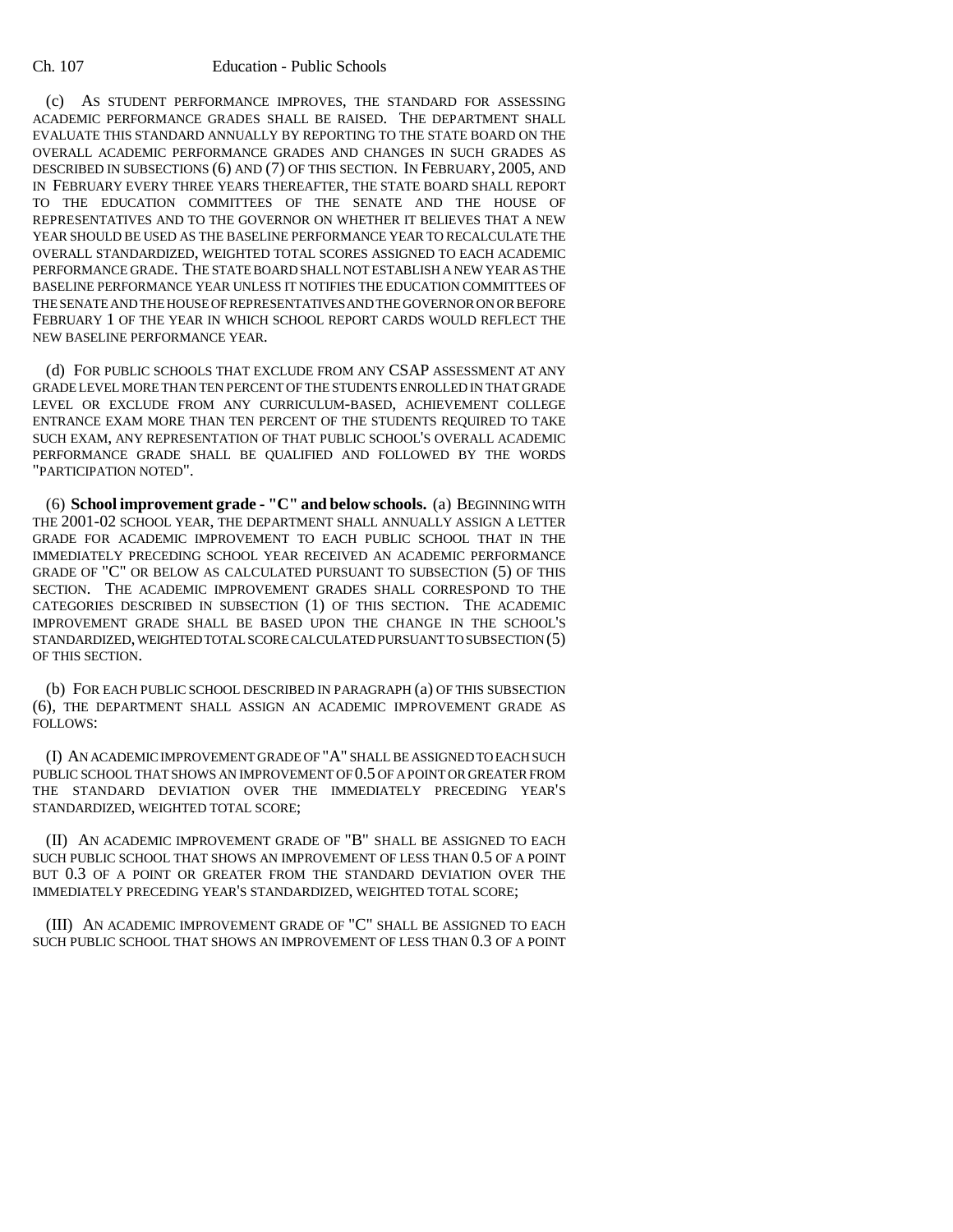(c) AS STUDENT PERFORMANCE IMPROVES, THE STANDARD FOR ASSESSING ACADEMIC PERFORMANCE GRADES SHALL BE RAISED. THE DEPARTMENT SHALL EVALUATE THIS STANDARD ANNUALLY BY REPORTING TO THE STATE BOARD ON THE OVERALL ACADEMIC PERFORMANCE GRADES AND CHANGES IN SUCH GRADES AS DESCRIBED IN SUBSECTIONS (6) AND (7) OF THIS SECTION. IN FEBRUARY, 2005, AND IN FEBRUARY EVERY THREE YEARS THEREAFTER, THE STATE BOARD SHALL REPORT TO THE EDUCATION COMMITTEES OF THE SENATE AND THE HOUSE OF REPRESENTATIVES AND TO THE GOVERNOR ON WHETHER IT BELIEVES THAT A NEW YEAR SHOULD BE USED AS THE BASELINE PERFORMANCE YEAR TO RECALCULATE THE OVERALL STANDARDIZED, WEIGHTED TOTAL SCORES ASSIGNED TO EACH ACADEMIC PERFORMANCE GRADE. THE STATE BOARD SHALL NOT ESTABLISH A NEW YEAR AS THE BASELINE PERFORMANCE YEAR UNLESS IT NOTIFIES THE EDUCATION COMMITTEES OF THE SENATE AND THE HOUSE OF REPRESENTATIVES AND THE GOVERNOR ON OR BEFORE FEBRUARY 1 OF THE YEAR IN WHICH SCHOOL REPORT CARDS WOULD REFLECT THE NEW BASELINE PERFORMANCE YEAR.

(d) FOR PUBLIC SCHOOLS THAT EXCLUDE FROM ANY CSAP ASSESSMENT AT ANY GRADE LEVEL MORE THAN TEN PERCENT OF THE STUDENTS ENROLLED IN THAT GRADE LEVEL OR EXCLUDE FROM ANY CURRICULUM-BASED, ACHIEVEMENT COLLEGE ENTRANCE EXAM MORE THAN TEN PERCENT OF THE STUDENTS REQUIRED TO TAKE SUCH EXAM, ANY REPRESENTATION OF THAT PUBLIC SCHOOL'S OVERALL ACADEMIC PERFORMANCE GRADE SHALL BE QUALIFIED AND FOLLOWED BY THE WORDS "PARTICIPATION NOTED".

(6) **School improvement grade - "C" and below schools.** (a) BEGINNING WITH THE 2001-02 SCHOOL YEAR, THE DEPARTMENT SHALL ANNUALLY ASSIGN A LETTER GRADE FOR ACADEMIC IMPROVEMENT TO EACH PUBLIC SCHOOL THAT IN THE IMMEDIATELY PRECEDING SCHOOL YEAR RECEIVED AN ACADEMIC PERFORMANCE GRADE OF "C" OR BELOW AS CALCULATED PURSUANT TO SUBSECTION (5) OF THIS SECTION. THE ACADEMIC IMPROVEMENT GRADES SHALL CORRESPOND TO THE CATEGORIES DESCRIBED IN SUBSECTION (1) OF THIS SECTION. THE ACADEMIC IMPROVEMENT GRADE SHALL BE BASED UPON THE CHANGE IN THE SCHOOL'S STANDARDIZED, WEIGHTED TOTAL SCORE CALCULATED PURSUANT TO SUBSECTION (5) OF THIS SECTION.

(b) FOR EACH PUBLIC SCHOOL DESCRIBED IN PARAGRAPH (a) OF THIS SUBSECTION (6), THE DEPARTMENT SHALL ASSIGN AN ACADEMIC IMPROVEMENT GRADE AS FOLLOWS:

(I) AN ACADEMIC IMPROVEMENT GRADE OF "A" SHALL BE ASSIGNED TO EACH SUCH PUBLIC SCHOOL THAT SHOWS AN IMPROVEMENT OF 0.5 OF A POINT OR GREATER FROM THE STANDARD DEVIATION OVER THE IMMEDIATELY PRECEDING YEAR'S STANDARDIZED, WEIGHTED TOTAL SCORE;

(II) AN ACADEMIC IMPROVEMENT GRADE OF "B" SHALL BE ASSIGNED TO EACH SUCH PUBLIC SCHOOL THAT SHOWS AN IMPROVEMENT OF LESS THAN 0.5 OF A POINT BUT 0.3 OF A POINT OR GREATER FROM THE STANDARD DEVIATION OVER THE IMMEDIATELY PRECEDING YEAR'S STANDARDIZED, WEIGHTED TOTAL SCORE;

(III) AN ACADEMIC IMPROVEMENT GRADE OF "C" SHALL BE ASSIGNED TO EACH SUCH PUBLIC SCHOOL THAT SHOWS AN IMPROVEMENT OF LESS THAN 0.3 OF A POINT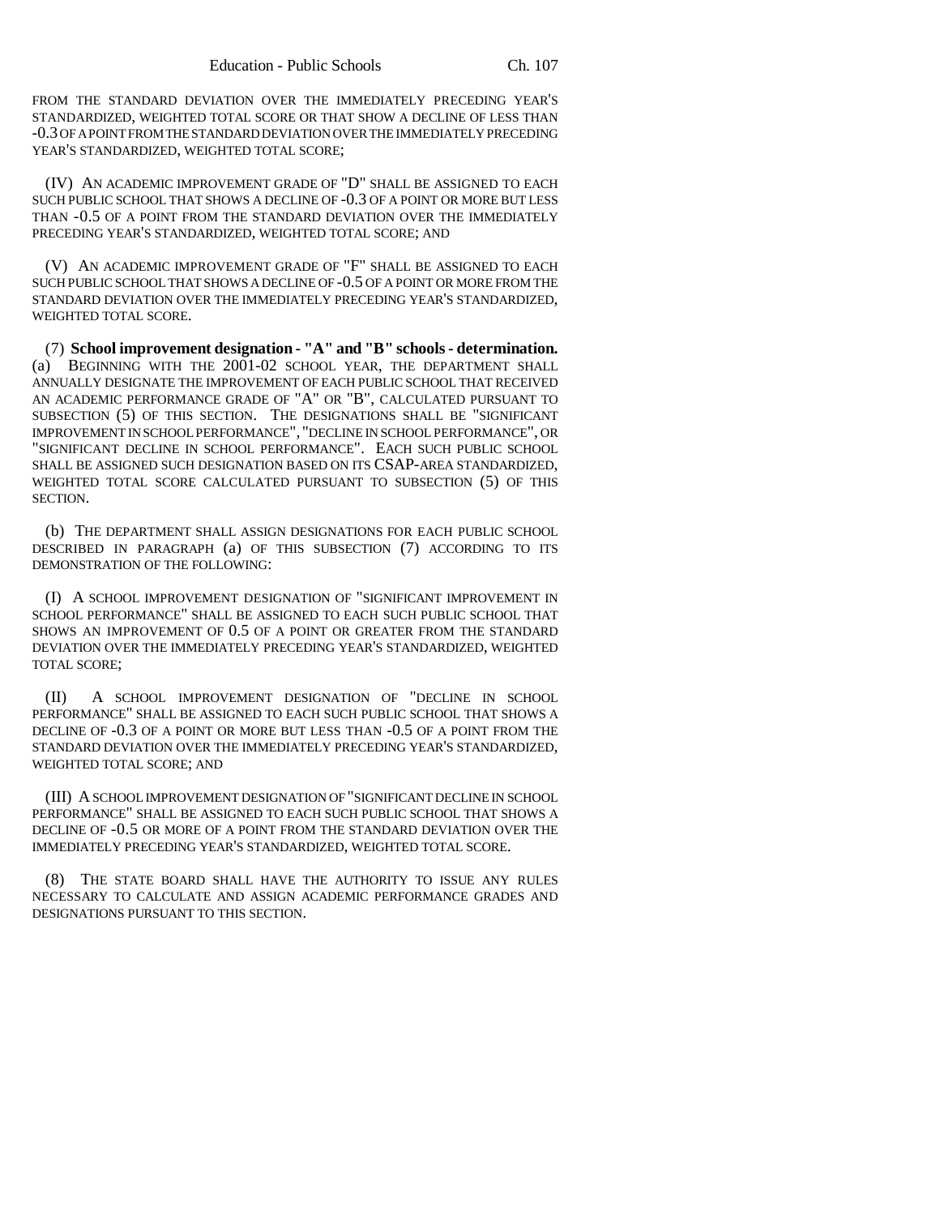FROM THE STANDARD DEVIATION OVER THE IMMEDIATELY PRECEDING YEAR'S STANDARDIZED, WEIGHTED TOTAL SCORE OR THAT SHOW A DECLINE OF LESS THAN -0.3 OF A POINT FROM THE STANDARD DEVIATION OVER THE IMMEDIATELY PRECEDING YEAR'S STANDARDIZED, WEIGHTED TOTAL SCORE;

(IV) AN ACADEMIC IMPROVEMENT GRADE OF "D" SHALL BE ASSIGNED TO EACH SUCH PUBLIC SCHOOL THAT SHOWS A DECLINE OF -0.3 OF A POINT OR MORE BUT LESS THAN -0.5 OF A POINT FROM THE STANDARD DEVIATION OVER THE IMMEDIATELY PRECEDING YEAR'S STANDARDIZED, WEIGHTED TOTAL SCORE; AND

(V) AN ACADEMIC IMPROVEMENT GRADE OF "F" SHALL BE ASSIGNED TO EACH SUCH PUBLIC SCHOOL THAT SHOWS A DECLINE OF -0.5 OF A POINT OR MORE FROM THE STANDARD DEVIATION OVER THE IMMEDIATELY PRECEDING YEAR'S STANDARDIZED, WEIGHTED TOTAL SCORE.

(7) **School improvement designation - "A" and "B" schools - determination.** (a) BEGINNING WITH THE 2001-02 SCHOOL YEAR, THE DEPARTMENT SHALL ANNUALLY DESIGNATE THE IMPROVEMENT OF EACH PUBLIC SCHOOL THAT RECEIVED AN ACADEMIC PERFORMANCE GRADE OF "A" OR "B", CALCULATED PURSUANT TO SUBSECTION (5) OF THIS SECTION. THE DESIGNATIONS SHALL BE "SIGNIFICANT IMPROVEMENT IN SCHOOL PERFORMANCE", "DECLINE IN SCHOOL PERFORMANCE", OR "SIGNIFICANT DECLINE IN SCHOOL PERFORMANCE". EACH SUCH PUBLIC SCHOOL SHALL BE ASSIGNED SUCH DESIGNATION BASED ON ITS CSAP-AREA STANDARDIZED, WEIGHTED TOTAL SCORE CALCULATED PURSUANT TO SUBSECTION (5) OF THIS SECTION.

(b) THE DEPARTMENT SHALL ASSIGN DESIGNATIONS FOR EACH PUBLIC SCHOOL DESCRIBED IN PARAGRAPH (a) OF THIS SUBSECTION (7) ACCORDING TO ITS DEMONSTRATION OF THE FOLLOWING:

(I) A SCHOOL IMPROVEMENT DESIGNATION OF "SIGNIFICANT IMPROVEMENT IN SCHOOL PERFORMANCE" SHALL BE ASSIGNED TO EACH SUCH PUBLIC SCHOOL THAT SHOWS AN IMPROVEMENT OF 0.5 OF A POINT OR GREATER FROM THE STANDARD DEVIATION OVER THE IMMEDIATELY PRECEDING YEAR'S STANDARDIZED, WEIGHTED TOTAL SCORE;

(II) A SCHOOL IMPROVEMENT DESIGNATION OF "DECLINE IN SCHOOL PERFORMANCE" SHALL BE ASSIGNED TO EACH SUCH PUBLIC SCHOOL THAT SHOWS A DECLINE OF -0.3 OF A POINT OR MORE BUT LESS THAN -0.5 OF A POINT FROM THE STANDARD DEVIATION OVER THE IMMEDIATELY PRECEDING YEAR'S STANDARDIZED, WEIGHTED TOTAL SCORE; AND

(III) A SCHOOL IMPROVEMENT DESIGNATION OF "SIGNIFICANT DECLINE IN SCHOOL PERFORMANCE" SHALL BE ASSIGNED TO EACH SUCH PUBLIC SCHOOL THAT SHOWS A DECLINE OF -0.5 OR MORE OF A POINT FROM THE STANDARD DEVIATION OVER THE IMMEDIATELY PRECEDING YEAR'S STANDARDIZED, WEIGHTED TOTAL SCORE.

(8) THE STATE BOARD SHALL HAVE THE AUTHORITY TO ISSUE ANY RULES NECESSARY TO CALCULATE AND ASSIGN ACADEMIC PERFORMANCE GRADES AND DESIGNATIONS PURSUANT TO THIS SECTION.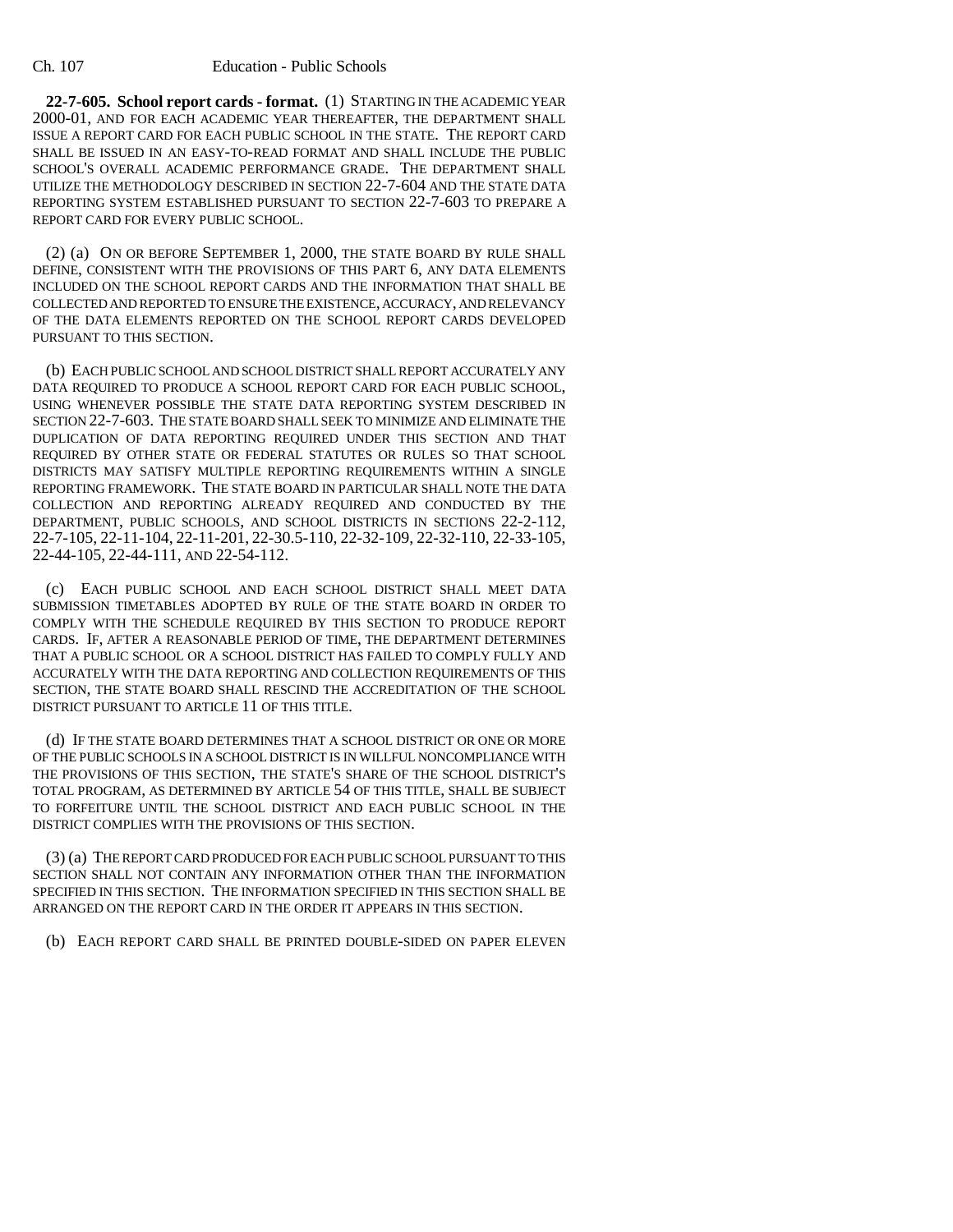**22-7-605. School report cards - format.** (1) STARTING IN THE ACADEMIC YEAR 2000-01, AND FOR EACH ACADEMIC YEAR THEREAFTER, THE DEPARTMENT SHALL ISSUE A REPORT CARD FOR EACH PUBLIC SCHOOL IN THE STATE. THE REPORT CARD SHALL BE ISSUED IN AN EASY-TO-READ FORMAT AND SHALL INCLUDE THE PUBLIC SCHOOL'S OVERALL ACADEMIC PERFORMANCE GRADE. THE DEPARTMENT SHALL UTILIZE THE METHODOLOGY DESCRIBED IN SECTION 22-7-604 AND THE STATE DATA REPORTING SYSTEM ESTABLISHED PURSUANT TO SECTION 22-7-603 TO PREPARE A REPORT CARD FOR EVERY PUBLIC SCHOOL.

(2) (a) ON OR BEFORE SEPTEMBER 1, 2000, THE STATE BOARD BY RULE SHALL DEFINE, CONSISTENT WITH THE PROVISIONS OF THIS PART 6, ANY DATA ELEMENTS INCLUDED ON THE SCHOOL REPORT CARDS AND THE INFORMATION THAT SHALL BE COLLECTED AND REPORTED TO ENSURE THE EXISTENCE, ACCURACY, AND RELEVANCY OF THE DATA ELEMENTS REPORTED ON THE SCHOOL REPORT CARDS DEVELOPED PURSUANT TO THIS SECTION.

(b) EACH PUBLIC SCHOOL AND SCHOOL DISTRICT SHALL REPORT ACCURATELY ANY DATA REQUIRED TO PRODUCE A SCHOOL REPORT CARD FOR EACH PUBLIC SCHOOL, USING WHENEVER POSSIBLE THE STATE DATA REPORTING SYSTEM DESCRIBED IN SECTION 22-7-603. THE STATE BOARD SHALL SEEK TO MINIMIZE AND ELIMINATE THE DUPLICATION OF DATA REPORTING REQUIRED UNDER THIS SECTION AND THAT REQUIRED BY OTHER STATE OR FEDERAL STATUTES OR RULES SO THAT SCHOOL DISTRICTS MAY SATISFY MULTIPLE REPORTING REQUIREMENTS WITHIN A SINGLE REPORTING FRAMEWORK. THE STATE BOARD IN PARTICULAR SHALL NOTE THE DATA COLLECTION AND REPORTING ALREADY REQUIRED AND CONDUCTED BY THE DEPARTMENT, PUBLIC SCHOOLS, AND SCHOOL DISTRICTS IN SECTIONS 22-2-112, 22-7-105, 22-11-104, 22-11-201, 22-30.5-110, 22-32-109, 22-32-110, 22-33-105, 22-44-105, 22-44-111, AND 22-54-112.

(c) EACH PUBLIC SCHOOL AND EACH SCHOOL DISTRICT SHALL MEET DATA SUBMISSION TIMETABLES ADOPTED BY RULE OF THE STATE BOARD IN ORDER TO COMPLY WITH THE SCHEDULE REQUIRED BY THIS SECTION TO PRODUCE REPORT CARDS. IF, AFTER A REASONABLE PERIOD OF TIME, THE DEPARTMENT DETERMINES THAT A PUBLIC SCHOOL OR A SCHOOL DISTRICT HAS FAILED TO COMPLY FULLY AND ACCURATELY WITH THE DATA REPORTING AND COLLECTION REQUIREMENTS OF THIS SECTION, THE STATE BOARD SHALL RESCIND THE ACCREDITATION OF THE SCHOOL DISTRICT PURSUANT TO ARTICLE 11 OF THIS TITLE.

(d) IF THE STATE BOARD DETERMINES THAT A SCHOOL DISTRICT OR ONE OR MORE OF THE PUBLIC SCHOOLS IN A SCHOOL DISTRICT IS IN WILLFUL NONCOMPLIANCE WITH THE PROVISIONS OF THIS SECTION, THE STATE'S SHARE OF THE SCHOOL DISTRICT'S TOTAL PROGRAM, AS DETERMINED BY ARTICLE 54 OF THIS TITLE, SHALL BE SUBJECT TO FORFEITURE UNTIL THE SCHOOL DISTRICT AND EACH PUBLIC SCHOOL IN THE DISTRICT COMPLIES WITH THE PROVISIONS OF THIS SECTION.

(3) (a) THE REPORT CARD PRODUCED FOR EACH PUBLIC SCHOOL PURSUANT TO THIS SECTION SHALL NOT CONTAIN ANY INFORMATION OTHER THAN THE INFORMATION SPECIFIED IN THIS SECTION. THE INFORMATION SPECIFIED IN THIS SECTION SHALL BE ARRANGED ON THE REPORT CARD IN THE ORDER IT APPEARS IN THIS SECTION.

(b) EACH REPORT CARD SHALL BE PRINTED DOUBLE-SIDED ON PAPER ELEVEN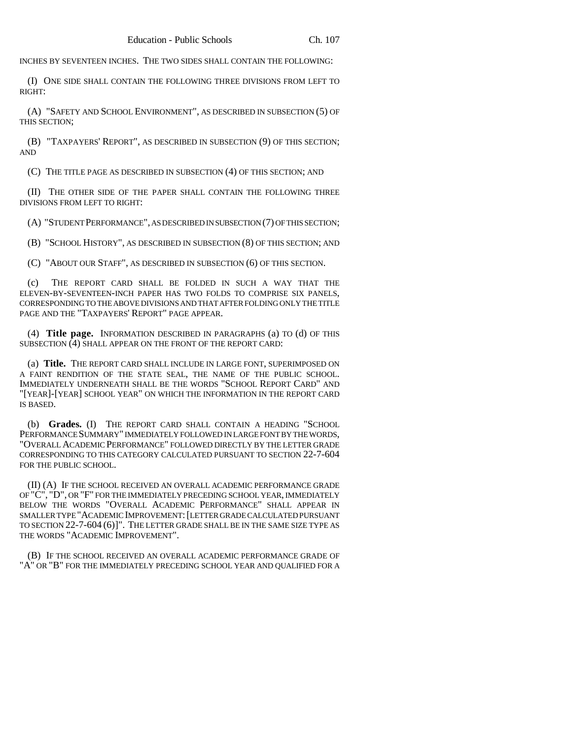INCHES BY SEVENTEEN INCHES. THE TWO SIDES SHALL CONTAIN THE FOLLOWING:

(I) ONE SIDE SHALL CONTAIN THE FOLLOWING THREE DIVISIONS FROM LEFT TO RIGHT:

(A) "SAFETY AND SCHOOL ENVIRONMENT", AS DESCRIBED IN SUBSECTION (5) OF THIS SECTION;

(B) "TAXPAYERS' REPORT", AS DESCRIBED IN SUBSECTION (9) OF THIS SECTION; AND

(C) THE TITLE PAGE AS DESCRIBED IN SUBSECTION (4) OF THIS SECTION; AND

(II) THE OTHER SIDE OF THE PAPER SHALL CONTAIN THE FOLLOWING THREE DIVISIONS FROM LEFT TO RIGHT:

(A) "STUDENT PERFORMANCE", AS DESCRIBED IN SUBSECTION (7) OF THIS SECTION;

(B) "SCHOOL HISTORY", AS DESCRIBED IN SUBSECTION (8) OF THIS SECTION; AND

(C) "ABOUT OUR STAFF", AS DESCRIBED IN SUBSECTION (6) OF THIS SECTION.

(c) THE REPORT CARD SHALL BE FOLDED IN SUCH A WAY THAT THE ELEVEN-BY-SEVENTEEN-INCH PAPER HAS TWO FOLDS TO COMPRISE SIX PANELS, CORRESPONDING TO THE ABOVE DIVISIONS AND THAT AFTER FOLDING ONLY THE TITLE PAGE AND THE "TAXPAYERS' REPORT" PAGE APPEAR.

(4) **Title page.** INFORMATION DESCRIBED IN PARAGRAPHS (a) TO (d) OF THIS SUBSECTION (4) SHALL APPEAR ON THE FRONT OF THE REPORT CARD:

(a) **Title.** THE REPORT CARD SHALL INCLUDE IN LARGE FONT, SUPERIMPOSED ON A FAINT RENDITION OF THE STATE SEAL, THE NAME OF THE PUBLIC SCHOOL. IMMEDIATELY UNDERNEATH SHALL BE THE WORDS "SCHOOL REPORT CARD" AND "[YEAR]-[YEAR] SCHOOL YEAR" ON WHICH THE INFORMATION IN THE REPORT CARD IS BASED.

(b) **Grades.** (I) THE REPORT CARD SHALL CONTAIN A HEADING "SCHOOL PERFORMANCE SUMMARY" IMMEDIATELY FOLLOWED IN LARGE FONT BY THE WORDS, "OVERALL ACADEMIC PERFORMANCE" FOLLOWED DIRECTLY BY THE LETTER GRADE CORRESPONDING TO THIS CATEGORY CALCULATED PURSUANT TO SECTION 22-7-604 FOR THE PUBLIC SCHOOL.

(II) (A) IF THE SCHOOL RECEIVED AN OVERALL ACADEMIC PERFORMANCE GRADE OF "C", "D", OR "F" FOR THE IMMEDIATELY PRECEDING SCHOOL YEAR, IMMEDIATELY BELOW THE WORDS "OVERALL ACADEMIC PERFORMANCE" SHALL APPEAR IN SMALLER TYPE "ACADEMIC IMPROVEMENT: [LETTER GRADE CALCULATED PURSUANT TO SECTION 22-7-604 (6)]". THE LETTER GRADE SHALL BE IN THE SAME SIZE TYPE AS THE WORDS "ACADEMIC IMPROVEMENT".

(B) IF THE SCHOOL RECEIVED AN OVERALL ACADEMIC PERFORMANCE GRADE OF "A" OR "B" FOR THE IMMEDIATELY PRECEDING SCHOOL YEAR AND QUALIFIED FOR A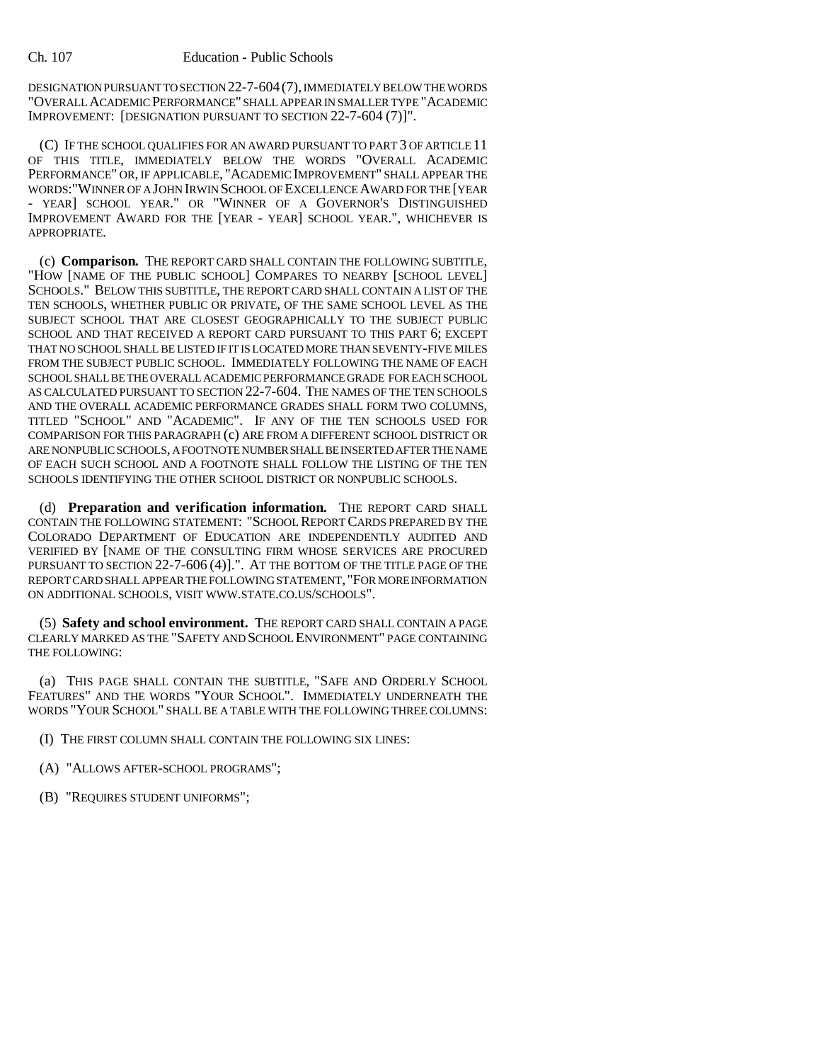DESIGNATION PURSUANT TO SECTION 22-7-604 (7), IMMEDIATELY BELOW THE WORDS "OVERALL ACADEMIC PERFORMANCE" SHALL APPEAR IN SMALLER TYPE "ACADEMIC IMPROVEMENT: [DESIGNATION PURSUANT TO SECTION 22-7-604 (7)]".

(C) IF THE SCHOOL QUALIFIES FOR AN AWARD PURSUANT TO PART 3 OF ARTICLE 11 OF THIS TITLE, IMMEDIATELY BELOW THE WORDS "OVERALL ACADEMIC PERFORMANCE" OR, IF APPLICABLE, "ACADEMIC IMPROVEMENT" SHALL APPEAR THE WORDS:"WINNER OF A JOHN IRWIN SCHOOL OF EXCELLENCE AWARD FOR THE [YEAR - YEAR] SCHOOL YEAR." OR "WINNER OF A GOVERNOR'S DISTINGUISHED IMPROVEMENT AWARD FOR THE [YEAR - YEAR] SCHOOL YEAR.", WHICHEVER IS APPROPRIATE.

(c) **Comparison.** THE REPORT CARD SHALL CONTAIN THE FOLLOWING SUBTITLE, "HOW [NAME OF THE PUBLIC SCHOOL] COMPARES TO NEARBY [SCHOOL LEVEL] SCHOOLS." BELOW THIS SUBTITLE, THE REPORT CARD SHALL CONTAIN A LIST OF THE TEN SCHOOLS, WHETHER PUBLIC OR PRIVATE, OF THE SAME SCHOOL LEVEL AS THE SUBJECT SCHOOL THAT ARE CLOSEST GEOGRAPHICALLY TO THE SUBJECT PUBLIC SCHOOL AND THAT RECEIVED A REPORT CARD PURSUANT TO THIS PART 6; EXCEPT THAT NO SCHOOL SHALL BE LISTED IF IT IS LOCATED MORE THAN SEVENTY-FIVE MILES FROM THE SUBJECT PUBLIC SCHOOL. IMMEDIATELY FOLLOWING THE NAME OF EACH SCHOOL SHALL BE THE OVERALL ACADEMIC PERFORMANCE GRADE FOR EACH SCHOOL AS CALCULATED PURSUANT TO SECTION 22-7-604. THE NAMES OF THE TEN SCHOOLS AND THE OVERALL ACADEMIC PERFORMANCE GRADES SHALL FORM TWO COLUMNS, TITLED "SCHOOL" AND "ACADEMIC". IF ANY OF THE TEN SCHOOLS USED FOR COMPARISON FOR THIS PARAGRAPH (c) ARE FROM A DIFFERENT SCHOOL DISTRICT OR ARE NONPUBLIC SCHOOLS, A FOOTNOTE NUMBER SHALL BE INSERTED AFTER THE NAME OF EACH SUCH SCHOOL AND A FOOTNOTE SHALL FOLLOW THE LISTING OF THE TEN SCHOOLS IDENTIFYING THE OTHER SCHOOL DISTRICT OR NONPUBLIC SCHOOLS.

(d) **Preparation and verification information.** THE REPORT CARD SHALL CONTAIN THE FOLLOWING STATEMENT: "SCHOOL REPORT CARDS PREPARED BY THE COLORADO DEPARTMENT OF EDUCATION ARE INDEPENDENTLY AUDITED AND VERIFIED BY [NAME OF THE CONSULTING FIRM WHOSE SERVICES ARE PROCURED PURSUANT TO SECTION 22-7-606 (4)].". AT THE BOTTOM OF THE TITLE PAGE OF THE REPORT CARD SHALL APPEAR THE FOLLOWING STATEMENT, "FOR MORE INFORMATION ON ADDITIONAL SCHOOLS, VISIT WWW.STATE.CO.US/SCHOOLS".

(5) **Safety and school environment.** THE REPORT CARD SHALL CONTAIN A PAGE CLEARLY MARKED AS THE "SAFETY AND SCHOOL ENVIRONMENT" PAGE CONTAINING THE FOLLOWING:

(a) THIS PAGE SHALL CONTAIN THE SUBTITLE, "SAFE AND ORDERLY SCHOOL FEATURES" AND THE WORDS "YOUR SCHOOL". IMMEDIATELY UNDERNEATH THE WORDS "YOUR SCHOOL" SHALL BE A TABLE WITH THE FOLLOWING THREE COLUMNS:

(I) THE FIRST COLUMN SHALL CONTAIN THE FOLLOWING SIX LINES:

(A) "ALLOWS AFTER-SCHOOL PROGRAMS";

(B) "REQUIRES STUDENT UNIFORMS";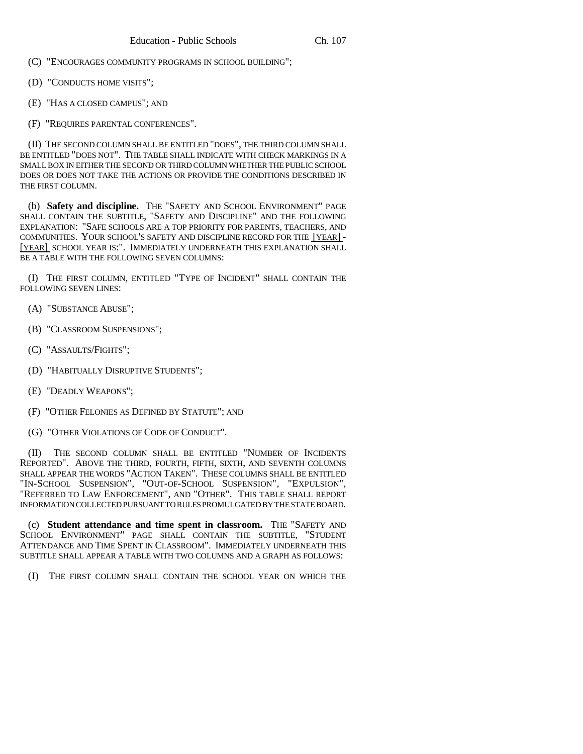(C) "ENCOURAGES COMMUNITY PROGRAMS IN SCHOOL BUILDING";

(D) "CONDUCTS HOME VISITS";

(E) "HAS A CLOSED CAMPUS"; AND

(F) "REQUIRES PARENTAL CONFERENCES".

(II) THE SECOND COLUMN SHALL BE ENTITLED "DOES", THE THIRD COLUMN SHALL BE ENTITLED "DOES NOT". THE TABLE SHALL INDICATE WITH CHECK MARKINGS IN A SMALL BOX IN EITHER THE SECOND OR THIRD COLUMN WHETHER THE PUBLIC SCHOOL DOES OR DOES NOT TAKE THE ACTIONS OR PROVIDE THE CONDITIONS DESCRIBED IN THE FIRST COLUMN.

(b) **Safety and discipline.** THE "SAFETY AND SCHOOL ENVIRONMENT" PAGE SHALL CONTAIN THE SUBTITLE, "SAFETY AND DISCIPLINE" AND THE FOLLOWING EXPLANATION: "SAFE SCHOOLS ARE A TOP PRIORITY FOR PARENTS, TEACHERS, AND COMMUNITIES. YOUR SCHOOL'S SAFETY AND DISCIPLINE RECORD FOR THE [YEAR] - [YEAR] SCHOOL YEAR IS:". IMMEDIATELY UNDERNEATH THIS EXPLANATION SHALL BE A TABLE WITH THE FOLLOWING SEVEN COLUMNS:

(I) THE FIRST COLUMN, ENTITLED "TYPE OF INCIDENT" SHALL CONTAIN THE FOLLOWING SEVEN LINES:

(A) "SUBSTANCE ABUSE";

(B) "CLASSROOM SUSPENSIONS";

(C) "ASSAULTS/FIGHTS";

(D) "HABITUALLY DISRUPTIVE STUDENTS";

(E) "DEADLY WEAPONS";

(F) "OTHER FELONIES AS DEFINED BY STATUTE"; AND

(G) "OTHER VIOLATIONS OF CODE OF CONDUCT".

(II) THE SECOND COLUMN SHALL BE ENTITLED "NUMBER OF INCIDENTS REPORTED". ABOVE THE THIRD, FOURTH, FIFTH, SIXTH, AND SEVENTH COLUMNS SHALL APPEAR THE WORDS "ACTION TAKEN". THESE COLUMNS SHALL BE ENTITLED "IN-SCHOOL SUSPENSION", "OUT-OF-SCHOOL SUSPENSION", "EXPULSION", "REFERRED TO LAW ENFORCEMENT", AND "OTHER". THIS TABLE SHALL REPORT INFORMATION COLLECTED PURSUANT TO RULES PROMULGATED BY THE STATE BOARD.

(c) **Student attendance and time spent in classroom.** THE "SAFETY AND SCHOOL ENVIRONMENT" PAGE SHALL CONTAIN THE SUBTITLE, "STUDENT ATTENDANCE AND TIME SPENT IN CLASSROOM". IMMEDIATELY UNDERNEATH THIS SUBTITLE SHALL APPEAR A TABLE WITH TWO COLUMNS AND A GRAPH AS FOLLOWS:

(I) THE FIRST COLUMN SHALL CONTAIN THE SCHOOL YEAR ON WHICH THE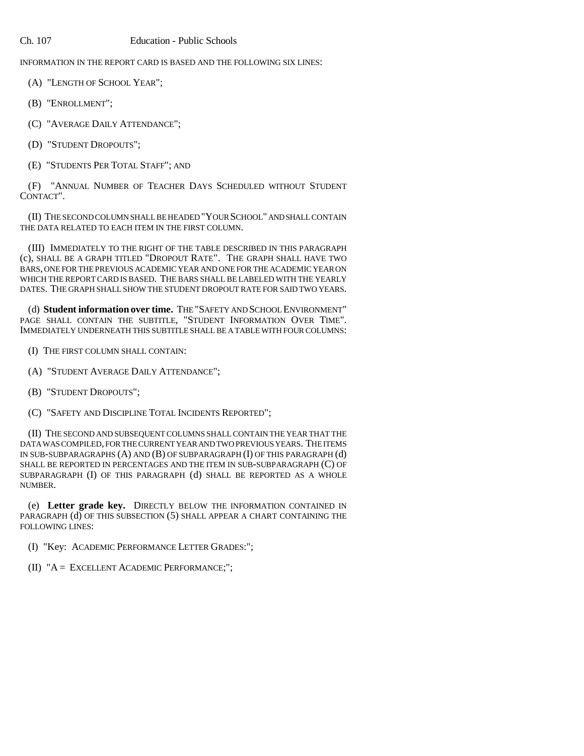INFORMATION IN THE REPORT CARD IS BASED AND THE FOLLOWING SIX LINES:

(A) "LENGTH OF SCHOOL YEAR";

(B) "ENROLLMENT";

(C) "AVERAGE DAILY ATTENDANCE";

(D) "STUDENT DROPOUTS";

(E) "STUDENTS PER TOTAL STAFF"; AND

(F) "ANNUAL NUMBER OF TEACHER DAYS SCHEDULED WITHOUT STUDENT CONTACT".

(II) THE SECOND COLUMN SHALL BE HEADED "YOUR SCHOOL" AND SHALL CONTAIN THE DATA RELATED TO EACH ITEM IN THE FIRST COLUMN.

(III) IMMEDIATELY TO THE RIGHT OF THE TABLE DESCRIBED IN THIS PARAGRAPH (c), SHALL BE A GRAPH TITLED "DROPOUT RATE". THE GRAPH SHALL HAVE TWO BARS, ONE FOR THE PREVIOUS ACADEMIC YEAR AND ONE FOR THE ACADEMIC YEAR ON WHICH THE REPORT CARD IS BASED. THE BARS SHALL BE LABELED WITH THE YEARLY DATES. THE GRAPH SHALL SHOW THE STUDENT DROPOUT RATE FOR SAID TWO YEARS.

(d) **Student information over time.** THE "SAFETY AND SCHOOL ENVIRONMENT" PAGE SHALL CONTAIN THE SUBTITLE, "STUDENT INFORMATION OVER TIME". IMMEDIATELY UNDERNEATH THIS SUBTITLE SHALL BE A TABLE WITH FOUR COLUMNS:

(I) THE FIRST COLUMN SHALL CONTAIN:

(A) "STUDENT AVERAGE DAILY ATTENDANCE";

(B) "STUDENT DROPOUTS";

(C) "SAFETY AND DISCIPLINE TOTAL INCIDENTS REPORTED";

(II) THE SECOND AND SUBSEQUENT COLUMNS SHALL CONTAIN THE YEAR THAT THE DATA WAS COMPILED, FOR THE CURRENT YEAR AND TWO PREVIOUS YEARS. THE ITEMS IN SUB-SUBPARAGRAPHS (A) AND (B) OF SUBPARAGRAPH (I) OF THIS PARAGRAPH (d) SHALL BE REPORTED IN PERCENTAGES AND THE ITEM IN SUB-SUBPARAGRAPH (C) OF SUBPARAGRAPH (I) OF THIS PARAGRAPH (d) SHALL BE REPORTED AS A WHOLE NUMBER.

(e) **Letter grade key.** DIRECTLY BELOW THE INFORMATION CONTAINED IN PARAGRAPH (d) OF THIS SUBSECTION (5) SHALL APPEAR A CHART CONTAINING THE FOLLOWING LINES:

(I) "Key: ACADEMIC PERFORMANCE LETTER GRADES:";

(II) "A = EXCELLENT ACADEMIC PERFORMANCE;";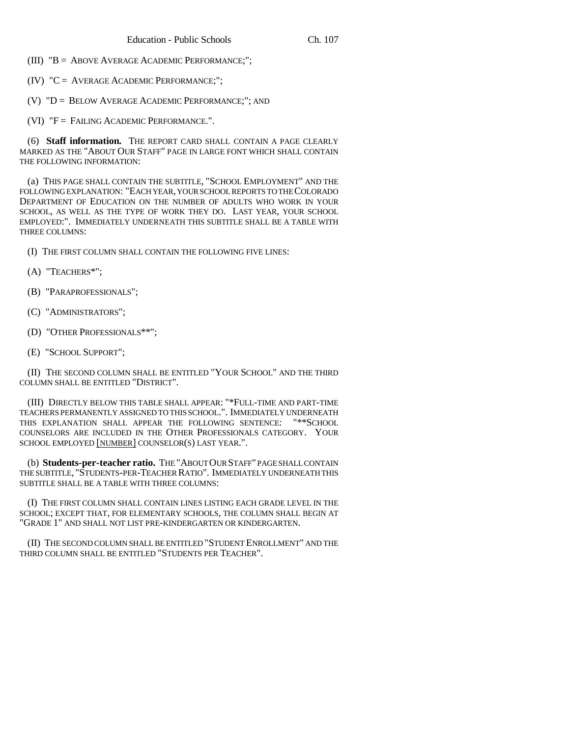(III) "B = ABOVE AVERAGE ACADEMIC PERFORMANCE;";

(IV) "C = AVERAGE ACADEMIC PERFORMANCE;";

(V) "D = BELOW AVERAGE ACADEMIC PERFORMANCE;"; AND

(VI) "F = FAILING ACADEMIC PERFORMANCE.".

(6) **Staff information.** THE REPORT CARD SHALL CONTAIN A PAGE CLEARLY MARKED AS THE "ABOUT OUR STAFF" PAGE IN LARGE FONT WHICH SHALL CONTAIN THE FOLLOWING INFORMATION:

(a) THIS PAGE SHALL CONTAIN THE SUBTITLE, "SCHOOL EMPLOYMENT" AND THE FOLLOWING EXPLANATION: "EACH YEAR, YOUR SCHOOL REPORTS TO THE COLORADO DEPARTMENT OF EDUCATION ON THE NUMBER OF ADULTS WHO WORK IN YOUR SCHOOL, AS WELL AS THE TYPE OF WORK THEY DO. LAST YEAR, YOUR SCHOOL EMPLOYED:". IMMEDIATELY UNDERNEATH THIS SUBTITLE SHALL BE A TABLE WITH THREE COLUMNS:

(I) THE FIRST COLUMN SHALL CONTAIN THE FOLLOWING FIVE LINES:

(A) "TEACHERS*";

(B) "PARAPROFESSIONALS";

(C) "ADMINISTRATORS";

(D) "OTHER PROFESSIONALS**";

(E) "SCHOOL SUPPORT";

(II) THE SECOND COLUMN SHALL BE ENTITLED "YOUR SCHOOL" AND THE THIRD COLUMN SHALL BE ENTITLED "DISTRICT".

(III) DIRECTLY BELOW THIS TABLE SHALL APPEAR: "*FULL-TIME AND PART-TIME TEACHERS PERMANENTLY ASSIGNED TO THIS SCHOOL.". IMMEDIATELY UNDERNEATH THIS EXPLANATION SHALL APPEAR THE FOLLOWING SENTENCE: "**SCHOOL COUNSELORS ARE INCLUDED IN THE OTHER PROFESSIONALS CATEGORY. YOUR SCHOOL EMPLOYED [NUMBER] COUNSELOR(S) LAST YEAR.".

(b) **Students-per-teacher ratio.** THE "ABOUT OUR STAFF" PAGE SHALL CONTAIN THE SUBTITLE, "STUDENTS-PER-TEACHER RATIO". IMMEDIATELY UNDERNEATH THIS SUBTITLE SHALL BE A TABLE WITH THREE COLUMNS:

(I) THE FIRST COLUMN SHALL CONTAIN LINES LISTING EACH GRADE LEVEL IN THE SCHOOL; EXCEPT THAT, FOR ELEMENTARY SCHOOLS, THE COLUMN SHALL BEGIN AT "GRADE 1" AND SHALL NOT LIST PRE-KINDERGARTEN OR KINDERGARTEN.

(II) THE SECOND COLUMN SHALL BE ENTITLED "STUDENT ENROLLMENT" AND THE THIRD COLUMN SHALL BE ENTITLED "STUDENTS PER TEACHER".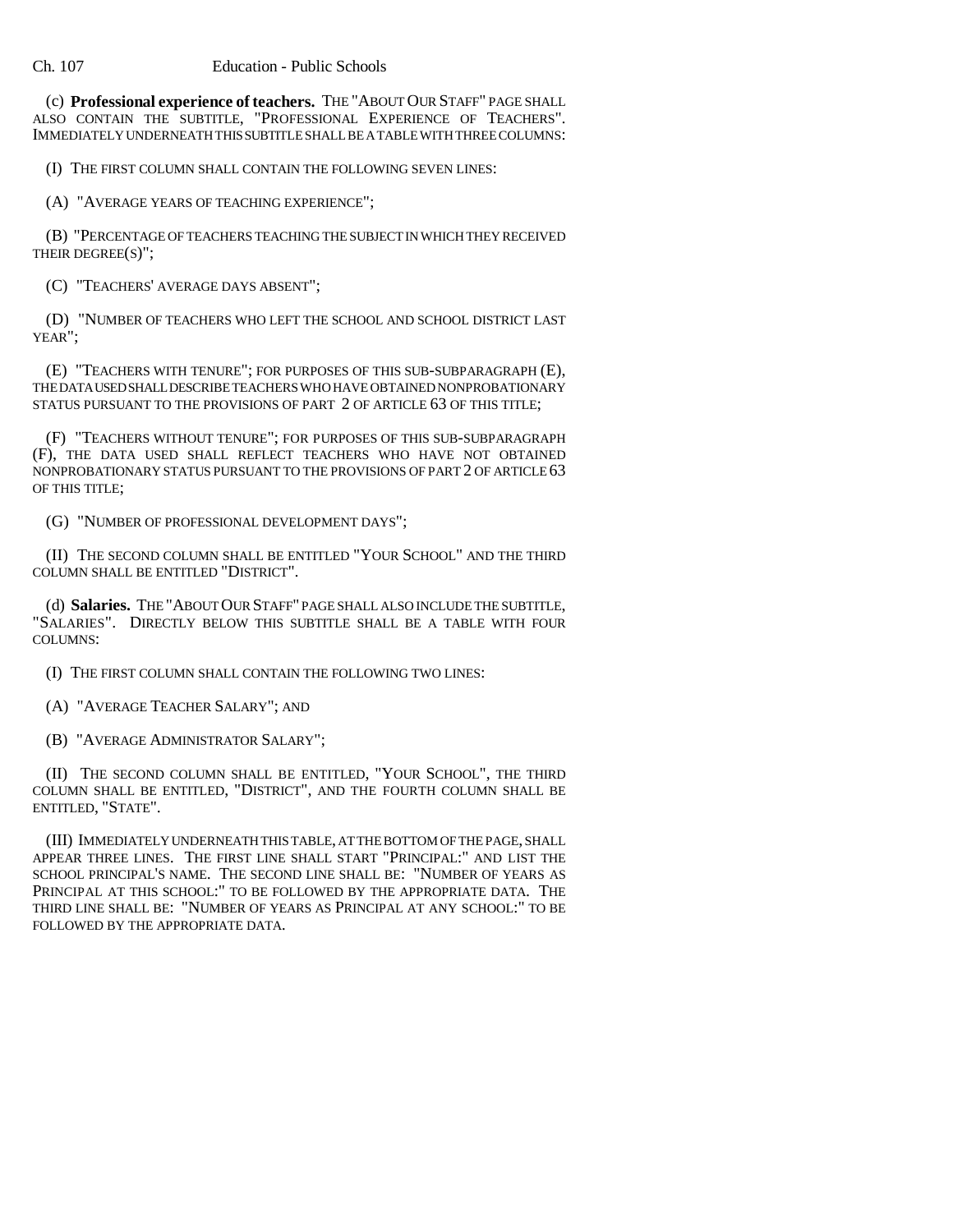(c) **Professional experience of teachers.** THE "ABOUT OUR STAFF" PAGE SHALL ALSO CONTAIN THE SUBTITLE, "PROFESSIONAL EXPERIENCE OF TEACHERS". IMMEDIATELY UNDERNEATH THIS SUBTITLE SHALL BE A TABLE WITH THREE COLUMNS:

(I) THE FIRST COLUMN SHALL CONTAIN THE FOLLOWING SEVEN LINES:

(A) "AVERAGE YEARS OF TEACHING EXPERIENCE";

(B) "PERCENTAGE OF TEACHERS TEACHING THE SUBJECT IN WHICH THEY RECEIVED THEIR DEGREE(S)";

(C) "TEACHERS' AVERAGE DAYS ABSENT";

(D) "NUMBER OF TEACHERS WHO LEFT THE SCHOOL AND SCHOOL DISTRICT LAST YEAR";

(E) "TEACHERS WITH TENURE"; FOR PURPOSES OF THIS SUB-SUBPARAGRAPH (E), THE DATA USED SHALL DESCRIBE TEACHERS WHO HAVE OBTAINED NONPROBATIONARY STATUS PURSUANT TO THE PROVISIONS OF PART 2 OF ARTICLE 63 OF THIS TITLE;

(F) "TEACHERS WITHOUT TENURE"; FOR PURPOSES OF THIS SUB-SUBPARAGRAPH (F), THE DATA USED SHALL REFLECT TEACHERS WHO HAVE NOT OBTAINED NONPROBATIONARY STATUS PURSUANT TO THE PROVISIONS OF PART 2 OF ARTICLE 63 OF THIS TITLE;

(G) "NUMBER OF PROFESSIONAL DEVELOPMENT DAYS";

(II) THE SECOND COLUMN SHALL BE ENTITLED "YOUR SCHOOL" AND THE THIRD COLUMN SHALL BE ENTITLED "DISTRICT".

(d) **Salaries.** THE "ABOUT OUR STAFF" PAGE SHALL ALSO INCLUDE THE SUBTITLE, "SALARIES". DIRECTLY BELOW THIS SUBTITLE SHALL BE A TABLE WITH FOUR COLUMNS:

(I) THE FIRST COLUMN SHALL CONTAIN THE FOLLOWING TWO LINES:

(A) "AVERAGE TEACHER SALARY"; AND

(B) "AVERAGE ADMINISTRATOR SALARY";

(II) THE SECOND COLUMN SHALL BE ENTITLED, "YOUR SCHOOL", THE THIRD COLUMN SHALL BE ENTITLED, "DISTRICT", AND THE FOURTH COLUMN SHALL BE ENTITLED, "STATE".

(III) IMMEDIATELY UNDERNEATH THIS TABLE, AT THE BOTTOM OF THE PAGE, SHALL APPEAR THREE LINES. THE FIRST LINE SHALL START "PRINCIPAL:" AND LIST THE SCHOOL PRINCIPAL'S NAME. THE SECOND LINE SHALL BE: "NUMBER OF YEARS AS PRINCIPAL AT THIS SCHOOL:" TO BE FOLLOWED BY THE APPROPRIATE DATA. THE THIRD LINE SHALL BE: "NUMBER OF YEARS AS PRINCIPAL AT ANY SCHOOL:" TO BE FOLLOWED BY THE APPROPRIATE DATA.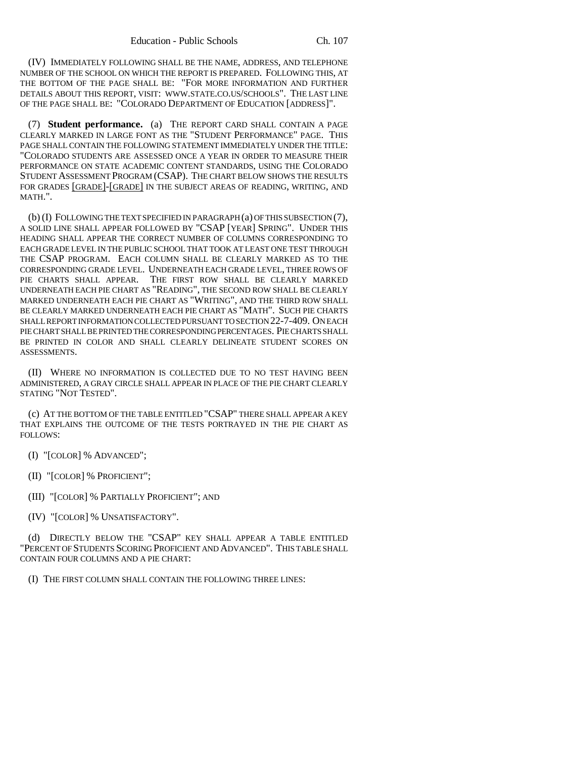(IV) IMMEDIATELY FOLLOWING SHALL BE THE NAME, ADDRESS, AND TELEPHONE NUMBER OF THE SCHOOL ON WHICH THE REPORT IS PREPARED. FOLLOWING THIS, AT THE BOTTOM OF THE PAGE SHALL BE: "FOR MORE INFORMATION AND FURTHER DETAILS ABOUT THIS REPORT, VISIT: WWW.STATE.CO.US/SCHOOLS". THE LAST LINE OF THE PAGE SHALL BE: "COLORADO DEPARTMENT OF EDUCATION [ADDRESS]".

(7) **Student performance.** (a) THE REPORT CARD SHALL CONTAIN A PAGE CLEARLY MARKED IN LARGE FONT AS THE "STUDENT PERFORMANCE" PAGE. THIS PAGE SHALL CONTAIN THE FOLLOWING STATEMENT IMMEDIATELY UNDER THE TITLE: "COLORADO STUDENTS ARE ASSESSED ONCE A YEAR IN ORDER TO MEASURE THEIR PERFORMANCE ON STATE ACADEMIC CONTENT STANDARDS, USING THE COLORADO STUDENT ASSESSMENT PROGRAM (CSAP). THE CHART BELOW SHOWS THE RESULTS FOR GRADES [GRADE]-[GRADE] IN THE SUBJECT AREAS OF READING, WRITING, AND MATH.".

(b) (I) FOLLOWING THE TEXT SPECIFIED IN PARAGRAPH (a) OF THIS SUBSECTION (7), A SOLID LINE SHALL APPEAR FOLLOWED BY "CSAP [YEAR] SPRING". UNDER THIS HEADING SHALL APPEAR THE CORRECT NUMBER OF COLUMNS CORRESPONDING TO EACH GRADE LEVEL IN THE PUBLIC SCHOOL THAT TOOK AT LEAST ONE TEST THROUGH THE CSAP PROGRAM. EACH COLUMN SHALL BE CLEARLY MARKED AS TO THE CORRESPONDING GRADE LEVEL. UNDERNEATH EACH GRADE LEVEL, THREE ROWS OF PIE CHARTS SHALL APPEAR. THE FIRST ROW SHALL BE CLEARLY MARKED UNDERNEATH EACH PIE CHART AS "READING", THE SECOND ROW SHALL BE CLEARLY MARKED UNDERNEATH EACH PIE CHART AS "WRITING", AND THE THIRD ROW SHALL BE CLEARLY MARKED UNDERNEATH EACH PIE CHART AS "MATH". SUCH PIE CHARTS SHALL REPORT INFORMATION COLLECTED PURSUANT TO SECTION 22-7-409. ON EACH PIE CHART SHALL BE PRINTED THE CORRESPONDING PERCENTAGES. PIE CHARTS SHALL BE PRINTED IN COLOR AND SHALL CLEARLY DELINEATE STUDENT SCORES ON ASSESSMENTS.

(II) WHERE NO INFORMATION IS COLLECTED DUE TO NO TEST HAVING BEEN ADMINISTERED, A GRAY CIRCLE SHALL APPEAR IN PLACE OF THE PIE CHART CLEARLY STATING "NOT TESTED".

(c) AT THE BOTTOM OF THE TABLE ENTITLED "CSAP" THERE SHALL APPEAR A KEY THAT EXPLAINS THE OUTCOME OF THE TESTS PORTRAYED IN THE PIE CHART AS FOLLOWS:

(I) "[COLOR] % ADVANCED";

(II) "[COLOR] % PROFICIENT";

(III) "[COLOR] % PARTIALLY PROFICIENT"; AND

(IV) "[COLOR] % UNSATISFACTORY".

(d) DIRECTLY BELOW THE "CSAP" KEY SHALL APPEAR A TABLE ENTITLED "PERCENT OF STUDENTS SCORING PROFICIENT AND ADVANCED". THIS TABLE SHALL CONTAIN FOUR COLUMNS AND A PIE CHART:

(I) THE FIRST COLUMN SHALL CONTAIN THE FOLLOWING THREE LINES: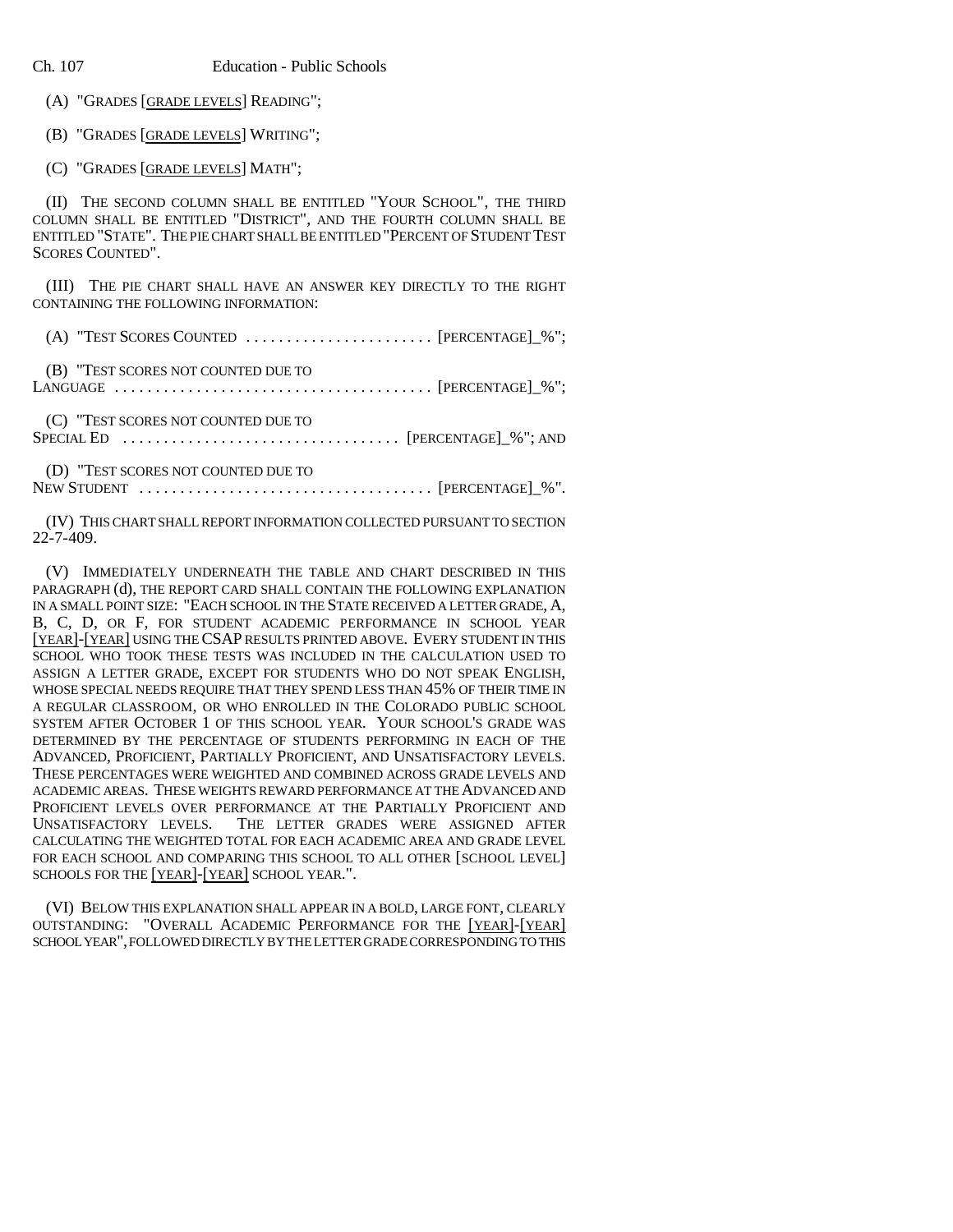(A) "GRADES [GRADE LEVELS] READING";

(B) "GRADES [GRADE LEVELS] WRITING";

(C) "GRADES [GRADE LEVELS] MATH";

(II) THE SECOND COLUMN SHALL BE ENTITLED "YOUR SCHOOL", THE THIRD COLUMN SHALL BE ENTITLED "DISTRICT", AND THE FOURTH COLUMN SHALL BE ENTITLED "STATE". THE PIE CHART SHALL BE ENTITLED "PERCENT OF STUDENT TEST SCORES COUNTED".

(III) THE PIE CHART SHALL HAVE AN ANSWER KEY DIRECTLY TO THE RIGHT CONTAINING THE FOLLOWING INFORMATION:

(A) "TEST SCORES COUNTED . . . . . . . . . . . . . . . . . . . . . . . [PERCENTAGE]_%";

(B) "TEST SCORES NOT COUNTED DUE TO LANGUAGE . . . . . . . . . . . . . . . . . . . . . . . . . . . . . . . . . . . . . . [PERCENTAGE]_%";

(C) "TEST SCORES NOT COUNTED DUE TO SPECIAL ED . . . . . . . . . . . . . . . . . . . . . . . . . . . . . . . . . [PERCENTAGE]_%"; AND

(D) "TEST SCORES NOT COUNTED DUE TO NEW STUDENT . . . . . . . . . . . . . . . . . . . . . . . . . . . . . . . . . . . [PERCENTAGE]_%".

(IV) THIS CHART SHALL REPORT INFORMATION COLLECTED PURSUANT TO SECTION 22-7-409.

(V) IMMEDIATELY UNDERNEATH THE TABLE AND CHART DESCRIBED IN THIS PARAGRAPH (d), THE REPORT CARD SHALL CONTAIN THE FOLLOWING EXPLANATION IN A SMALL POINT SIZE: "EACH SCHOOL IN THE STATE RECEIVED A LETTER GRADE, A, B, C, D, OR F, FOR STUDENT ACADEMIC PERFORMANCE IN SCHOOL YEAR [YEAR]-[YEAR] USING THE CSAP RESULTS PRINTED ABOVE. EVERY STUDENT IN THIS SCHOOL WHO TOOK THESE TESTS WAS INCLUDED IN THE CALCULATION USED TO ASSIGN A LETTER GRADE, EXCEPT FOR STUDENTS WHO DO NOT SPEAK ENGLISH, WHOSE SPECIAL NEEDS REQUIRE THAT THEY SPEND LESS THAN 45% OF THEIR TIME IN A REGULAR CLASSROOM, OR WHO ENROLLED IN THE COLORADO PUBLIC SCHOOL SYSTEM AFTER OCTOBER 1 OF THIS SCHOOL YEAR. YOUR SCHOOL'S GRADE WAS DETERMINED BY THE PERCENTAGE OF STUDENTS PERFORMING IN EACH OF THE ADVANCED, PROFICIENT, PARTIALLY PROFICIENT, AND UNSATISFACTORY LEVELS. THESE PERCENTAGES WERE WEIGHTED AND COMBINED ACROSS GRADE LEVELS AND ACADEMIC AREAS. THESE WEIGHTS REWARD PERFORMANCE AT THE ADVANCED AND PROFICIENT LEVELS OVER PERFORMANCE AT THE PARTIALLY PROFICIENT AND UNSATISFACTORY LEVELS. THE LETTER GRADES WERE ASSIGNED AFTER CALCULATING THE WEIGHTED TOTAL FOR EACH ACADEMIC AREA AND GRADE LEVEL FOR EACH SCHOOL AND COMPARING THIS SCHOOL TO ALL OTHER [SCHOOL LEVEL] SCHOOLS FOR THE [YEAR]-[YEAR] SCHOOL YEAR.".

(VI) BELOW THIS EXPLANATION SHALL APPEAR IN A BOLD, LARGE FONT, CLEARLY OUTSTANDING: "OVERALL ACADEMIC PERFORMANCE FOR THE [YEAR]-[YEAR] SCHOOL YEAR", FOLLOWED DIRECTLY BY THE LETTER GRADE CORRESPONDING TO THIS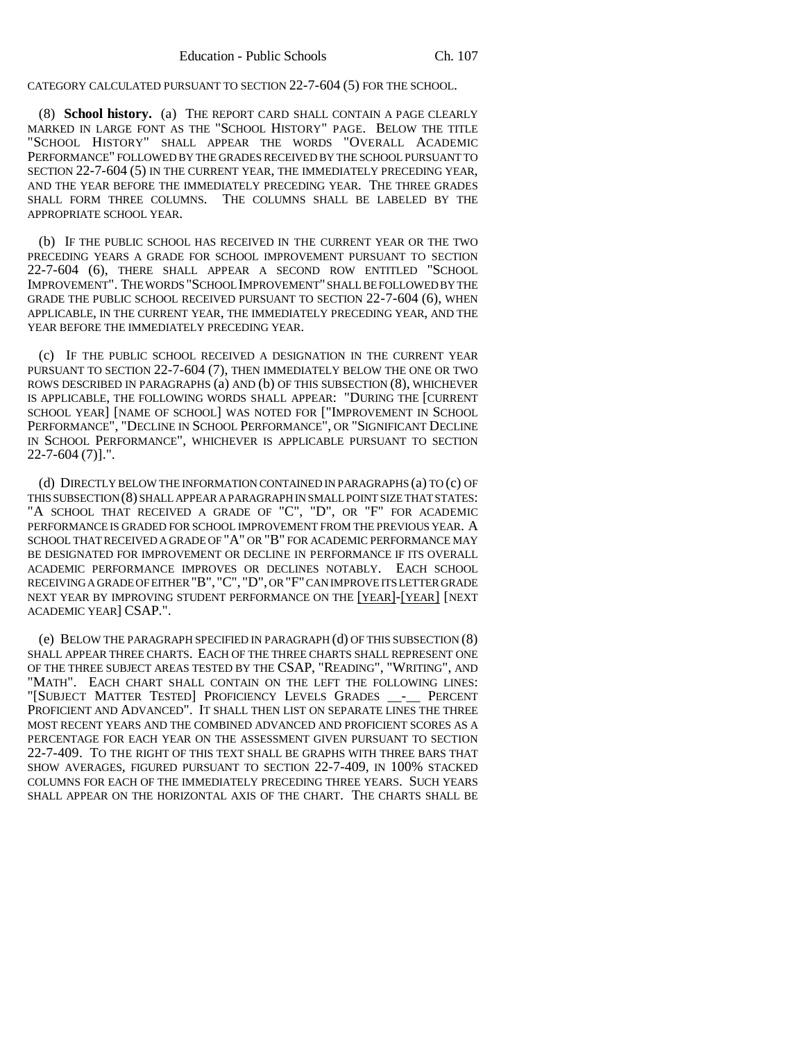CATEGORY CALCULATED PURSUANT TO SECTION 22-7-604 (5) FOR THE SCHOOL.

(8) **School history.** (a) THE REPORT CARD SHALL CONTAIN A PAGE CLEARLY MARKED IN LARGE FONT AS THE "SCHOOL HISTORY" PAGE. BELOW THE TITLE "SCHOOL HISTORY" SHALL APPEAR THE WORDS "OVERALL ACADEMIC PERFORMANCE" FOLLOWED BY THE GRADES RECEIVED BY THE SCHOOL PURSUANT TO SECTION 22-7-604 (5) IN THE CURRENT YEAR, THE IMMEDIATELY PRECEDING YEAR, AND THE YEAR BEFORE THE IMMEDIATELY PRECEDING YEAR. THE THREE GRADES SHALL FORM THREE COLUMNS. THE COLUMNS SHALL BE LABELED BY THE APPROPRIATE SCHOOL YEAR.

(b) IF THE PUBLIC SCHOOL HAS RECEIVED IN THE CURRENT YEAR OR THE TWO PRECEDING YEARS A GRADE FOR SCHOOL IMPROVEMENT PURSUANT TO SECTION 22-7-604 (6), THERE SHALL APPEAR A SECOND ROW ENTITLED "SCHOOL IMPROVEMENT". THE WORDS "SCHOOL IMPROVEMENT" SHALL BE FOLLOWED BY THE GRADE THE PUBLIC SCHOOL RECEIVED PURSUANT TO SECTION 22-7-604 (6), WHEN APPLICABLE, IN THE CURRENT YEAR, THE IMMEDIATELY PRECEDING YEAR, AND THE YEAR BEFORE THE IMMEDIATELY PRECEDING YEAR.

(c) IF THE PUBLIC SCHOOL RECEIVED A DESIGNATION IN THE CURRENT YEAR PURSUANT TO SECTION 22-7-604 (7), THEN IMMEDIATELY BELOW THE ONE OR TWO ROWS DESCRIBED IN PARAGRAPHS (a) AND (b) OF THIS SUBSECTION (8), WHICHEVER IS APPLICABLE, THE FOLLOWING WORDS SHALL APPEAR: "DURING THE [CURRENT SCHOOL YEAR] [NAME OF SCHOOL] WAS NOTED FOR ["IMPROVEMENT IN SCHOOL PERFORMANCE", "DECLINE IN SCHOOL PERFORMANCE", OR "SIGNIFICANT DECLINE IN SCHOOL PERFORMANCE", WHICHEVER IS APPLICABLE PURSUANT TO SECTION 22-7-604 (7)].".

(d) DIRECTLY BELOW THE INFORMATION CONTAINED IN PARAGRAPHS (a) TO (c) OF THIS SUBSECTION (8) SHALL APPEAR A PARAGRAPH IN SMALL POINT SIZE THAT STATES: "A SCHOOL THAT RECEIVED A GRADE OF "C", "D", OR "F" FOR ACADEMIC PERFORMANCE IS GRADED FOR SCHOOL IMPROVEMENT FROM THE PREVIOUS YEAR. A SCHOOL THAT RECEIVED A GRADE OF "A" OR "B" FOR ACADEMIC PERFORMANCE MAY BE DESIGNATED FOR IMPROVEMENT OR DECLINE IN PERFORMANCE IF ITS OVERALL ACADEMIC PERFORMANCE IMPROVES OR DECLINES NOTABLY. EACH SCHOOL RECEIVING A GRADE OF EITHER "B", "C", "D", OR "F" CAN IMPROVE ITS LETTER GRADE NEXT YEAR BY IMPROVING STUDENT PERFORMANCE ON THE [YEAR]-[YEAR] [NEXT ACADEMIC YEAR] CSAP.".

(e) BELOW THE PARAGRAPH SPECIFIED IN PARAGRAPH (d) OF THIS SUBSECTION (8) SHALL APPEAR THREE CHARTS. EACH OF THE THREE CHARTS SHALL REPRESENT ONE OF THE THREE SUBJECT AREAS TESTED BY THE CSAP, "READING", "WRITING", AND "MATH". EACH CHART SHALL CONTAIN ON THE LEFT THE FOLLOWING LINES: "[SUBJECT MATTER TESTED] PROFICIENCY LEVELS GRADES __-__ PERCENT PROFICIENT AND ADVANCED". IT SHALL THEN LIST ON SEPARATE LINES THE THREE MOST RECENT YEARS AND THE COMBINED ADVANCED AND PROFICIENT SCORES AS A PERCENTAGE FOR EACH YEAR ON THE ASSESSMENT GIVEN PURSUANT TO SECTION 22-7-409. TO THE RIGHT OF THIS TEXT SHALL BE GRAPHS WITH THREE BARS THAT SHOW AVERAGES, FIGURED PURSUANT TO SECTION 22-7-409, IN 100% STACKED COLUMNS FOR EACH OF THE IMMEDIATELY PRECEDING THREE YEARS. SUCH YEARS SHALL APPEAR ON THE HORIZONTAL AXIS OF THE CHART. THE CHARTS SHALL BE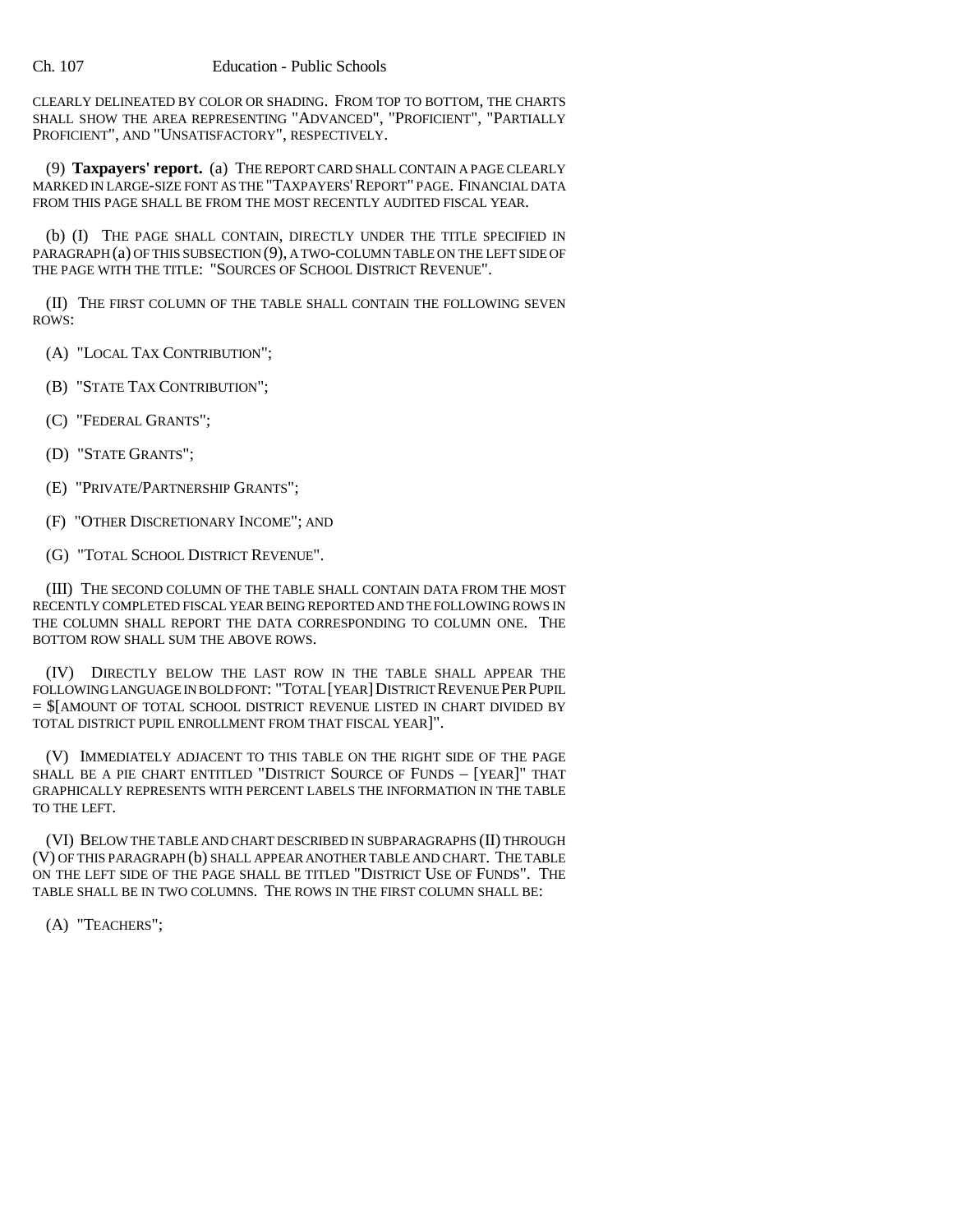CLEARLY DELINEATED BY COLOR OR SHADING. FROM TOP TO BOTTOM, THE CHARTS SHALL SHOW THE AREA REPRESENTING "ADVANCED", "PROFICIENT", "PARTIALLY PROFICIENT", AND "UNSATISFACTORY", RESPECTIVELY.

(9) **Taxpayers' report.** (a) THE REPORT CARD SHALL CONTAIN A PAGE CLEARLY MARKED IN LARGE-SIZE FONT AS THE "TAXPAYERS' REPORT" PAGE. FINANCIAL DATA FROM THIS PAGE SHALL BE FROM THE MOST RECENTLY AUDITED FISCAL YEAR.

(b) (I) THE PAGE SHALL CONTAIN, DIRECTLY UNDER THE TITLE SPECIFIED IN PARAGRAPH (a) OF THIS SUBSECTION (9), A TWO-COLUMN TABLE ON THE LEFT SIDE OF THE PAGE WITH THE TITLE: "SOURCES OF SCHOOL DISTRICT REVENUE".

(II) THE FIRST COLUMN OF THE TABLE SHALL CONTAIN THE FOLLOWING SEVEN ROWS:

(A) "LOCAL TAX CONTRIBUTION";

(B) "STATE TAX CONTRIBUTION";

(C) "FEDERAL GRANTS";

(D) "STATE GRANTS";

(E) "PRIVATE/PARTNERSHIP GRANTS";

(F) "OTHER DISCRETIONARY INCOME"; AND

(G) "TOTAL SCHOOL DISTRICT REVENUE".

(III) THE SECOND COLUMN OF THE TABLE SHALL CONTAIN DATA FROM THE MOST RECENTLY COMPLETED FISCAL YEAR BEING REPORTED AND THE FOLLOWING ROWS IN THE COLUMN SHALL REPORT THE DATA CORRESPONDING TO COLUMN ONE. THE BOTTOM ROW SHALL SUM THE ABOVE ROWS.

(IV) DIRECTLY BELOW THE LAST ROW IN THE TABLE SHALL APPEAR THE FOLLOWING LANGUAGE IN BOLD FONT: "TOTAL [YEAR] DISTRICT REVENUE PER PUPIL = $[AMOUNT OF TOTAL SCHOOL DISTRICT REVENUE LISTED IN CHART DIVIDED BY TOTAL DISTRICT PUPIL ENROLLMENT FROM THAT FISCAL YEAR]".

(V) IMMEDIATELY ADJACENT TO THIS TABLE ON THE RIGHT SIDE OF THE PAGE SHALL BE A PIE CHART ENTITLED "DISTRICT SOURCE OF FUNDS – [YEAR]" THAT GRAPHICALLY REPRESENTS WITH PERCENT LABELS THE INFORMATION IN THE TABLE TO THE LEFT.

(VI) BELOW THE TABLE AND CHART DESCRIBED IN SUBPARAGRAPHS (II) THROUGH (V) OF THIS PARAGRAPH (b) SHALL APPEAR ANOTHER TABLE AND CHART. THE TABLE ON THE LEFT SIDE OF THE PAGE SHALL BE TITLED "DISTRICT USE OF FUNDS". THE TABLE SHALL BE IN TWO COLUMNS. THE ROWS IN THE FIRST COLUMN SHALL BE:

(A) "TEACHERS";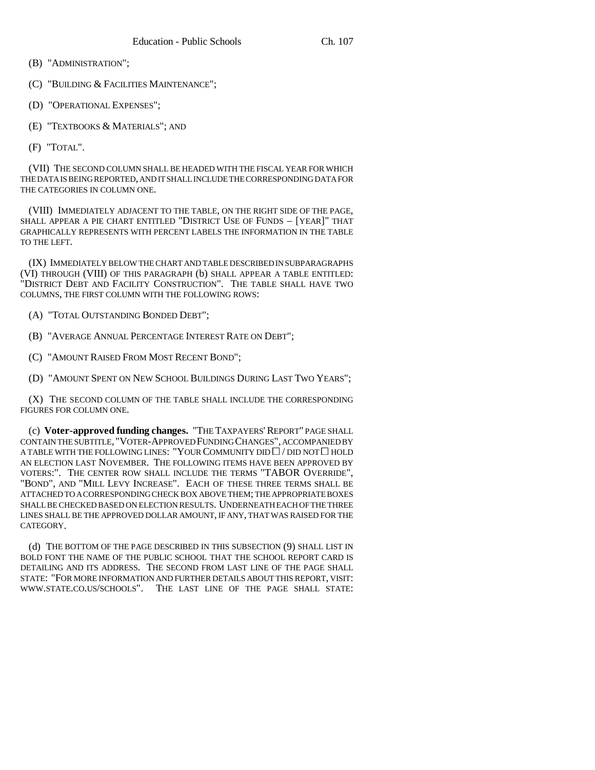(B) "ADMINISTRATION";

(C) "BUILDING & FACILITIES MAINTENANCE";

(D) "OPERATIONAL EXPENSES";

(E) "TEXTBOOKS & MATERIALS"; AND

(F) "TOTAL".

(VII) THE SECOND COLUMN SHALL BE HEADED WITH THE FISCAL YEAR FOR WHICH THE DATA IS BEING REPORTED, AND IT SHALL INCLUDE THE CORRESPONDING DATA FOR THE CATEGORIES IN COLUMN ONE.

(VIII) IMMEDIATELY ADJACENT TO THE TABLE, ON THE RIGHT SIDE OF THE PAGE, SHALL APPEAR A PIE CHART ENTITLED "DISTRICT USE OF FUNDS – [YEAR]" THAT GRAPHICALLY REPRESENTS WITH PERCENT LABELS THE INFORMATION IN THE TABLE TO THE LEFT.

(IX) IMMEDIATELY BELOW THE CHART AND TABLE DESCRIBED IN SUBPARAGRAPHS (VI) THROUGH (VIII) OF THIS PARAGRAPH (b) SHALL APPEAR A TABLE ENTITLED: "DISTRICT DEBT AND FACILITY CONSTRUCTION". THE TABLE SHALL HAVE TWO COLUMNS, THE FIRST COLUMN WITH THE FOLLOWING ROWS:

(A) "TOTAL OUTSTANDING BONDED DEBT";

(B) "AVERAGE ANNUAL PERCENTAGE INTEREST RATE ON DEBT";

(C) "AMOUNT RAISED FROM MOST RECENT BOND";

(D) "AMOUNT SPENT ON NEW SCHOOL BUILDINGS DURING LAST TWO YEARS";

(X) THE SECOND COLUMN OF THE TABLE SHALL INCLUDE THE CORRESPONDING FIGURES FOR COLUMN ONE.

(c) **Voter-approved funding changes.** "THE TAXPAYERS' REPORT" PAGE SHALL CONTAIN THE SUBTITLE, "VOTER-APPROVED FUNDING CHANGES", ACCOMPANIED BY A TABLE WITH THE FOLLOWING LINES: "YOUR COMMUNITY DID ☐ / DID NOT ☐ HOLD AN ELECTION LAST NOVEMBER. THE FOLLOWING ITEMS HAVE BEEN APPROVED BY VOTERS:". THE CENTER ROW SHALL INCLUDE THE TERMS "TABOR OVERRIDE", "BOND", AND "MILL LEVY INCREASE". EACH OF THESE THREE TERMS SHALL BE ATTACHED TO A CORRESPONDING CHECK BOX ABOVE THEM; THE APPROPRIATE BOXES SHALL BE CHECKED BASED ON ELECTION RESULTS. UNDERNEATH EACH OF THE THREE LINES SHALL BE THE APPROVED DOLLAR AMOUNT, IF ANY, THAT WAS RAISED FOR THE CATEGORY.

(d) THE BOTTOM OF THE PAGE DESCRIBED IN THIS SUBSECTION (9) SHALL LIST IN BOLD FONT THE NAME OF THE PUBLIC SCHOOL THAT THE SCHOOL REPORT CARD IS DETAILING AND ITS ADDRESS. THE SECOND FROM LAST LINE OF THE PAGE SHALL STATE: "FOR MORE INFORMATION AND FURTHER DETAILS ABOUT THIS REPORT, VISIT: WWW.STATE.CO.US/SCHOOLS". THE LAST LINE OF THE PAGE SHALL STATE: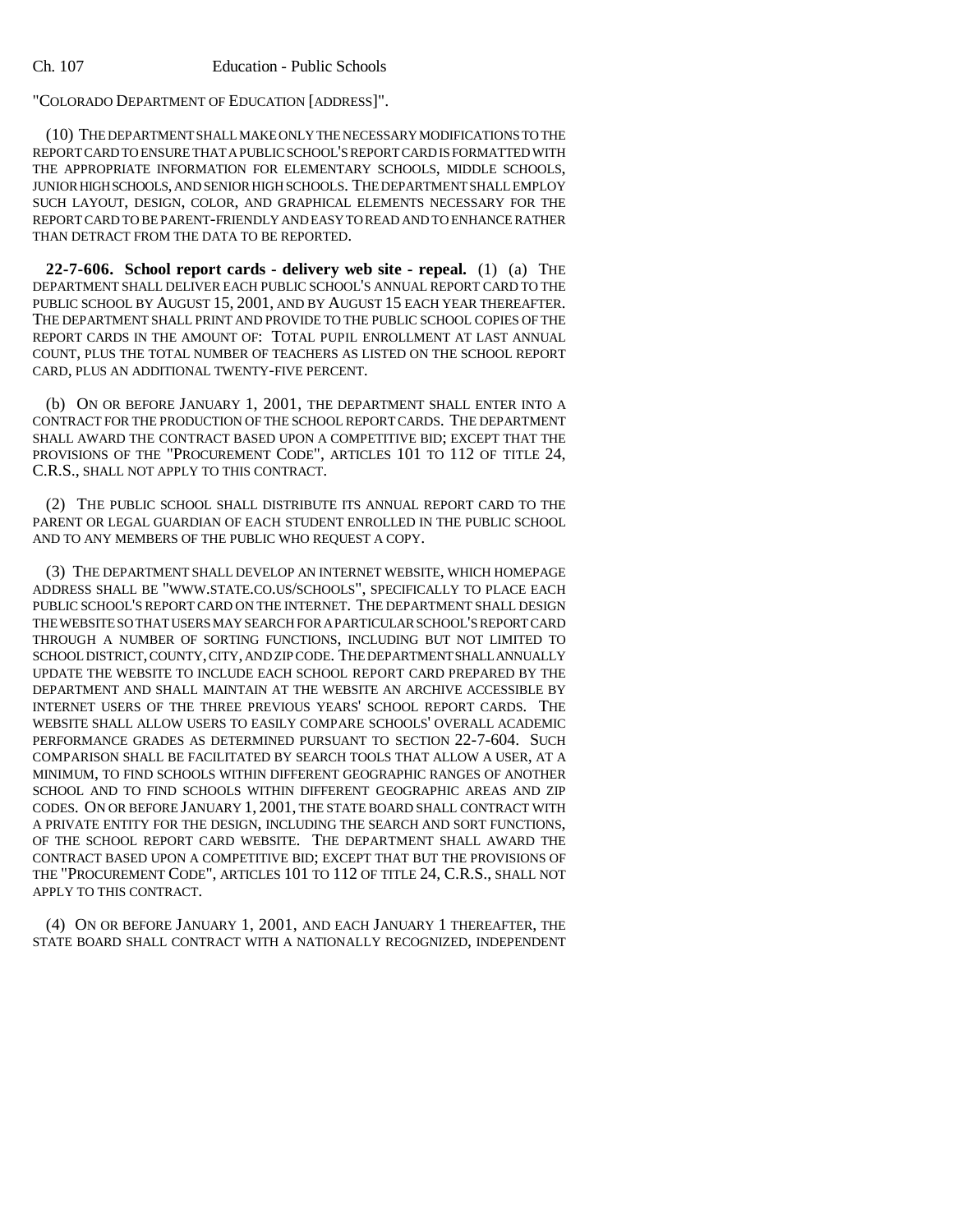"COLORADO DEPARTMENT OF EDUCATION [ADDRESS]".

(10) THE DEPARTMENT SHALL MAKE ONLY THE NECESSARY MODIFICATIONS TO THE REPORT CARD TO ENSURE THAT A PUBLIC SCHOOL'S REPORT CARD IS FORMATTED WITH THE APPROPRIATE INFORMATION FOR ELEMENTARY SCHOOLS, MIDDLE SCHOOLS, JUNIOR HIGH SCHOOLS, AND SENIOR HIGH SCHOOLS. THE DEPARTMENT SHALL EMPLOY SUCH LAYOUT, DESIGN, COLOR, AND GRAPHICAL ELEMENTS NECESSARY FOR THE REPORT CARD TO BE PARENT-FRIENDLY AND EASY TO READ AND TO ENHANCE RATHER THAN DETRACT FROM THE DATA TO BE REPORTED.

**22-7-606. School report cards - delivery web site - repeal.** (1) (a) THE DEPARTMENT SHALL DELIVER EACH PUBLIC SCHOOL'S ANNUAL REPORT CARD TO THE PUBLIC SCHOOL BY AUGUST 15, 2001, AND BY AUGUST 15 EACH YEAR THEREAFTER. THE DEPARTMENT SHALL PRINT AND PROVIDE TO THE PUBLIC SCHOOL COPIES OF THE REPORT CARDS IN THE AMOUNT OF: TOTAL PUPIL ENROLLMENT AT LAST ANNUAL COUNT, PLUS THE TOTAL NUMBER OF TEACHERS AS LISTED ON THE SCHOOL REPORT CARD, PLUS AN ADDITIONAL TWENTY-FIVE PERCENT.

(b) ON OR BEFORE JANUARY 1, 2001, THE DEPARTMENT SHALL ENTER INTO A CONTRACT FOR THE PRODUCTION OF THE SCHOOL REPORT CARDS. THE DEPARTMENT SHALL AWARD THE CONTRACT BASED UPON A COMPETITIVE BID; EXCEPT THAT THE PROVISIONS OF THE "PROCUREMENT CODE", ARTICLES 101 TO 112 OF TITLE 24, C.R.S., SHALL NOT APPLY TO THIS CONTRACT.

(2) THE PUBLIC SCHOOL SHALL DISTRIBUTE ITS ANNUAL REPORT CARD TO THE PARENT OR LEGAL GUARDIAN OF EACH STUDENT ENROLLED IN THE PUBLIC SCHOOL AND TO ANY MEMBERS OF THE PUBLIC WHO REQUEST A COPY.

(3) THE DEPARTMENT SHALL DEVELOP AN INTERNET WEBSITE, WHICH HOMEPAGE ADDRESS SHALL BE "WWW.STATE.CO.US/SCHOOLS", SPECIFICALLY TO PLACE EACH PUBLIC SCHOOL'S REPORT CARD ON THE INTERNET. THE DEPARTMENT SHALL DESIGN THE WEBSITE SO THAT USERS MAY SEARCH FOR A PARTICULAR SCHOOL'S REPORT CARD THROUGH A NUMBER OF SORTING FUNCTIONS, INCLUDING BUT NOT LIMITED TO SCHOOL DISTRICT, COUNTY, CITY, AND ZIP CODE. THE DEPARTMENT SHALL ANNUALLY UPDATE THE WEBSITE TO INCLUDE EACH SCHOOL REPORT CARD PREPARED BY THE DEPARTMENT AND SHALL MAINTAIN AT THE WEBSITE AN ARCHIVE ACCESSIBLE BY INTERNET USERS OF THE THREE PREVIOUS YEARS' SCHOOL REPORT CARDS. THE WEBSITE SHALL ALLOW USERS TO EASILY COMPARE SCHOOLS' OVERALL ACADEMIC PERFORMANCE GRADES AS DETERMINED PURSUANT TO SECTION 22-7-604. SUCH COMPARISON SHALL BE FACILITATED BY SEARCH TOOLS THAT ALLOW A USER, AT A MINIMUM, TO FIND SCHOOLS WITHIN DIFFERENT GEOGRAPHIC RANGES OF ANOTHER SCHOOL AND TO FIND SCHOOLS WITHIN DIFFERENT GEOGRAPHIC AREAS AND ZIP CODES. ON OR BEFORE JANUARY 1, 2001, THE STATE BOARD SHALL CONTRACT WITH A PRIVATE ENTITY FOR THE DESIGN, INCLUDING THE SEARCH AND SORT FUNCTIONS, OF THE SCHOOL REPORT CARD WEBSITE. THE DEPARTMENT SHALL AWARD THE CONTRACT BASED UPON A COMPETITIVE BID; EXCEPT THAT BUT THE PROVISIONS OF THE "PROCUREMENT CODE", ARTICLES 101 TO 112 OF TITLE 24, C.R.S., SHALL NOT APPLY TO THIS CONTRACT.

(4) ON OR BEFORE JANUARY 1, 2001, AND EACH JANUARY 1 THEREAFTER, THE STATE BOARD SHALL CONTRACT WITH A NATIONALLY RECOGNIZED, INDEPENDENT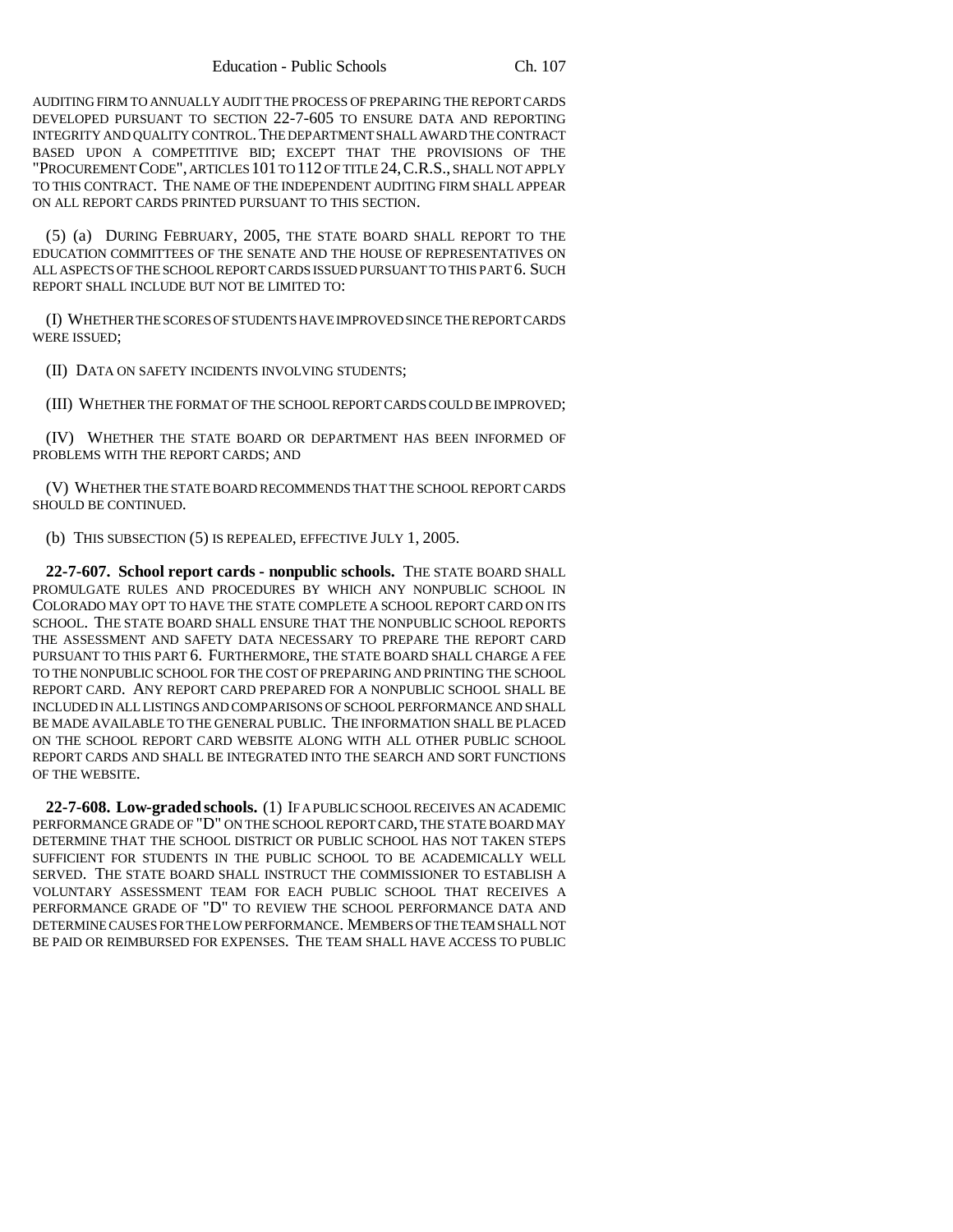AUDITING FIRM TO ANNUALLY AUDIT THE PROCESS OF PREPARING THE REPORT CARDS DEVELOPED PURSUANT TO SECTION 22-7-605 TO ENSURE DATA AND REPORTING INTEGRITY AND QUALITY CONTROL. THE DEPARTMENT SHALL AWARD THE CONTRACT BASED UPON A COMPETITIVE BID; EXCEPT THAT THE PROVISIONS OF THE "PROCUREMENT CODE", ARTICLES 101 TO 112 OF TITLE 24, C.R.S., SHALL NOT APPLY TO THIS CONTRACT. THE NAME OF THE INDEPENDENT AUDITING FIRM SHALL APPEAR ON ALL REPORT CARDS PRINTED PURSUANT TO THIS SECTION.

(5) (a) DURING FEBRUARY, 2005, THE STATE BOARD SHALL REPORT TO THE EDUCATION COMMITTEES OF THE SENATE AND THE HOUSE OF REPRESENTATIVES ON ALL ASPECTS OF THE SCHOOL REPORT CARDS ISSUED PURSUANT TO THIS PART 6. SUCH REPORT SHALL INCLUDE BUT NOT BE LIMITED TO:

(I) WHETHER THE SCORES OF STUDENTS HAVE IMPROVED SINCE THE REPORT CARDS WERE ISSUED;

(II) DATA ON SAFETY INCIDENTS INVOLVING STUDENTS;

(III) WHETHER THE FORMAT OF THE SCHOOL REPORT CARDS COULD BE IMPROVED;

(IV) WHETHER THE STATE BOARD OR DEPARTMENT HAS BEEN INFORMED OF PROBLEMS WITH THE REPORT CARDS; AND

(V) WHETHER THE STATE BOARD RECOMMENDS THAT THE SCHOOL REPORT CARDS SHOULD BE CONTINUED.

(b) THIS SUBSECTION (5) IS REPEALED, EFFECTIVE JULY 1, 2005.

**22-7-607. School report cards - nonpublic schools.** THE STATE BOARD SHALL PROMULGATE RULES AND PROCEDURES BY WHICH ANY NONPUBLIC SCHOOL IN COLORADO MAY OPT TO HAVE THE STATE COMPLETE A SCHOOL REPORT CARD ON ITS SCHOOL. THE STATE BOARD SHALL ENSURE THAT THE NONPUBLIC SCHOOL REPORTS THE ASSESSMENT AND SAFETY DATA NECESSARY TO PREPARE THE REPORT CARD PURSUANT TO THIS PART 6. FURTHERMORE, THE STATE BOARD SHALL CHARGE A FEE TO THE NONPUBLIC SCHOOL FOR THE COST OF PREPARING AND PRINTING THE SCHOOL REPORT CARD. ANY REPORT CARD PREPARED FOR A NONPUBLIC SCHOOL SHALL BE INCLUDED IN ALL LISTINGS AND COMPARISONS OF SCHOOL PERFORMANCE AND SHALL BE MADE AVAILABLE TO THE GENERAL PUBLIC. THE INFORMATION SHALL BE PLACED ON THE SCHOOL REPORT CARD WEBSITE ALONG WITH ALL OTHER PUBLIC SCHOOL REPORT CARDS AND SHALL BE INTEGRATED INTO THE SEARCH AND SORT FUNCTIONS OF THE WEBSITE.

**22-7-608. Low-graded schools.** (1) IF A PUBLIC SCHOOL RECEIVES AN ACADEMIC PERFORMANCE GRADE OF "D" ON THE SCHOOL REPORT CARD, THE STATE BOARD MAY DETERMINE THAT THE SCHOOL DISTRICT OR PUBLIC SCHOOL HAS NOT TAKEN STEPS SUFFICIENT FOR STUDENTS IN THE PUBLIC SCHOOL TO BE ACADEMICALLY WELL SERVED. THE STATE BOARD SHALL INSTRUCT THE COMMISSIONER TO ESTABLISH A VOLUNTARY ASSESSMENT TEAM FOR EACH PUBLIC SCHOOL THAT RECEIVES A PERFORMANCE GRADE OF "D" TO REVIEW THE SCHOOL PERFORMANCE DATA AND DETERMINE CAUSES FOR THE LOW PERFORMANCE. MEMBERS OF THE TEAM SHALL NOT BE PAID OR REIMBURSED FOR EXPENSES. THE TEAM SHALL HAVE ACCESS TO PUBLIC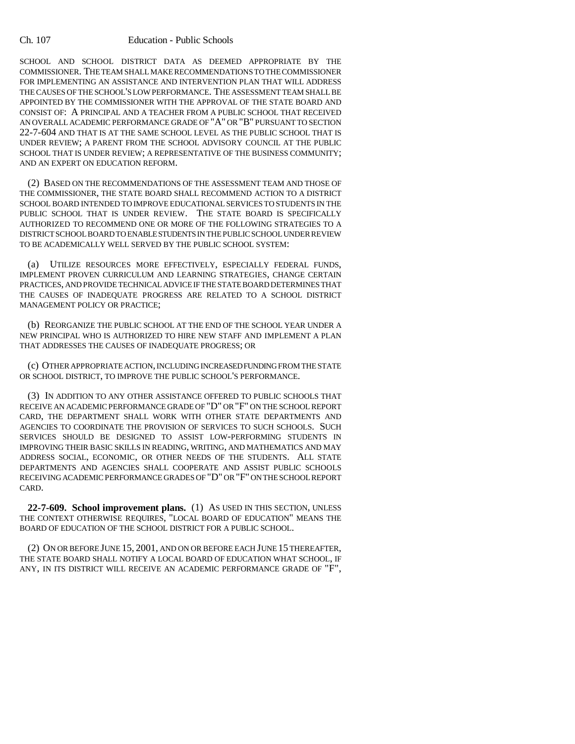SCHOOL AND SCHOOL DISTRICT DATA AS DEEMED APPROPRIATE BY THE COMMISSIONER. THE TEAM SHALL MAKE RECOMMENDATIONS TO THE COMMISSIONER FOR IMPLEMENTING AN ASSISTANCE AND INTERVENTION PLAN THAT WILL ADDRESS THE CAUSES OF THE SCHOOL'S LOW PERFORMANCE. THE ASSESSMENT TEAM SHALL BE APPOINTED BY THE COMMISSIONER WITH THE APPROVAL OF THE STATE BOARD AND CONSIST OF: A PRINCIPAL AND A TEACHER FROM A PUBLIC SCHOOL THAT RECEIVED AN OVERALL ACADEMIC PERFORMANCE GRADE OF "A" OR "B" PURSUANT TO SECTION 22-7-604 AND THAT IS AT THE SAME SCHOOL LEVEL AS THE PUBLIC SCHOOL THAT IS UNDER REVIEW; A PARENT FROM THE SCHOOL ADVISORY COUNCIL AT THE PUBLIC SCHOOL THAT IS UNDER REVIEW; A REPRESENTATIVE OF THE BUSINESS COMMUNITY; AND AN EXPERT ON EDUCATION REFORM.

(2) BASED ON THE RECOMMENDATIONS OF THE ASSESSMENT TEAM AND THOSE OF THE COMMISSIONER, THE STATE BOARD SHALL RECOMMEND ACTION TO A DISTRICT SCHOOL BOARD INTENDED TO IMPROVE EDUCATIONAL SERVICES TO STUDENTS IN THE PUBLIC SCHOOL THAT IS UNDER REVIEW. THE STATE BOARD IS SPECIFICALLY AUTHORIZED TO RECOMMEND ONE OR MORE OF THE FOLLOWING STRATEGIES TO A DISTRICT SCHOOL BOARD TO ENABLE STUDENTS IN THE PUBLIC SCHOOL UNDER REVIEW TO BE ACADEMICALLY WELL SERVED BY THE PUBLIC SCHOOL SYSTEM:

(a) UTILIZE RESOURCES MORE EFFECTIVELY, ESPECIALLY FEDERAL FUNDS, IMPLEMENT PROVEN CURRICULUM AND LEARNING STRATEGIES, CHANGE CERTAIN PRACTICES, AND PROVIDE TECHNICAL ADVICE IF THE STATE BOARD DETERMINES THAT THE CAUSES OF INADEQUATE PROGRESS ARE RELATED TO A SCHOOL DISTRICT MANAGEMENT POLICY OR PRACTICE;

(b) REORGANIZE THE PUBLIC SCHOOL AT THE END OF THE SCHOOL YEAR UNDER A NEW PRINCIPAL WHO IS AUTHORIZED TO HIRE NEW STAFF AND IMPLEMENT A PLAN THAT ADDRESSES THE CAUSES OF INADEQUATE PROGRESS; OR

(c) OTHER APPROPRIATE ACTION, INCLUDING INCREASED FUNDING FROM THE STATE OR SCHOOL DISTRICT, TO IMPROVE THE PUBLIC SCHOOL'S PERFORMANCE.

(3) IN ADDITION TO ANY OTHER ASSISTANCE OFFERED TO PUBLIC SCHOOLS THAT RECEIVE AN ACADEMIC PERFORMANCE GRADE OF "D" OR "F" ON THE SCHOOL REPORT CARD, THE DEPARTMENT SHALL WORK WITH OTHER STATE DEPARTMENTS AND AGENCIES TO COORDINATE THE PROVISION OF SERVICES TO SUCH SCHOOLS. SUCH SERVICES SHOULD BE DESIGNED TO ASSIST LOW-PERFORMING STUDENTS IN IMPROVING THEIR BASIC SKILLS IN READING, WRITING, AND MATHEMATICS AND MAY ADDRESS SOCIAL, ECONOMIC, OR OTHER NEEDS OF THE STUDENTS. ALL STATE DEPARTMENTS AND AGENCIES SHALL COOPERATE AND ASSIST PUBLIC SCHOOLS RECEIVING ACADEMIC PERFORMANCE GRADES OF "D" OR "F" ON THE SCHOOL REPORT CARD.

**22-7-609. School improvement plans.** (1) AS USED IN THIS SECTION, UNLESS THE CONTEXT OTHERWISE REQUIRES, "LOCAL BOARD OF EDUCATION" MEANS THE BOARD OF EDUCATION OF THE SCHOOL DISTRICT FOR A PUBLIC SCHOOL.

(2) ON OR BEFORE JUNE 15, 2001, AND ON OR BEFORE EACH JUNE 15 THEREAFTER, THE STATE BOARD SHALL NOTIFY A LOCAL BOARD OF EDUCATION WHAT SCHOOL, IF ANY, IN ITS DISTRICT WILL RECEIVE AN ACADEMIC PERFORMANCE GRADE OF "F",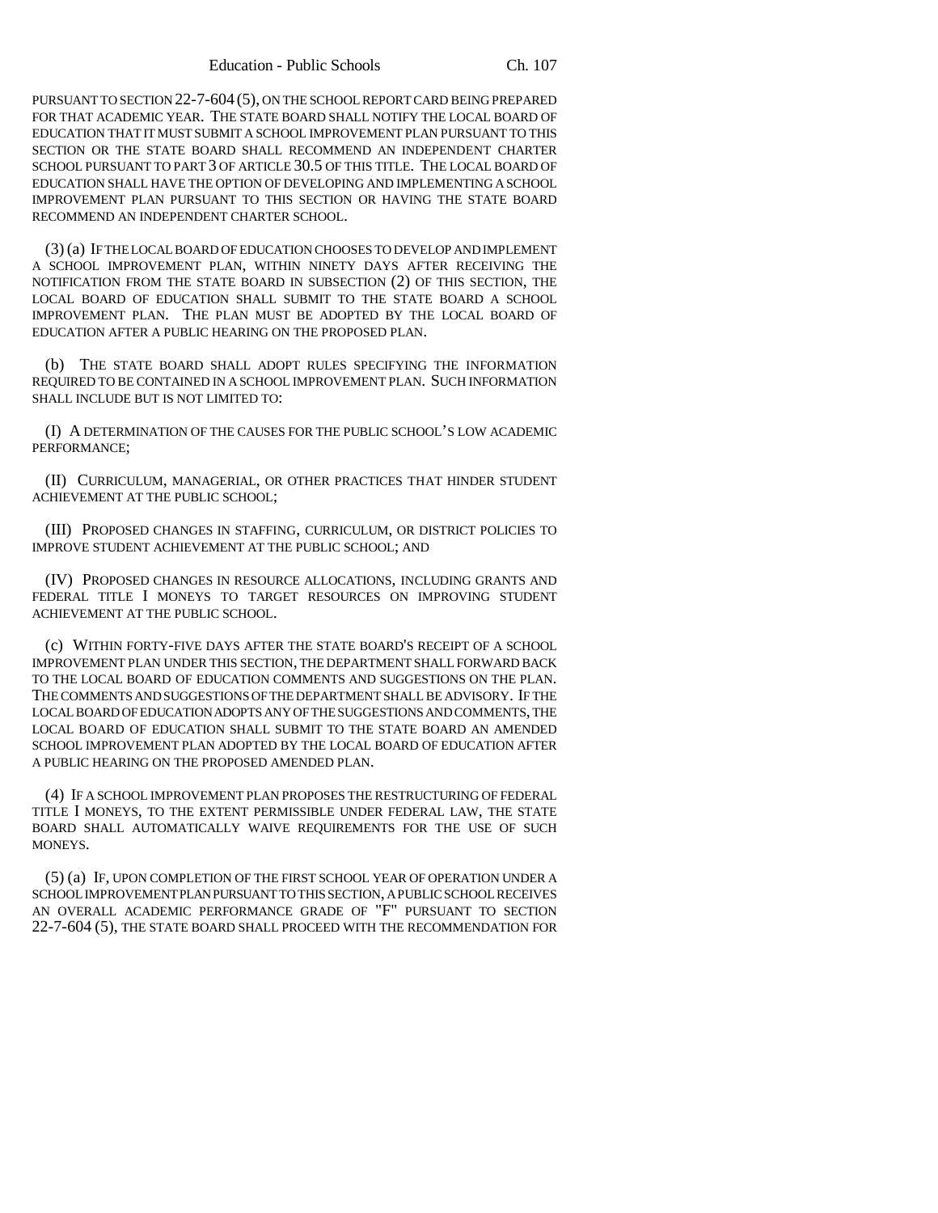PURSUANT TO SECTION 22-7-604 (5), ON THE SCHOOL REPORT CARD BEING PREPARED FOR THAT ACADEMIC YEAR. THE STATE BOARD SHALL NOTIFY THE LOCAL BOARD OF EDUCATION THAT IT MUST SUBMIT A SCHOOL IMPROVEMENT PLAN PURSUANT TO THIS SECTION OR THE STATE BOARD SHALL RECOMMEND AN INDEPENDENT CHARTER SCHOOL PURSUANT TO PART 3 OF ARTICLE 30.5 OF THIS TITLE. THE LOCAL BOARD OF EDUCATION SHALL HAVE THE OPTION OF DEVELOPING AND IMPLEMENTING A SCHOOL IMPROVEMENT PLAN PURSUANT TO THIS SECTION OR HAVING THE STATE BOARD RECOMMEND AN INDEPENDENT CHARTER SCHOOL.

(3) (a) IF THE LOCAL BOARD OF EDUCATION CHOOSES TO DEVELOP AND IMPLEMENT A SCHOOL IMPROVEMENT PLAN, WITHIN NINETY DAYS AFTER RECEIVING THE NOTIFICATION FROM THE STATE BOARD IN SUBSECTION (2) OF THIS SECTION, THE LOCAL BOARD OF EDUCATION SHALL SUBMIT TO THE STATE BOARD A SCHOOL IMPROVEMENT PLAN. THE PLAN MUST BE ADOPTED BY THE LOCAL BOARD OF EDUCATION AFTER A PUBLIC HEARING ON THE PROPOSED PLAN.

(b) THE STATE BOARD SHALL ADOPT RULES SPECIFYING THE INFORMATION REQUIRED TO BE CONTAINED IN A SCHOOL IMPROVEMENT PLAN. SUCH INFORMATION SHALL INCLUDE BUT IS NOT LIMITED TO:

(I) A DETERMINATION OF THE CAUSES FOR THE PUBLIC SCHOOL'S LOW ACADEMIC PERFORMANCE;

(II) CURRICULUM, MANAGERIAL, OR OTHER PRACTICES THAT HINDER STUDENT ACHIEVEMENT AT THE PUBLIC SCHOOL;

(III) PROPOSED CHANGES IN STAFFING, CURRICULUM, OR DISTRICT POLICIES TO IMPROVE STUDENT ACHIEVEMENT AT THE PUBLIC SCHOOL; AND

(IV) PROPOSED CHANGES IN RESOURCE ALLOCATIONS, INCLUDING GRANTS AND FEDERAL TITLE I MONEYS TO TARGET RESOURCES ON IMPROVING STUDENT ACHIEVEMENT AT THE PUBLIC SCHOOL.

(c) WITHIN FORTY-FIVE DAYS AFTER THE STATE BOARD'S RECEIPT OF A SCHOOL IMPROVEMENT PLAN UNDER THIS SECTION, THE DEPARTMENT SHALL FORWARD BACK TO THE LOCAL BOARD OF EDUCATION COMMENTS AND SUGGESTIONS ON THE PLAN. THE COMMENTS AND SUGGESTIONS OF THE DEPARTMENT SHALL BE ADVISORY. IF THE LOCAL BOARD OF EDUCATION ADOPTS ANY OF THE SUGGESTIONS AND COMMENTS, THE LOCAL BOARD OF EDUCATION SHALL SUBMIT TO THE STATE BOARD AN AMENDED SCHOOL IMPROVEMENT PLAN ADOPTED BY THE LOCAL BOARD OF EDUCATION AFTER A PUBLIC HEARING ON THE PROPOSED AMENDED PLAN.

(4) IF A SCHOOL IMPROVEMENT PLAN PROPOSES THE RESTRUCTURING OF FEDERAL TITLE I MONEYS, TO THE EXTENT PERMISSIBLE UNDER FEDERAL LAW, THE STATE BOARD SHALL AUTOMATICALLY WAIVE REQUIREMENTS FOR THE USE OF SUCH MONEYS.

(5) (a) IF, UPON COMPLETION OF THE FIRST SCHOOL YEAR OF OPERATION UNDER A SCHOOL IMPROVEMENT PLAN PURSUANT TO THIS SECTION, A PUBLIC SCHOOL RECEIVES AN OVERALL ACADEMIC PERFORMANCE GRADE OF "F" PURSUANT TO SECTION 22-7-604 (5), THE STATE BOARD SHALL PROCEED WITH THE RECOMMENDATION FOR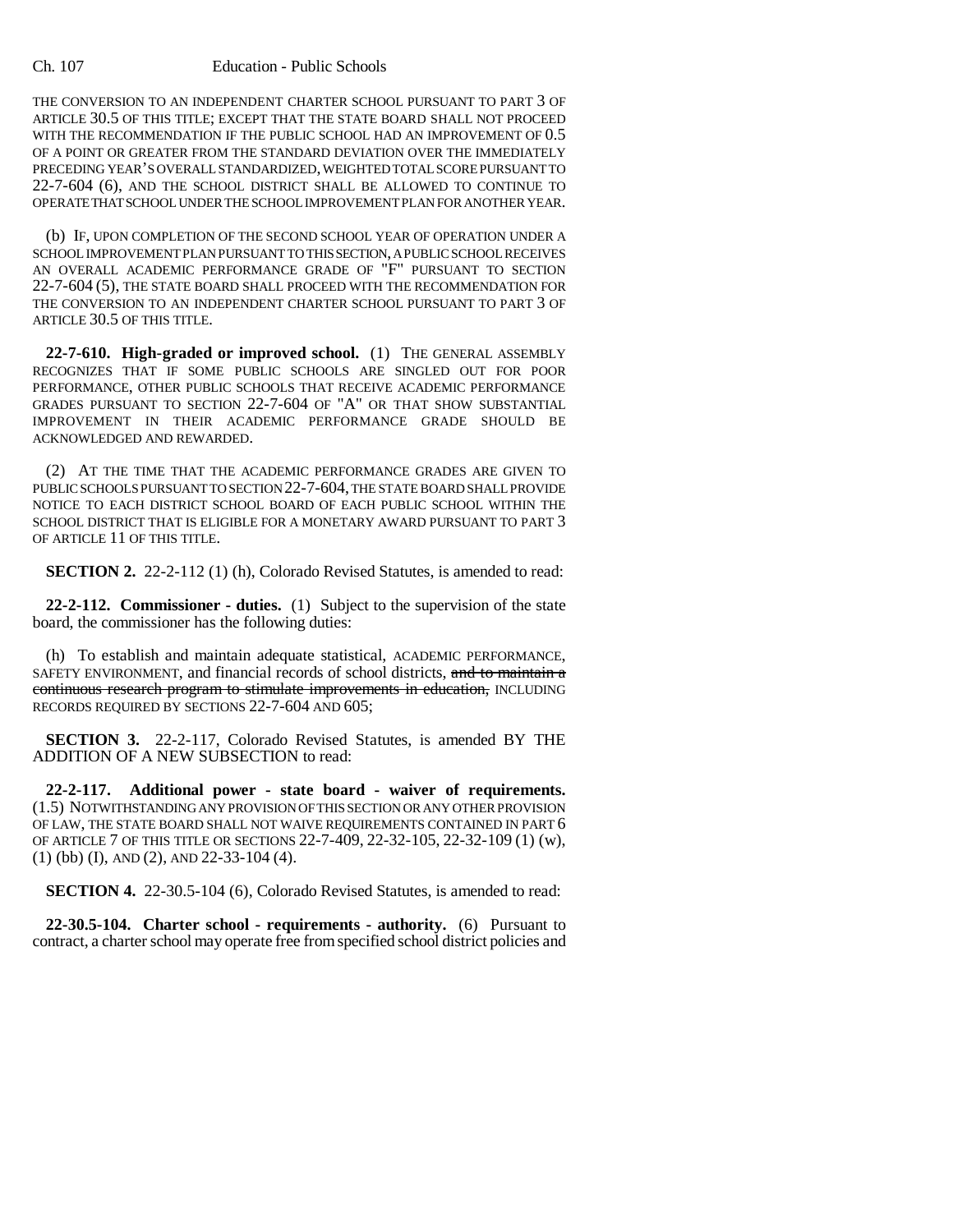THE CONVERSION TO AN INDEPENDENT CHARTER SCHOOL PURSUANT TO PART 3 OF ARTICLE 30.5 OF THIS TITLE; EXCEPT THAT THE STATE BOARD SHALL NOT PROCEED WITH THE RECOMMENDATION IF THE PUBLIC SCHOOL HAD AN IMPROVEMENT OF 0.5 OF A POINT OR GREATER FROM THE STANDARD DEVIATION OVER THE IMMEDIATELY PRECEDING YEAR'S OVERALL STANDARDIZED, WEIGHTED TOTAL SCORE PURSUANT TO 22-7-604 (6), AND THE SCHOOL DISTRICT SHALL BE ALLOWED TO CONTINUE TO OPERATE THAT SCHOOL UNDER THE SCHOOL IMPROVEMENT PLAN FOR ANOTHER YEAR.

(b) IF, UPON COMPLETION OF THE SECOND SCHOOL YEAR OF OPERATION UNDER A SCHOOL IMPROVEMENT PLAN PURSUANT TO THIS SECTION, A PUBLIC SCHOOL RECEIVES AN OVERALL ACADEMIC PERFORMANCE GRADE OF "F" PURSUANT TO SECTION 22-7-604 (5), THE STATE BOARD SHALL PROCEED WITH THE RECOMMENDATION FOR THE CONVERSION TO AN INDEPENDENT CHARTER SCHOOL PURSUANT TO PART 3 OF ARTICLE 30.5 OF THIS TITLE.

**22-7-610. High-graded or improved school.** (1) THE GENERAL ASSEMBLY RECOGNIZES THAT IF SOME PUBLIC SCHOOLS ARE SINGLED OUT FOR POOR PERFORMANCE, OTHER PUBLIC SCHOOLS THAT RECEIVE ACADEMIC PERFORMANCE GRADES PURSUANT TO SECTION 22-7-604 OF "A" OR THAT SHOW SUBSTANTIAL IMPROVEMENT IN THEIR ACADEMIC PERFORMANCE GRADE SHOULD BE ACKNOWLEDGED AND REWARDED.

(2) AT THE TIME THAT THE ACADEMIC PERFORMANCE GRADES ARE GIVEN TO PUBLIC SCHOOLS PURSUANT TO SECTION 22-7-604, THE STATE BOARD SHALL PROVIDE NOTICE TO EACH DISTRICT SCHOOL BOARD OF EACH PUBLIC SCHOOL WITHIN THE SCHOOL DISTRICT THAT IS ELIGIBLE FOR A MONETARY AWARD PURSUANT TO PART 3 OF ARTICLE 11 OF THIS TITLE.

**SECTION 2.** 22-2-112 (1) (h), Colorado Revised Statutes, is amended to read:

**22-2-112. Commissioner - duties.** (1) Subject to the supervision of the state board, the commissioner has the following duties:

(h) To establish and maintain adequate statistical, ACADEMIC PERFORMANCE, SAFETY ENVIRONMENT, and financial records of school districts, ~~and to maintain a continuous research program to stimulate improvements in education,~~ INCLUDING RECORDS REQUIRED BY SECTIONS 22-7-604 AND 605;

**SECTION 3.** 22-2-117, Colorado Revised Statutes, is amended BY THE ADDITION OF A NEW SUBSECTION to read:

**22-2-117. Additional power - state board - waiver of requirements.** (1.5) NOTWITHSTANDING ANY PROVISION OF THIS SECTION OR ANY OTHER PROVISION OF LAW, THE STATE BOARD SHALL NOT WAIVE REQUIREMENTS CONTAINED IN PART 6 OF ARTICLE 7 OF THIS TITLE OR SECTIONS 22-7-409, 22-32-105, 22-32-109 (1) (w), (1) (bb) (I), AND (2), AND 22-33-104 (4).

**SECTION 4.** 22-30.5-104 (6), Colorado Revised Statutes, is amended to read:

**22-30.5-104. Charter school - requirements - authority.** (6) Pursuant to contract, a charter school may operate free from specified school district policies and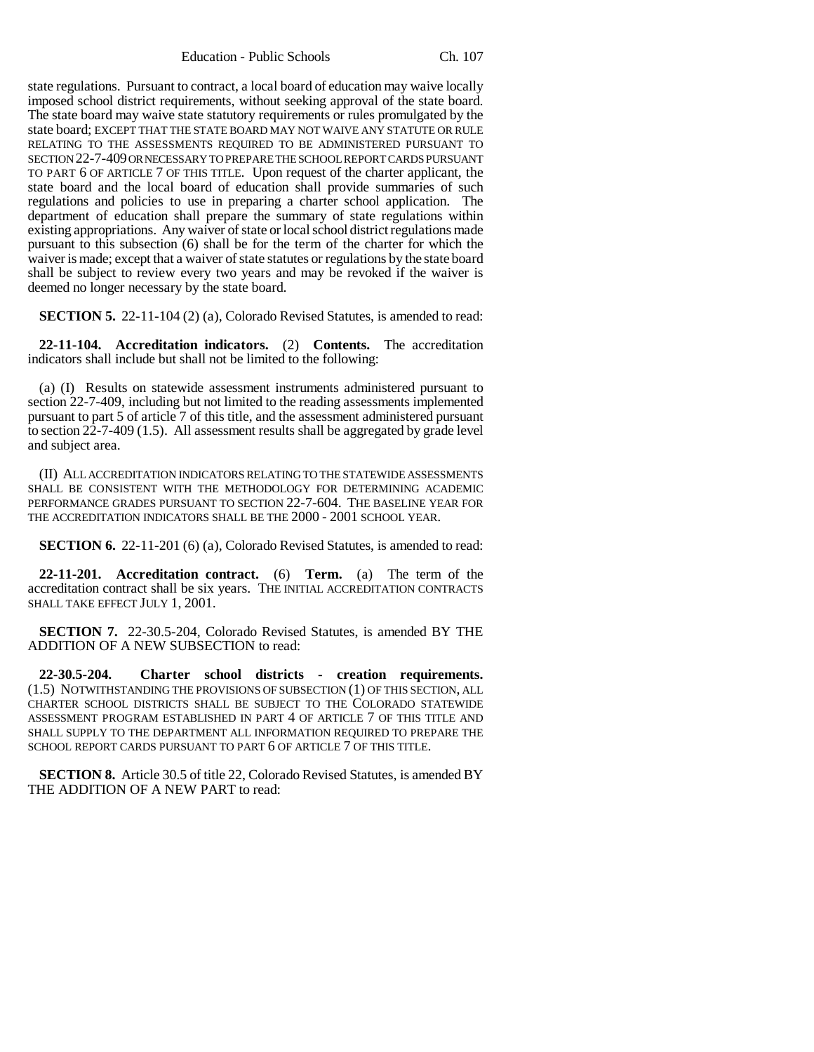state regulations. Pursuant to contract, a local board of education may waive locally imposed school district requirements, without seeking approval of the state board. The state board may waive state statutory requirements or rules promulgated by the state board; EXCEPT THAT THE STATE BOARD MAY NOT WAIVE ANY STATUTE OR RULE RELATING TO THE ASSESSMENTS REQUIRED TO BE ADMINISTERED PURSUANT TO SECTION 22-7-409 OR NECESSARY TO PREPARE THE SCHOOL REPORT CARDS PURSUANT TO PART 6 OF ARTICLE 7 OF THIS TITLE. Upon request of the charter applicant, the state board and the local board of education shall provide summaries of such regulations and policies to use in preparing a charter school application. The department of education shall prepare the summary of state regulations within existing appropriations. Any waiver of state or local school district regulations made pursuant to this subsection (6) shall be for the term of the charter for which the waiver is made; except that a waiver of state statutes or regulations by the state board shall be subject to review every two years and may be revoked if the waiver is deemed no longer necessary by the state board.

**SECTION 5.** 22-11-104 (2) (a), Colorado Revised Statutes, is amended to read:

**22-11-104. Accreditation indicators.** (2) **Contents.** The accreditation indicators shall include but shall not be limited to the following:

(a) (I) Results on statewide assessment instruments administered pursuant to section 22-7-409, including but not limited to the reading assessments implemented pursuant to part 5 of article 7 of this title, and the assessment administered pursuant to section 22-7-409 (1.5). All assessment results shall be aggregated by grade level and subject area.

(II) ALL ACCREDITATION INDICATORS RELATING TO THE STATEWIDE ASSESSMENTS SHALL BE CONSISTENT WITH THE METHODOLOGY FOR DETERMINING ACADEMIC PERFORMANCE GRADES PURSUANT TO SECTION 22-7-604. THE BASELINE YEAR FOR THE ACCREDITATION INDICATORS SHALL BE THE 2000 - 2001 SCHOOL YEAR.

**SECTION 6.** 22-11-201 (6) (a), Colorado Revised Statutes, is amended to read:

**22-11-201. Accreditation contract.** (6) **Term.** (a) The term of the accreditation contract shall be six years. THE INITIAL ACCREDITATION CONTRACTS SHALL TAKE EFFECT JULY 1, 2001.

**SECTION 7.** 22-30.5-204, Colorado Revised Statutes, is amended BY THE ADDITION OF A NEW SUBSECTION to read:

**22-30.5-204. Charter school districts - creation requirements.** (1.5) NOTWITHSTANDING THE PROVISIONS OF SUBSECTION (1) OF THIS SECTION, ALL CHARTER SCHOOL DISTRICTS SHALL BE SUBJECT TO THE COLORADO STATEWIDE ASSESSMENT PROGRAM ESTABLISHED IN PART 4 OF ARTICLE 7 OF THIS TITLE AND SHALL SUPPLY TO THE DEPARTMENT ALL INFORMATION REQUIRED TO PREPARE THE SCHOOL REPORT CARDS PURSUANT TO PART 6 OF ARTICLE 7 OF THIS TITLE.

**SECTION 8.** Article 30.5 of title 22, Colorado Revised Statutes, is amended BY THE ADDITION OF A NEW PART to read: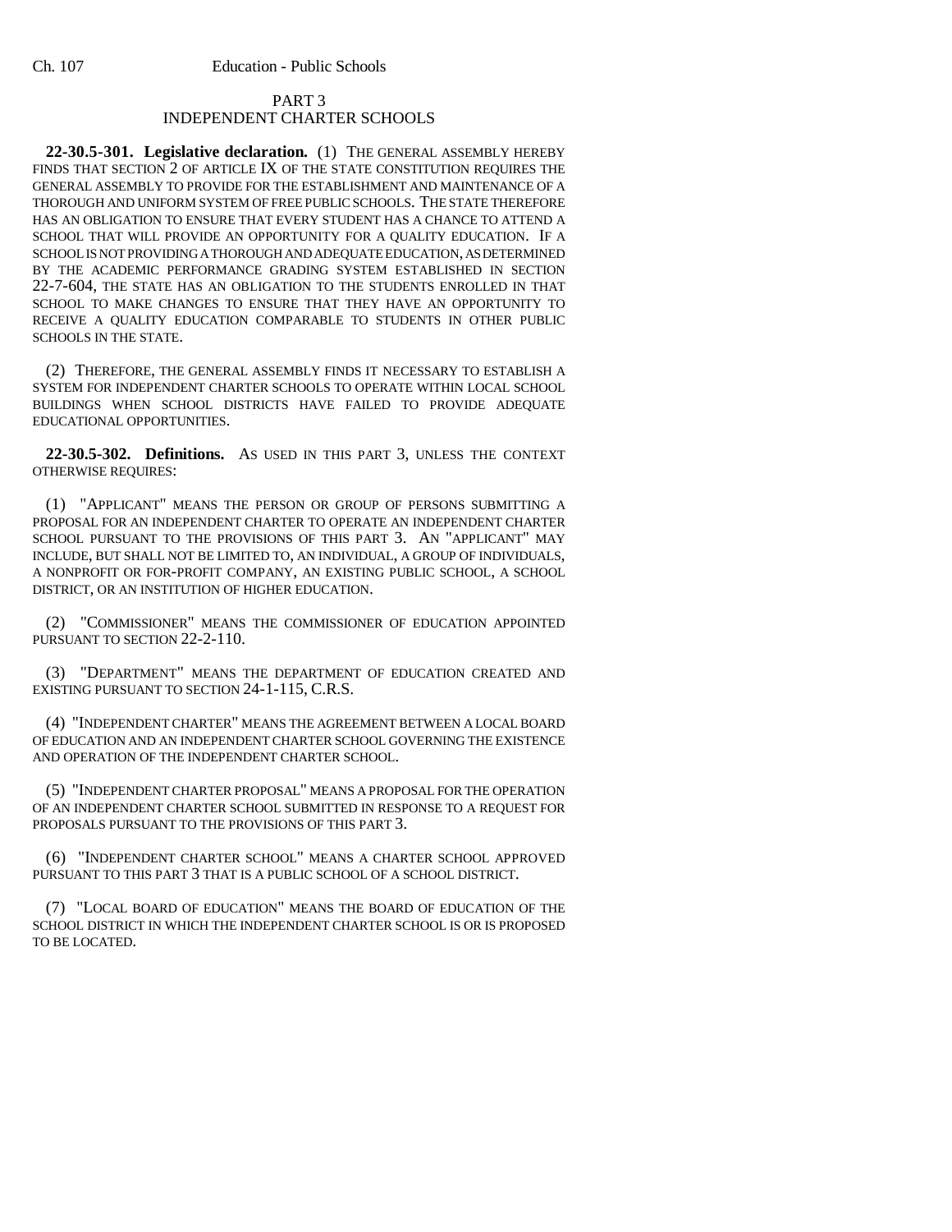## PART 3
## INDEPENDENT CHARTER SCHOOLS

**22-30.5-301. Legislative declaration.** (1) THE GENERAL ASSEMBLY HEREBY FINDS THAT SECTION 2 OF ARTICLE IX OF THE STATE CONSTITUTION REQUIRES THE GENERAL ASSEMBLY TO PROVIDE FOR THE ESTABLISHMENT AND MAINTENANCE OF A THOROUGH AND UNIFORM SYSTEM OF FREE PUBLIC SCHOOLS. THE STATE THEREFORE HAS AN OBLIGATION TO ENSURE THAT EVERY STUDENT HAS A CHANCE TO ATTEND A SCHOOL THAT WILL PROVIDE AN OPPORTUNITY FOR A QUALITY EDUCATION. IF A SCHOOL IS NOT PROVIDING A THOROUGH AND ADEQUATE EDUCATION, AS DETERMINED BY THE ACADEMIC PERFORMANCE GRADING SYSTEM ESTABLISHED IN SECTION 22-7-604, THE STATE HAS AN OBLIGATION TO THE STUDENTS ENROLLED IN THAT SCHOOL TO MAKE CHANGES TO ENSURE THAT THEY HAVE AN OPPORTUNITY TO RECEIVE A QUALITY EDUCATION COMPARABLE TO STUDENTS IN OTHER PUBLIC SCHOOLS IN THE STATE.

(2) THEREFORE, THE GENERAL ASSEMBLY FINDS IT NECESSARY TO ESTABLISH A SYSTEM FOR INDEPENDENT CHARTER SCHOOLS TO OPERATE WITHIN LOCAL SCHOOL BUILDINGS WHEN SCHOOL DISTRICTS HAVE FAILED TO PROVIDE ADEQUATE EDUCATIONAL OPPORTUNITIES.

**22-30.5-302. Definitions.** AS USED IN THIS PART 3, UNLESS THE CONTEXT OTHERWISE REQUIRES:

(1) "APPLICANT" MEANS THE PERSON OR GROUP OF PERSONS SUBMITTING A PROPOSAL FOR AN INDEPENDENT CHARTER TO OPERATE AN INDEPENDENT CHARTER SCHOOL PURSUANT TO THE PROVISIONS OF THIS PART 3. AN "APPLICANT" MAY INCLUDE, BUT SHALL NOT BE LIMITED TO, AN INDIVIDUAL, A GROUP OF INDIVIDUALS, A NONPROFIT OR FOR-PROFIT COMPANY, AN EXISTING PUBLIC SCHOOL, A SCHOOL DISTRICT, OR AN INSTITUTION OF HIGHER EDUCATION.

(2) "COMMISSIONER" MEANS THE COMMISSIONER OF EDUCATION APPOINTED PURSUANT TO SECTION 22-2-110.

(3) "DEPARTMENT" MEANS THE DEPARTMENT OF EDUCATION CREATED AND EXISTING PURSUANT TO SECTION 24-1-115, C.R.S.

(4) "INDEPENDENT CHARTER" MEANS THE AGREEMENT BETWEEN A LOCAL BOARD OF EDUCATION AND AN INDEPENDENT CHARTER SCHOOL GOVERNING THE EXISTENCE AND OPERATION OF THE INDEPENDENT CHARTER SCHOOL.

(5) "INDEPENDENT CHARTER PROPOSAL" MEANS A PROPOSAL FOR THE OPERATION OF AN INDEPENDENT CHARTER SCHOOL SUBMITTED IN RESPONSE TO A REQUEST FOR PROPOSALS PURSUANT TO THE PROVISIONS OF THIS PART 3.

(6) "INDEPENDENT CHARTER SCHOOL" MEANS A CHARTER SCHOOL APPROVED PURSUANT TO THIS PART 3 THAT IS A PUBLIC SCHOOL OF A SCHOOL DISTRICT.

(7) "LOCAL BOARD OF EDUCATION" MEANS THE BOARD OF EDUCATION OF THE SCHOOL DISTRICT IN WHICH THE INDEPENDENT CHARTER SCHOOL IS OR IS PROPOSED TO BE LOCATED.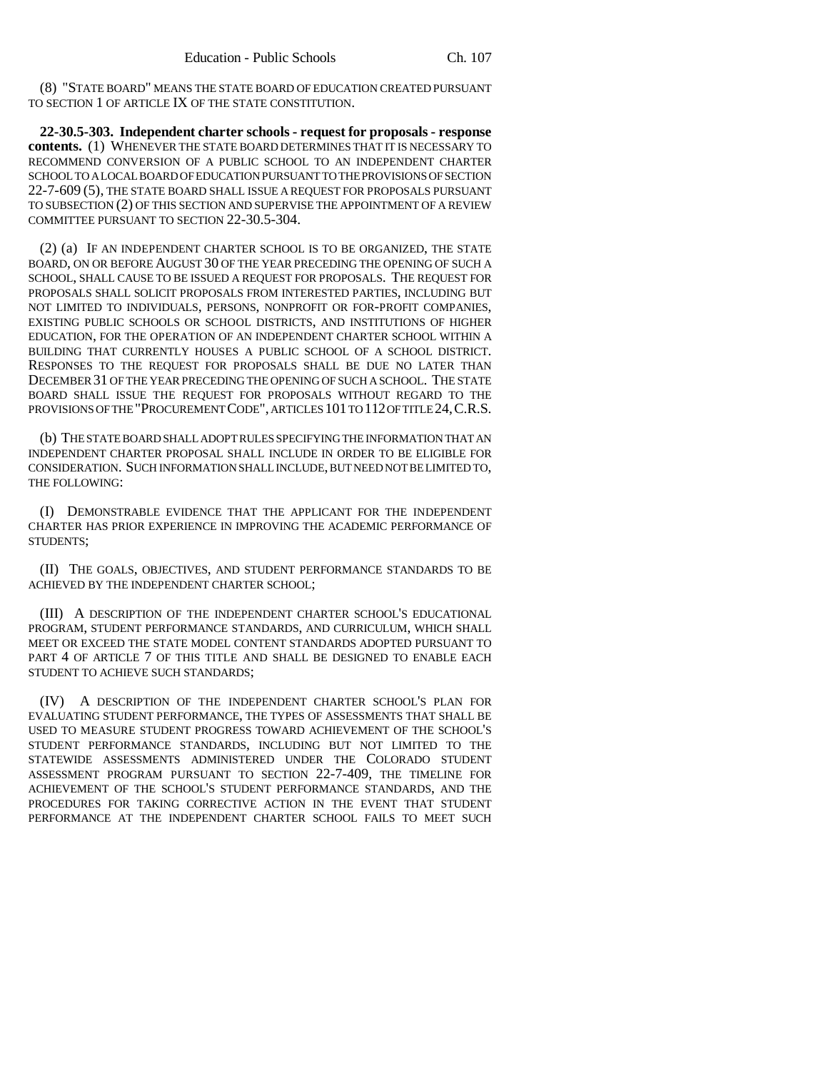(8) "STATE BOARD" MEANS THE STATE BOARD OF EDUCATION CREATED PURSUANT TO SECTION 1 OF ARTICLE IX OF THE STATE CONSTITUTION.

**22-30.5-303. Independent charter schools - request for proposals - response contents.** (1) WHENEVER THE STATE BOARD DETERMINES THAT IT IS NECESSARY TO RECOMMEND CONVERSION OF A PUBLIC SCHOOL TO AN INDEPENDENT CHARTER SCHOOL TO A LOCAL BOARD OF EDUCATION PURSUANT TO THE PROVISIONS OF SECTION 22-7-609 (5), THE STATE BOARD SHALL ISSUE A REQUEST FOR PROPOSALS PURSUANT TO SUBSECTION (2) OF THIS SECTION AND SUPERVISE THE APPOINTMENT OF A REVIEW COMMITTEE PURSUANT TO SECTION 22-30.5-304.

(2) (a) IF AN INDEPENDENT CHARTER SCHOOL IS TO BE ORGANIZED, THE STATE BOARD, ON OR BEFORE AUGUST 30 OF THE YEAR PRECEDING THE OPENING OF SUCH A SCHOOL, SHALL CAUSE TO BE ISSUED A REQUEST FOR PROPOSALS. THE REQUEST FOR PROPOSALS SHALL SOLICIT PROPOSALS FROM INTERESTED PARTIES, INCLUDING BUT NOT LIMITED TO INDIVIDUALS, PERSONS, NONPROFIT OR FOR-PROFIT COMPANIES, EXISTING PUBLIC SCHOOLS OR SCHOOL DISTRICTS, AND INSTITUTIONS OF HIGHER EDUCATION, FOR THE OPERATION OF AN INDEPENDENT CHARTER SCHOOL WITHIN A BUILDING THAT CURRENTLY HOUSES A PUBLIC SCHOOL OF A SCHOOL DISTRICT. RESPONSES TO THE REQUEST FOR PROPOSALS SHALL BE DUE NO LATER THAN DECEMBER 31 OF THE YEAR PRECEDING THE OPENING OF SUCH A SCHOOL. THE STATE BOARD SHALL ISSUE THE REQUEST FOR PROPOSALS WITHOUT REGARD TO THE PROVISIONS OF THE "PROCUREMENT CODE", ARTICLES 101 TO 112 OF TITLE 24, C.R.S.

(b) THE STATE BOARD SHALL ADOPT RULES SPECIFYING THE INFORMATION THAT AN INDEPENDENT CHARTER PROPOSAL SHALL INCLUDE IN ORDER TO BE ELIGIBLE FOR CONSIDERATION. SUCH INFORMATION SHALL INCLUDE, BUT NEED NOT BE LIMITED TO, THE FOLLOWING:

(I) DEMONSTRABLE EVIDENCE THAT THE APPLICANT FOR THE INDEPENDENT CHARTER HAS PRIOR EXPERIENCE IN IMPROVING THE ACADEMIC PERFORMANCE OF STUDENTS;

(II) THE GOALS, OBJECTIVES, AND STUDENT PERFORMANCE STANDARDS TO BE ACHIEVED BY THE INDEPENDENT CHARTER SCHOOL;

(III) A DESCRIPTION OF THE INDEPENDENT CHARTER SCHOOL'S EDUCATIONAL PROGRAM, STUDENT PERFORMANCE STANDARDS, AND CURRICULUM, WHICH SHALL MEET OR EXCEED THE STATE MODEL CONTENT STANDARDS ADOPTED PURSUANT TO PART 4 OF ARTICLE 7 OF THIS TITLE AND SHALL BE DESIGNED TO ENABLE EACH STUDENT TO ACHIEVE SUCH STANDARDS;

(IV) A DESCRIPTION OF THE INDEPENDENT CHARTER SCHOOL'S PLAN FOR EVALUATING STUDENT PERFORMANCE, THE TYPES OF ASSESSMENTS THAT SHALL BE USED TO MEASURE STUDENT PROGRESS TOWARD ACHIEVEMENT OF THE SCHOOL'S STUDENT PERFORMANCE STANDARDS, INCLUDING BUT NOT LIMITED TO THE STATEWIDE ASSESSMENTS ADMINISTERED UNDER THE COLORADO STUDENT ASSESSMENT PROGRAM PURSUANT TO SECTION 22-7-409, THE TIMELINE FOR ACHIEVEMENT OF THE SCHOOL'S STUDENT PERFORMANCE STANDARDS, AND THE PROCEDURES FOR TAKING CORRECTIVE ACTION IN THE EVENT THAT STUDENT PERFORMANCE AT THE INDEPENDENT CHARTER SCHOOL FAILS TO MEET SUCH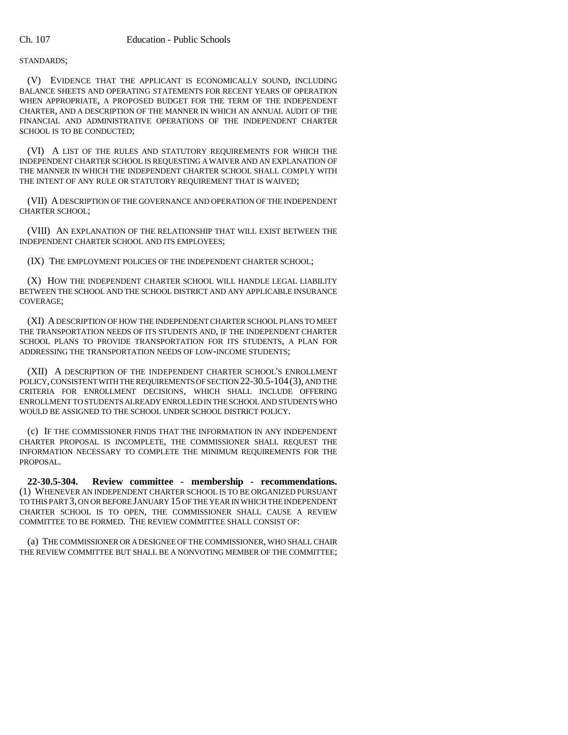STANDARDS;

(V) EVIDENCE THAT THE APPLICANT IS ECONOMICALLY SOUND, INCLUDING BALANCE SHEETS AND OPERATING STATEMENTS FOR RECENT YEARS OF OPERATION WHEN APPROPRIATE, A PROPOSED BUDGET FOR THE TERM OF THE INDEPENDENT CHARTER, AND A DESCRIPTION OF THE MANNER IN WHICH AN ANNUAL AUDIT OF THE FINANCIAL AND ADMINISTRATIVE OPERATIONS OF THE INDEPENDENT CHARTER SCHOOL IS TO BE CONDUCTED;

(VI) A LIST OF THE RULES AND STATUTORY REQUIREMENTS FOR WHICH THE INDEPENDENT CHARTER SCHOOL IS REQUESTING A WAIVER AND AN EXPLANATION OF THE MANNER IN WHICH THE INDEPENDENT CHARTER SCHOOL SHALL COMPLY WITH THE INTENT OF ANY RULE OR STATUTORY REQUIREMENT THAT IS WAIVED;

(VII) A DESCRIPTION OF THE GOVERNANCE AND OPERATION OF THE INDEPENDENT CHARTER SCHOOL;

(VIII) AN EXPLANATION OF THE RELATIONSHIP THAT WILL EXIST BETWEEN THE INDEPENDENT CHARTER SCHOOL AND ITS EMPLOYEES;

(IX) THE EMPLOYMENT POLICIES OF THE INDEPENDENT CHARTER SCHOOL;

(X) HOW THE INDEPENDENT CHARTER SCHOOL WILL HANDLE LEGAL LIABILITY BETWEEN THE SCHOOL AND THE SCHOOL DISTRICT AND ANY APPLICABLE INSURANCE COVERAGE;

(XI) A DESCRIPTION OF HOW THE INDEPENDENT CHARTER SCHOOL PLANS TO MEET THE TRANSPORTATION NEEDS OF ITS STUDENTS AND, IF THE INDEPENDENT CHARTER SCHOOL PLANS TO PROVIDE TRANSPORTATION FOR ITS STUDENTS, A PLAN FOR ADDRESSING THE TRANSPORTATION NEEDS OF LOW-INCOME STUDENTS;

(XII) A DESCRIPTION OF THE INDEPENDENT CHARTER SCHOOL'S ENROLLMENT POLICY, CONSISTENT WITH THE REQUIREMENTS OF SECTION 22-30.5-104 (3), AND THE CRITERIA FOR ENROLLMENT DECISIONS, WHICH SHALL INCLUDE OFFERING ENROLLMENT TO STUDENTS ALREADY ENROLLED IN THE SCHOOL AND STUDENTS WHO WOULD BE ASSIGNED TO THE SCHOOL UNDER SCHOOL DISTRICT POLICY.

(c) IF THE COMMISSIONER FINDS THAT THE INFORMATION IN ANY INDEPENDENT CHARTER PROPOSAL IS INCOMPLETE, THE COMMISSIONER SHALL REQUEST THE INFORMATION NECESSARY TO COMPLETE THE MINIMUM REQUIREMENTS FOR THE PROPOSAL.

**22-30.5-304. Review committee - membership - recommendations.** (1) WHENEVER AN INDEPENDENT CHARTER SCHOOL IS TO BE ORGANIZED PURSUANT TO THIS PART 3, ON OR BEFORE JANUARY 15 OF THE YEAR IN WHICH THE INDEPENDENT CHARTER SCHOOL IS TO OPEN, THE COMMISSIONER SHALL CAUSE A REVIEW COMMITTEE TO BE FORMED. THE REVIEW COMMITTEE SHALL CONSIST OF:

(a) THE COMMISSIONER OR A DESIGNEE OF THE COMMISSIONER, WHO SHALL CHAIR THE REVIEW COMMITTEE BUT SHALL BE A NONVOTING MEMBER OF THE COMMITTEE;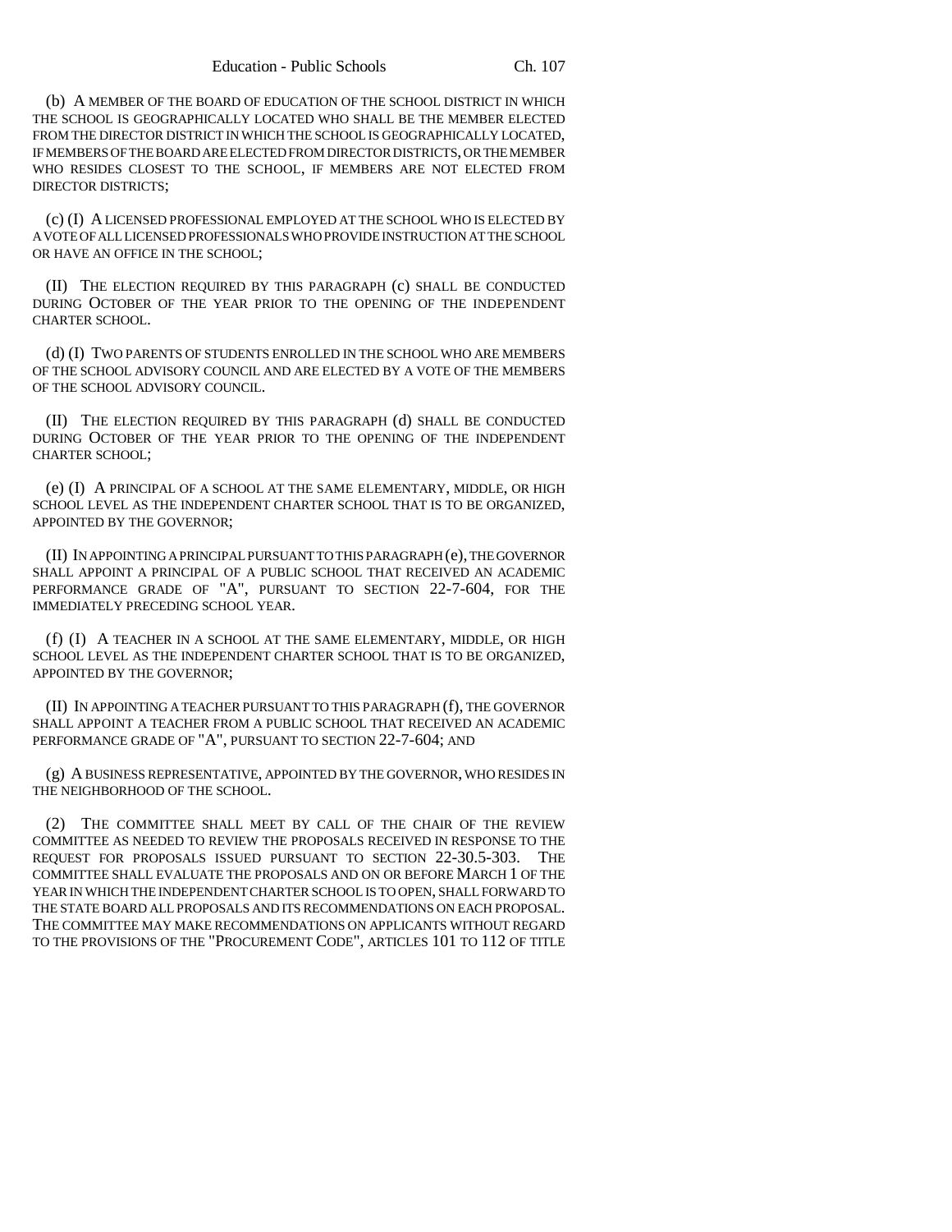(b) A MEMBER OF THE BOARD OF EDUCATION OF THE SCHOOL DISTRICT IN WHICH THE SCHOOL IS GEOGRAPHICALLY LOCATED WHO SHALL BE THE MEMBER ELECTED FROM THE DIRECTOR DISTRICT IN WHICH THE SCHOOL IS GEOGRAPHICALLY LOCATED, IF MEMBERS OF THE BOARD ARE ELECTED FROM DIRECTOR DISTRICTS, OR THE MEMBER WHO RESIDES CLOSEST TO THE SCHOOL, IF MEMBERS ARE NOT ELECTED FROM DIRECTOR DISTRICTS;

(c) (I) A LICENSED PROFESSIONAL EMPLOYED AT THE SCHOOL WHO IS ELECTED BY A VOTE OF ALL LICENSED PROFESSIONALS WHO PROVIDE INSTRUCTION AT THE SCHOOL OR HAVE AN OFFICE IN THE SCHOOL;

(II) THE ELECTION REQUIRED BY THIS PARAGRAPH (c) SHALL BE CONDUCTED DURING OCTOBER OF THE YEAR PRIOR TO THE OPENING OF THE INDEPENDENT CHARTER SCHOOL.

(d) (I) TWO PARENTS OF STUDENTS ENROLLED IN THE SCHOOL WHO ARE MEMBERS OF THE SCHOOL ADVISORY COUNCIL AND ARE ELECTED BY A VOTE OF THE MEMBERS OF THE SCHOOL ADVISORY COUNCIL.

(II) THE ELECTION REQUIRED BY THIS PARAGRAPH (d) SHALL BE CONDUCTED DURING OCTOBER OF THE YEAR PRIOR TO THE OPENING OF THE INDEPENDENT CHARTER SCHOOL;

(e) (I) A PRINCIPAL OF A SCHOOL AT THE SAME ELEMENTARY, MIDDLE, OR HIGH SCHOOL LEVEL AS THE INDEPENDENT CHARTER SCHOOL THAT IS TO BE ORGANIZED, APPOINTED BY THE GOVERNOR;

(II) IN APPOINTING A PRINCIPAL PURSUANT TO THIS PARAGRAPH (e), THE GOVERNOR SHALL APPOINT A PRINCIPAL OF A PUBLIC SCHOOL THAT RECEIVED AN ACADEMIC PERFORMANCE GRADE OF "A", PURSUANT TO SECTION 22-7-604, FOR THE IMMEDIATELY PRECEDING SCHOOL YEAR.

(f) (I) A TEACHER IN A SCHOOL AT THE SAME ELEMENTARY, MIDDLE, OR HIGH SCHOOL LEVEL AS THE INDEPENDENT CHARTER SCHOOL THAT IS TO BE ORGANIZED, APPOINTED BY THE GOVERNOR;

(II) IN APPOINTING A TEACHER PURSUANT TO THIS PARAGRAPH (f), THE GOVERNOR SHALL APPOINT A TEACHER FROM A PUBLIC SCHOOL THAT RECEIVED AN ACADEMIC PERFORMANCE GRADE OF "A", PURSUANT TO SECTION 22-7-604; AND

(g) A BUSINESS REPRESENTATIVE, APPOINTED BY THE GOVERNOR, WHO RESIDES IN THE NEIGHBORHOOD OF THE SCHOOL.

(2) THE COMMITTEE SHALL MEET BY CALL OF THE CHAIR OF THE REVIEW COMMITTEE AS NEEDED TO REVIEW THE PROPOSALS RECEIVED IN RESPONSE TO THE REQUEST FOR PROPOSALS ISSUED PURSUANT TO SECTION 22-30.5-303. THE COMMITTEE SHALL EVALUATE THE PROPOSALS AND ON OR BEFORE MARCH 1 OF THE YEAR IN WHICH THE INDEPENDENT CHARTER SCHOOL IS TO OPEN, SHALL FORWARD TO THE STATE BOARD ALL PROPOSALS AND ITS RECOMMENDATIONS ON EACH PROPOSAL. THE COMMITTEE MAY MAKE RECOMMENDATIONS ON APPLICANTS WITHOUT REGARD TO THE PROVISIONS OF THE "PROCUREMENT CODE", ARTICLES 101 TO 112 OF TITLE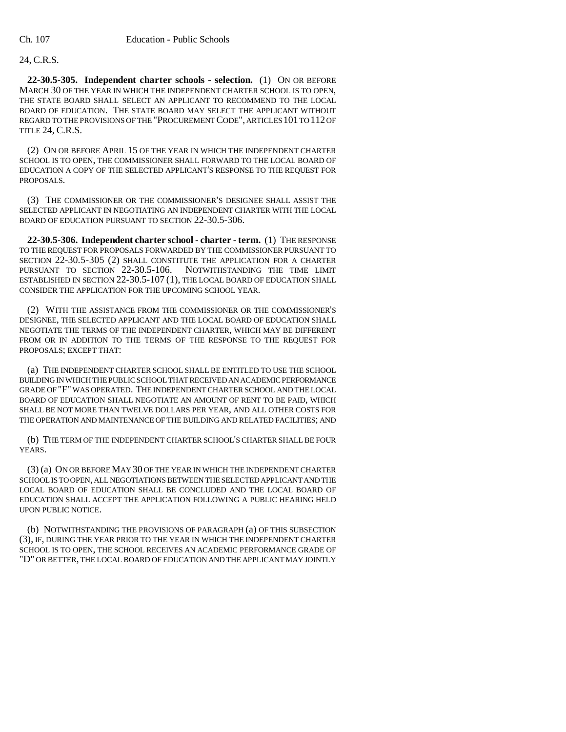24, C.R.S.

**22-30.5-305. Independent charter schools - selection.** (1) ON OR BEFORE MARCH 30 OF THE YEAR IN WHICH THE INDEPENDENT CHARTER SCHOOL IS TO OPEN, THE STATE BOARD SHALL SELECT AN APPLICANT TO RECOMMEND TO THE LOCAL BOARD OF EDUCATION. THE STATE BOARD MAY SELECT THE APPLICANT WITHOUT REGARD TO THE PROVISIONS OF THE "PROCUREMENT CODE", ARTICLES 101 TO 112 OF TITLE 24, C.R.S.

(2) ON OR BEFORE APRIL 15 OF THE YEAR IN WHICH THE INDEPENDENT CHARTER SCHOOL IS TO OPEN, THE COMMISSIONER SHALL FORWARD TO THE LOCAL BOARD OF EDUCATION A COPY OF THE SELECTED APPLICANT'S RESPONSE TO THE REQUEST FOR PROPOSALS.

(3) THE COMMISSIONER OR THE COMMISSIONER'S DESIGNEE SHALL ASSIST THE SELECTED APPLICANT IN NEGOTIATING AN INDEPENDENT CHARTER WITH THE LOCAL BOARD OF EDUCATION PURSUANT TO SECTION 22-30.5-306.

**22-30.5-306. Independent charter school - charter - term.** (1) THE RESPONSE TO THE REQUEST FOR PROPOSALS FORWARDED BY THE COMMISSIONER PURSUANT TO SECTION 22-30.5-305 (2) SHALL CONSTITUTE THE APPLICATION FOR A CHARTER PURSUANT TO SECTION 22-30.5-106. NOTWITHSTANDING THE TIME LIMIT ESTABLISHED IN SECTION 22-30.5-107 (1), THE LOCAL BOARD OF EDUCATION SHALL CONSIDER THE APPLICATION FOR THE UPCOMING SCHOOL YEAR.

(2) WITH THE ASSISTANCE FROM THE COMMISSIONER OR THE COMMISSIONER'S DESIGNEE, THE SELECTED APPLICANT AND THE LOCAL BOARD OF EDUCATION SHALL NEGOTIATE THE TERMS OF THE INDEPENDENT CHARTER, WHICH MAY BE DIFFERENT FROM OR IN ADDITION TO THE TERMS OF THE RESPONSE TO THE REQUEST FOR PROPOSALS; EXCEPT THAT:

(a) THE INDEPENDENT CHARTER SCHOOL SHALL BE ENTITLED TO USE THE SCHOOL BUILDING IN WHICH THE PUBLIC SCHOOL THAT RECEIVED AN ACADEMIC PERFORMANCE GRADE OF "F" WAS OPERATED. THE INDEPENDENT CHARTER SCHOOL AND THE LOCAL BOARD OF EDUCATION SHALL NEGOTIATE AN AMOUNT OF RENT TO BE PAID, WHICH SHALL BE NOT MORE THAN TWELVE DOLLARS PER YEAR, AND ALL OTHER COSTS FOR THE OPERATION AND MAINTENANCE OF THE BUILDING AND RELATED FACILITIES; AND

(b) THE TERM OF THE INDEPENDENT CHARTER SCHOOL'S CHARTER SHALL FOUR YEARS.

(3) (a) ON OR BEFORE MAY 30 OF THE YEAR IN WHICH THE INDEPENDENT CHARTER SCHOOL IS TO OPEN, ALL NEGOTIATIONS BETWEEN THE SELECTED APPLICANT AND THE LOCAL BOARD OF EDUCATION SHALL BE CONCLUDED AND THE LOCAL BOARD OF EDUCATION SHALL ACCEPT THE APPLICATION FOLLOWING A PUBLIC HEARING HELD UPON PUBLIC NOTICE.

(b) NOTWITHSTANDING THE PROVISIONS OF PARAGRAPH (a) OF THIS SUBSECTION (3), IF, DURING THE YEAR PRIOR TO THE YEAR IN WHICH THE INDEPENDENT CHARTER SCHOOL IS TO OPEN, THE SCHOOL RECEIVES AN ACADEMIC PERFORMANCE GRADE OF "D" OR BETTER, THE LOCAL BOARD OF EDUCATION AND THE APPLICANT MAY JOINTLY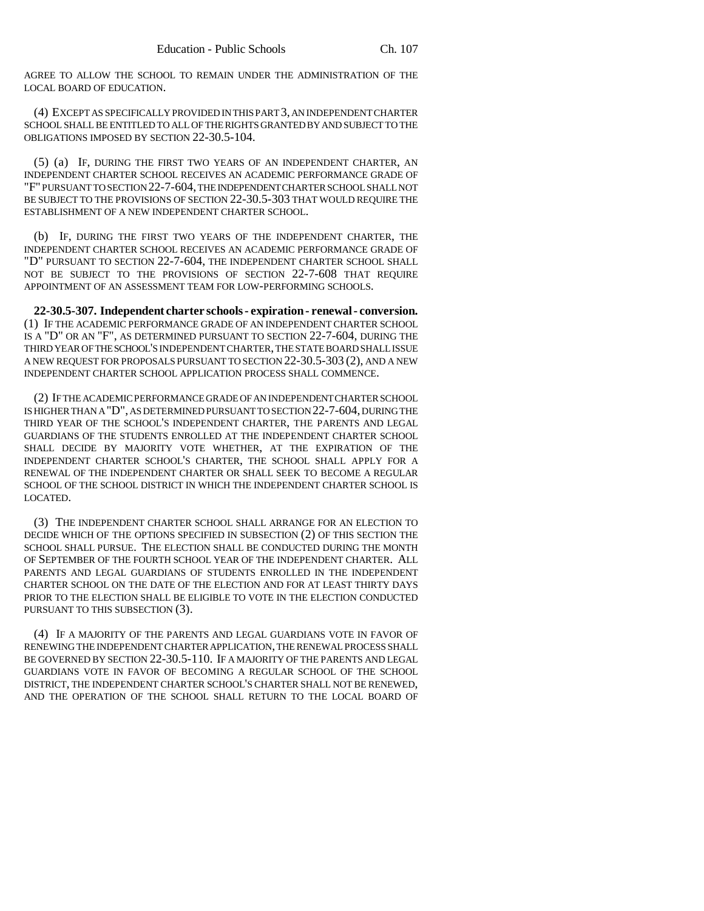AGREE TO ALLOW THE SCHOOL TO REMAIN UNDER THE ADMINISTRATION OF THE LOCAL BOARD OF EDUCATION.

(4) EXCEPT AS SPECIFICALLY PROVIDED IN THIS PART 3, AN INDEPENDENT CHARTER SCHOOL SHALL BE ENTITLED TO ALL OF THE RIGHTS GRANTED BY AND SUBJECT TO THE OBLIGATIONS IMPOSED BY SECTION 22-30.5-104.

(5) (a) IF, DURING THE FIRST TWO YEARS OF AN INDEPENDENT CHARTER, AN INDEPENDENT CHARTER SCHOOL RECEIVES AN ACADEMIC PERFORMANCE GRADE OF "F" PURSUANT TO SECTION 22-7-604, THE INDEPENDENT CHARTER SCHOOL SHALL NOT BE SUBJECT TO THE PROVISIONS OF SECTION 22-30.5-303 THAT WOULD REQUIRE THE ESTABLISHMENT OF A NEW INDEPENDENT CHARTER SCHOOL.

(b) IF, DURING THE FIRST TWO YEARS OF THE INDEPENDENT CHARTER, THE INDEPENDENT CHARTER SCHOOL RECEIVES AN ACADEMIC PERFORMANCE GRADE OF "D" PURSUANT TO SECTION 22-7-604, THE INDEPENDENT CHARTER SCHOOL SHALL NOT BE SUBJECT TO THE PROVISIONS OF SECTION 22-7-608 THAT REQUIRE APPOINTMENT OF AN ASSESSMENT TEAM FOR LOW-PERFORMING SCHOOLS.

**22-30.5-307. Independent charter schools - expiration - renewal - conversion.** (1) IF THE ACADEMIC PERFORMANCE GRADE OF AN INDEPENDENT CHARTER SCHOOL IS A "D" OR AN "F", AS DETERMINED PURSUANT TO SECTION 22-7-604, DURING THE THIRD YEAR OF THE SCHOOL'S INDEPENDENT CHARTER, THE STATE BOARD SHALL ISSUE A NEW REQUEST FOR PROPOSALS PURSUANT TO SECTION 22-30.5-303 (2), AND A NEW INDEPENDENT CHARTER SCHOOL APPLICATION PROCESS SHALL COMMENCE.

(2) IF THE ACADEMIC PERFORMANCE GRADE OF AN INDEPENDENT CHARTER SCHOOL IS HIGHER THAN A "D", AS DETERMINED PURSUANT TO SECTION 22-7-604, DURING THE THIRD YEAR OF THE SCHOOL'S INDEPENDENT CHARTER, THE PARENTS AND LEGAL GUARDIANS OF THE STUDENTS ENROLLED AT THE INDEPENDENT CHARTER SCHOOL SHALL DECIDE BY MAJORITY VOTE WHETHER, AT THE EXPIRATION OF THE INDEPENDENT CHARTER SCHOOL'S CHARTER, THE SCHOOL SHALL APPLY FOR A RENEWAL OF THE INDEPENDENT CHARTER OR SHALL SEEK TO BECOME A REGULAR SCHOOL OF THE SCHOOL DISTRICT IN WHICH THE INDEPENDENT CHARTER SCHOOL IS LOCATED.

(3) THE INDEPENDENT CHARTER SCHOOL SHALL ARRANGE FOR AN ELECTION TO DECIDE WHICH OF THE OPTIONS SPECIFIED IN SUBSECTION (2) OF THIS SECTION THE SCHOOL SHALL PURSUE. THE ELECTION SHALL BE CONDUCTED DURING THE MONTH OF SEPTEMBER OF THE FOURTH SCHOOL YEAR OF THE INDEPENDENT CHARTER. ALL PARENTS AND LEGAL GUARDIANS OF STUDENTS ENROLLED IN THE INDEPENDENT CHARTER SCHOOL ON THE DATE OF THE ELECTION AND FOR AT LEAST THIRTY DAYS PRIOR TO THE ELECTION SHALL BE ELIGIBLE TO VOTE IN THE ELECTION CONDUCTED PURSUANT TO THIS SUBSECTION (3).

(4) IF A MAJORITY OF THE PARENTS AND LEGAL GUARDIANS VOTE IN FAVOR OF RENEWING THE INDEPENDENT CHARTER APPLICATION, THE RENEWAL PROCESS SHALL BE GOVERNED BY SECTION 22-30.5-110. IF A MAJORITY OF THE PARENTS AND LEGAL GUARDIANS VOTE IN FAVOR OF BECOMING A REGULAR SCHOOL OF THE SCHOOL DISTRICT, THE INDEPENDENT CHARTER SCHOOL'S CHARTER SHALL NOT BE RENEWED, AND THE OPERATION OF THE SCHOOL SHALL RETURN TO THE LOCAL BOARD OF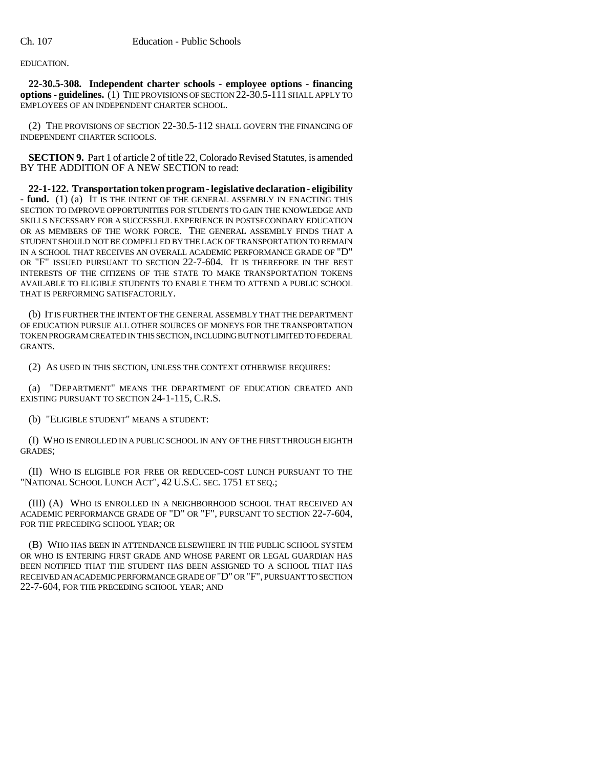EDUCATION.

**22-30.5-308. Independent charter schools - employee options - financing options - guidelines.** (1) THE PROVISIONS OF SECTION 22-30.5-111 SHALL APPLY TO EMPLOYEES OF AN INDEPENDENT CHARTER SCHOOL.

(2) THE PROVISIONS OF SECTION 22-30.5-112 SHALL GOVERN THE FINANCING OF INDEPENDENT CHARTER SCHOOLS.

**SECTION 9.** Part 1 of article 2 of title 22, Colorado Revised Statutes, is amended BY THE ADDITION OF A NEW SECTION to read:

**22-1-122. Transportation token program - legislative declaration - eligibility - fund.** (1) (a) IT IS THE INTENT OF THE GENERAL ASSEMBLY IN ENACTING THIS SECTION TO IMPROVE OPPORTUNITIES FOR STUDENTS TO GAIN THE KNOWLEDGE AND SKILLS NECESSARY FOR A SUCCESSFUL EXPERIENCE IN POSTSECONDARY EDUCATION OR AS MEMBERS OF THE WORK FORCE. THE GENERAL ASSEMBLY FINDS THAT A STUDENT SHOULD NOT BE COMPELLED BY THE LACK OF TRANSPORTATION TO REMAIN IN A SCHOOL THAT RECEIVES AN OVERALL ACADEMIC PERFORMANCE GRADE OF "D" OR "F" ISSUED PURSUANT TO SECTION 22-7-604. IT IS THEREFORE IN THE BEST INTERESTS OF THE CITIZENS OF THE STATE TO MAKE TRANSPORTATION TOKENS AVAILABLE TO ELIGIBLE STUDENTS TO ENABLE THEM TO ATTEND A PUBLIC SCHOOL THAT IS PERFORMING SATISFACTORILY.

(b) IT IS FURTHER THE INTENT OF THE GENERAL ASSEMBLY THAT THE DEPARTMENT OF EDUCATION PURSUE ALL OTHER SOURCES OF MONEYS FOR THE TRANSPORTATION TOKEN PROGRAM CREATED IN THIS SECTION, INCLUDING BUT NOT LIMITED TO FEDERAL GRANTS.

(2) AS USED IN THIS SECTION, UNLESS THE CONTEXT OTHERWISE REQUIRES:

(a) "DEPARTMENT" MEANS THE DEPARTMENT OF EDUCATION CREATED AND EXISTING PURSUANT TO SECTION 24-1-115, C.R.S.

(b) "ELIGIBLE STUDENT" MEANS A STUDENT:

(I) WHO IS ENROLLED IN A PUBLIC SCHOOL IN ANY OF THE FIRST THROUGH EIGHTH GRADES;

(II) WHO IS ELIGIBLE FOR FREE OR REDUCED-COST LUNCH PURSUANT TO THE "NATIONAL SCHOOL LUNCH ACT", 42 U.S.C. SEC. 1751 ET SEQ.;

(III) (A) WHO IS ENROLLED IN A NEIGHBORHOOD SCHOOL THAT RECEIVED AN ACADEMIC PERFORMANCE GRADE OF "D" OR "F", PURSUANT TO SECTION 22-7-604, FOR THE PRECEDING SCHOOL YEAR; OR

(B) WHO HAS BEEN IN ATTENDANCE ELSEWHERE IN THE PUBLIC SCHOOL SYSTEM OR WHO IS ENTERING FIRST GRADE AND WHOSE PARENT OR LEGAL GUARDIAN HAS BEEN NOTIFIED THAT THE STUDENT HAS BEEN ASSIGNED TO A SCHOOL THAT HAS RECEIVED AN ACADEMIC PERFORMANCE GRADE OF "D" OR "F", PURSUANT TO SECTION 22-7-604, FOR THE PRECEDING SCHOOL YEAR; AND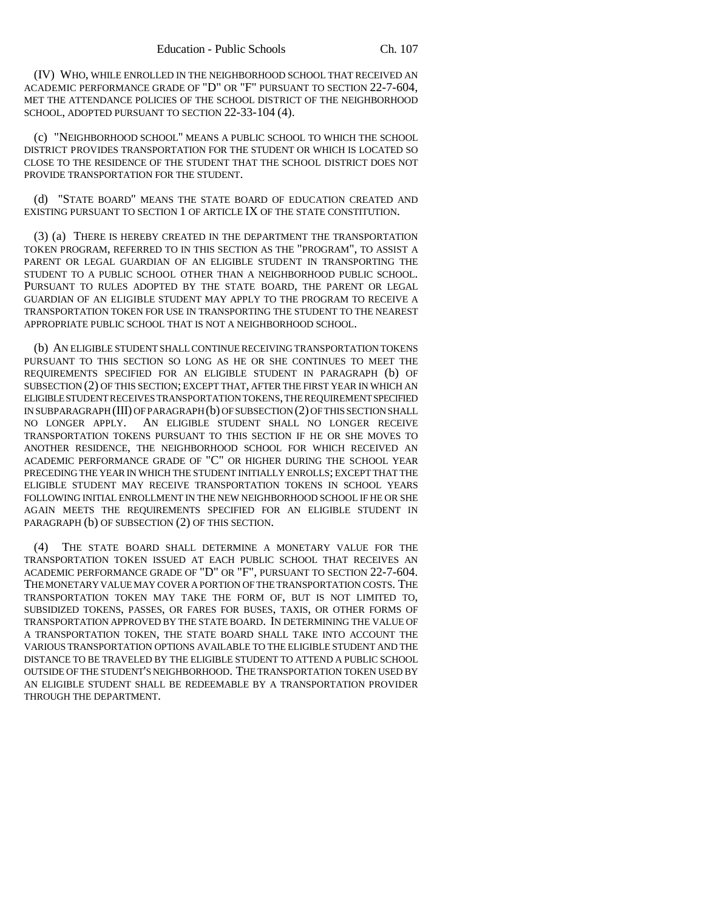(IV) WHO, WHILE ENROLLED IN THE NEIGHBORHOOD SCHOOL THAT RECEIVED AN ACADEMIC PERFORMANCE GRADE OF "D" OR "F" PURSUANT TO SECTION 22-7-604, MET THE ATTENDANCE POLICIES OF THE SCHOOL DISTRICT OF THE NEIGHBORHOOD SCHOOL, ADOPTED PURSUANT TO SECTION 22-33-104 (4).

(c) "NEIGHBORHOOD SCHOOL" MEANS A PUBLIC SCHOOL TO WHICH THE SCHOOL DISTRICT PROVIDES TRANSPORTATION FOR THE STUDENT OR WHICH IS LOCATED SO CLOSE TO THE RESIDENCE OF THE STUDENT THAT THE SCHOOL DISTRICT DOES NOT PROVIDE TRANSPORTATION FOR THE STUDENT.

(d) "STATE BOARD" MEANS THE STATE BOARD OF EDUCATION CREATED AND EXISTING PURSUANT TO SECTION 1 OF ARTICLE IX OF THE STATE CONSTITUTION.

(3) (a) THERE IS HEREBY CREATED IN THE DEPARTMENT THE TRANSPORTATION TOKEN PROGRAM, REFERRED TO IN THIS SECTION AS THE "PROGRAM", TO ASSIST A PARENT OR LEGAL GUARDIAN OF AN ELIGIBLE STUDENT IN TRANSPORTING THE STUDENT TO A PUBLIC SCHOOL OTHER THAN A NEIGHBORHOOD PUBLIC SCHOOL. PURSUANT TO RULES ADOPTED BY THE STATE BOARD, THE PARENT OR LEGAL GUARDIAN OF AN ELIGIBLE STUDENT MAY APPLY TO THE PROGRAM TO RECEIVE A TRANSPORTATION TOKEN FOR USE IN TRANSPORTING THE STUDENT TO THE NEAREST APPROPRIATE PUBLIC SCHOOL THAT IS NOT A NEIGHBORHOOD SCHOOL.

(b) AN ELIGIBLE STUDENT SHALL CONTINUE RECEIVING TRANSPORTATION TOKENS PURSUANT TO THIS SECTION SO LONG AS HE OR SHE CONTINUES TO MEET THE REQUIREMENTS SPECIFIED FOR AN ELIGIBLE STUDENT IN PARAGRAPH (b) OF SUBSECTION (2) OF THIS SECTION; EXCEPT THAT, AFTER THE FIRST YEAR IN WHICH AN ELIGIBLE STUDENT RECEIVES TRANSPORTATION TOKENS, THE REQUIREMENT SPECIFIED IN SUBPARAGRAPH (III) OF PARAGRAPH (b) OF SUBSECTION (2) OF THIS SECTION SHALL NO LONGER APPLY. AN ELIGIBLE STUDENT SHALL NO LONGER RECEIVE TRANSPORTATION TOKENS PURSUANT TO THIS SECTION IF HE OR SHE MOVES TO ANOTHER RESIDENCE, THE NEIGHBORHOOD SCHOOL FOR WHICH RECEIVED AN ACADEMIC PERFORMANCE GRADE OF "C" OR HIGHER DURING THE SCHOOL YEAR PRECEDING THE YEAR IN WHICH THE STUDENT INITIALLY ENROLLS; EXCEPT THAT THE ELIGIBLE STUDENT MAY RECEIVE TRANSPORTATION TOKENS IN SCHOOL YEARS FOLLOWING INITIAL ENROLLMENT IN THE NEW NEIGHBORHOOD SCHOOL IF HE OR SHE AGAIN MEETS THE REQUIREMENTS SPECIFIED FOR AN ELIGIBLE STUDENT IN PARAGRAPH (b) OF SUBSECTION (2) OF THIS SECTION.

(4) THE STATE BOARD SHALL DETERMINE A MONETARY VALUE FOR THE TRANSPORTATION TOKEN ISSUED AT EACH PUBLIC SCHOOL THAT RECEIVES AN ACADEMIC PERFORMANCE GRADE OF "D" OR "F", PURSUANT TO SECTION 22-7-604. THE MONETARY VALUE MAY COVER A PORTION OF THE TRANSPORTATION COSTS. THE TRANSPORTATION TOKEN MAY TAKE THE FORM OF, BUT IS NOT LIMITED TO, SUBSIDIZED TOKENS, PASSES, OR FARES FOR BUSES, TAXIS, OR OTHER FORMS OF TRANSPORTATION APPROVED BY THE STATE BOARD. IN DETERMINING THE VALUE OF A TRANSPORTATION TOKEN, THE STATE BOARD SHALL TAKE INTO ACCOUNT THE VARIOUS TRANSPORTATION OPTIONS AVAILABLE TO THE ELIGIBLE STUDENT AND THE DISTANCE TO BE TRAVELED BY THE ELIGIBLE STUDENT TO ATTEND A PUBLIC SCHOOL OUTSIDE OF THE STUDENT'S NEIGHBORHOOD. THE TRANSPORTATION TOKEN USED BY AN ELIGIBLE STUDENT SHALL BE REDEEMABLE BY A TRANSPORTATION PROVIDER THROUGH THE DEPARTMENT.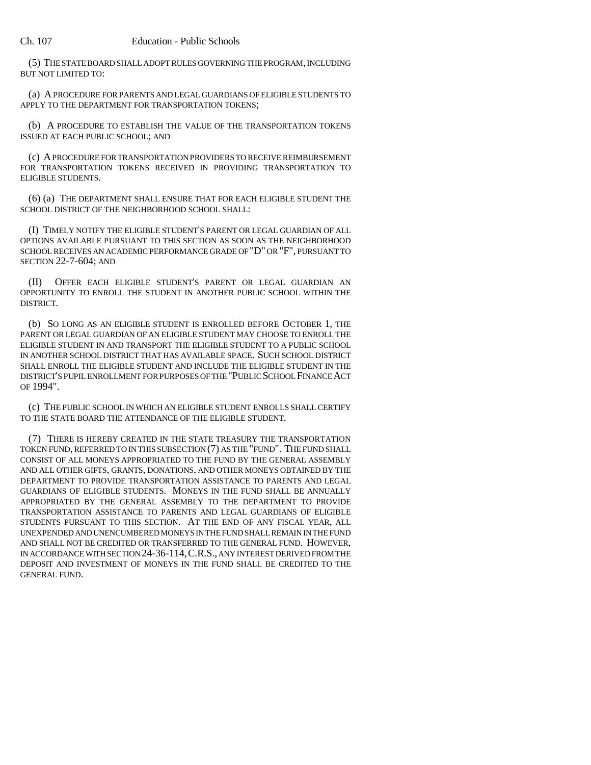(5) THE STATE BOARD SHALL ADOPT RULES GOVERNING THE PROGRAM, INCLUDING BUT NOT LIMITED TO:

(a) A PROCEDURE FOR PARENTS AND LEGAL GUARDIANS OF ELIGIBLE STUDENTS TO APPLY TO THE DEPARTMENT FOR TRANSPORTATION TOKENS;

(b) A PROCEDURE TO ESTABLISH THE VALUE OF THE TRANSPORTATION TOKENS ISSUED AT EACH PUBLIC SCHOOL; AND

(c) A PROCEDURE FOR TRANSPORTATION PROVIDERS TO RECEIVE REIMBURSEMENT FOR TRANSPORTATION TOKENS RECEIVED IN PROVIDING TRANSPORTATION TO ELIGIBLE STUDENTS.

(6) (a) THE DEPARTMENT SHALL ENSURE THAT FOR EACH ELIGIBLE STUDENT THE SCHOOL DISTRICT OF THE NEIGHBORHOOD SCHOOL SHALL:

(I) TIMELY NOTIFY THE ELIGIBLE STUDENT'S PARENT OR LEGAL GUARDIAN OF ALL OPTIONS AVAILABLE PURSUANT TO THIS SECTION AS SOON AS THE NEIGHBORHOOD SCHOOL RECEIVES AN ACADEMIC PERFORMANCE GRADE OF "D" OR "F", PURSUANT TO SECTION 22-7-604; AND

(II) OFFER EACH ELIGIBLE STUDENT'S PARENT OR LEGAL GUARDIAN AN OPPORTUNITY TO ENROLL THE STUDENT IN ANOTHER PUBLIC SCHOOL WITHIN THE DISTRICT.

(b) SO LONG AS AN ELIGIBLE STUDENT IS ENROLLED BEFORE OCTOBER 1, THE PARENT OR LEGAL GUARDIAN OF AN ELIGIBLE STUDENT MAY CHOOSE TO ENROLL THE ELIGIBLE STUDENT IN AND TRANSPORT THE ELIGIBLE STUDENT TO A PUBLIC SCHOOL IN ANOTHER SCHOOL DISTRICT THAT HAS AVAILABLE SPACE. SUCH SCHOOL DISTRICT SHALL ENROLL THE ELIGIBLE STUDENT AND INCLUDE THE ELIGIBLE STUDENT IN THE DISTRICT'S PUPIL ENROLLMENT FOR PURPOSES OF THE "PUBLIC SCHOOL FINANCE ACT OF 1994".

(c) THE PUBLIC SCHOOL IN WHICH AN ELIGIBLE STUDENT ENROLLS SHALL CERTIFY TO THE STATE BOARD THE ATTENDANCE OF THE ELIGIBLE STUDENT.

(7) THERE IS HEREBY CREATED IN THE STATE TREASURY THE TRANSPORTATION TOKEN FUND, REFERRED TO IN THIS SUBSECTION (7) AS THE "FUND". THE FUND SHALL CONSIST OF ALL MONEYS APPROPRIATED TO THE FUND BY THE GENERAL ASSEMBLY AND ALL OTHER GIFTS, GRANTS, DONATIONS, AND OTHER MONEYS OBTAINED BY THE DEPARTMENT TO PROVIDE TRANSPORTATION ASSISTANCE TO PARENTS AND LEGAL GUARDIANS OF ELIGIBLE STUDENTS. MONEYS IN THE FUND SHALL BE ANNUALLY APPROPRIATED BY THE GENERAL ASSEMBLY TO THE DEPARTMENT TO PROVIDE TRANSPORTATION ASSISTANCE TO PARENTS AND LEGAL GUARDIANS OF ELIGIBLE STUDENTS PURSUANT TO THIS SECTION. AT THE END OF ANY FISCAL YEAR, ALL UNEXPENDED AND UNENCUMBERED MONEYS IN THE FUND SHALL REMAIN IN THE FUND AND SHALL NOT BE CREDITED OR TRANSFERRED TO THE GENERAL FUND. HOWEVER, IN ACCORDANCE WITH SECTION 24-36-114, C.R.S., ANY INTEREST DERIVED FROM THE DEPOSIT AND INVESTMENT OF MONEYS IN THE FUND SHALL BE CREDITED TO THE GENERAL FUND.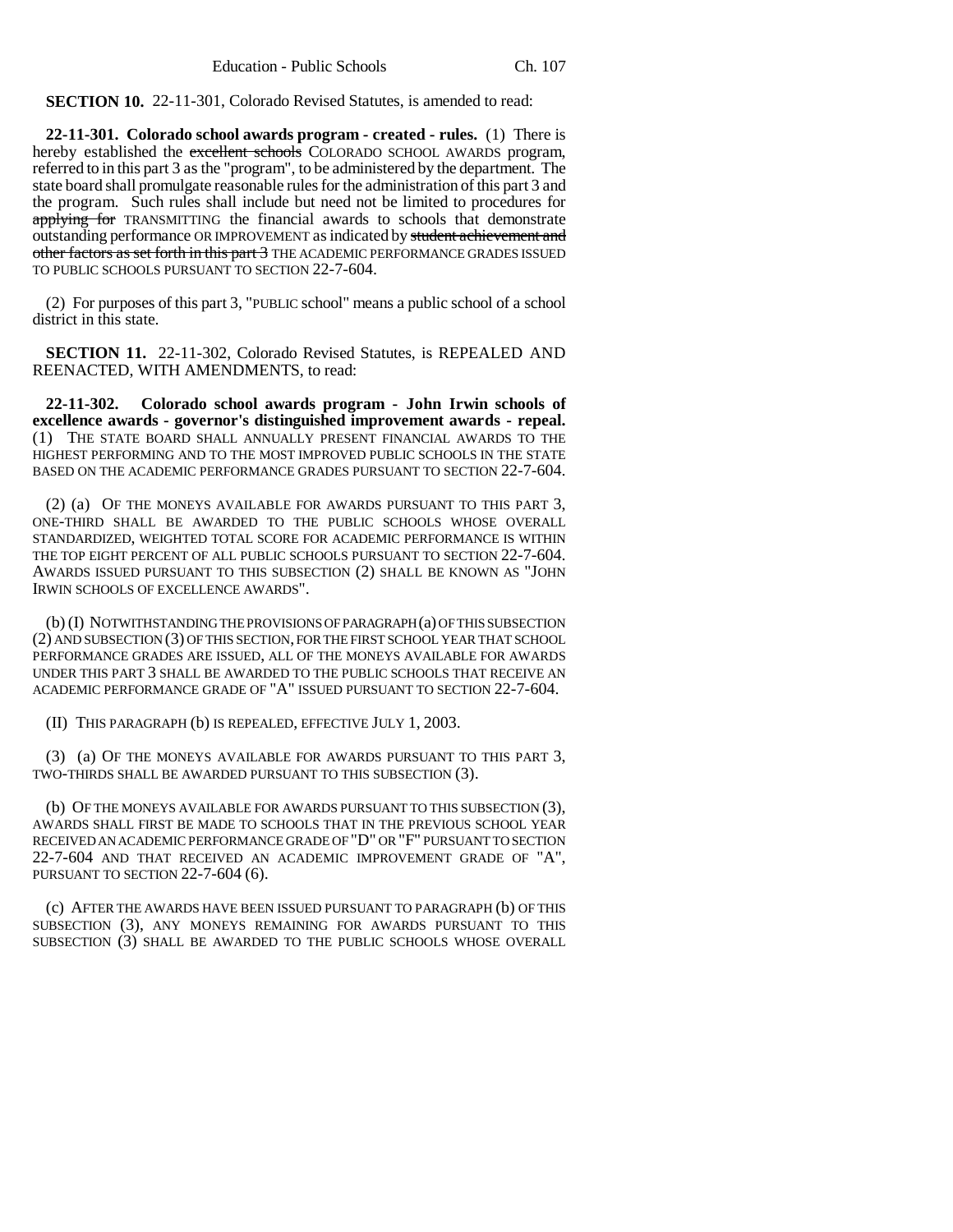**SECTION 10.** 22-11-301, Colorado Revised Statutes, is amended to read:

**22-11-301. Colorado school awards program - created - rules.** (1) There is hereby established the ~~excellent schools~~ COLORADO SCHOOL AWARDS program, referred to in this part 3 as the "program", to be administered by the department. The state board shall promulgate reasonable rules for the administration of this part 3 and the program. Such rules shall include but need not be limited to procedures for ~~applying for~~ TRANSMITTING the financial awards to schools that demonstrate outstanding performance OR IMPROVEMENT as indicated by ~~student achievement and other factors as set forth in this part 3~~ THE ACADEMIC PERFORMANCE GRADES ISSUED TO PUBLIC SCHOOLS PURSUANT TO SECTION 22-7-604.

(2) For purposes of this part 3, "PUBLIC school" means a public school of a school district in this state.

**SECTION 11.** 22-11-302, Colorado Revised Statutes, is REPEALED AND REENACTED, WITH AMENDMENTS, to read:

**22-11-302. Colorado school awards program - John Irwin schools of excellence awards - governor's distinguished improvement awards - repeal.** (1) THE STATE BOARD SHALL ANNUALLY PRESENT FINANCIAL AWARDS TO THE HIGHEST PERFORMING AND TO THE MOST IMPROVED PUBLIC SCHOOLS IN THE STATE BASED ON THE ACADEMIC PERFORMANCE GRADES PURSUANT TO SECTION 22-7-604.

(2) (a) OF THE MONEYS AVAILABLE FOR AWARDS PURSUANT TO THIS PART 3, ONE-THIRD SHALL BE AWARDED TO THE PUBLIC SCHOOLS WHOSE OVERALL STANDARDIZED, WEIGHTED TOTAL SCORE FOR ACADEMIC PERFORMANCE IS WITHIN THE TOP EIGHT PERCENT OF ALL PUBLIC SCHOOLS PURSUANT TO SECTION 22-7-604. AWARDS ISSUED PURSUANT TO THIS SUBSECTION (2) SHALL BE KNOWN AS "JOHN IRWIN SCHOOLS OF EXCELLENCE AWARDS".

(b) (I) NOTWITHSTANDING THE PROVISIONS OF PARAGRAPH (a) OF THIS SUBSECTION (2) AND SUBSECTION (3) OF THIS SECTION, FOR THE FIRST SCHOOL YEAR THAT SCHOOL PERFORMANCE GRADES ARE ISSUED, ALL OF THE MONEYS AVAILABLE FOR AWARDS UNDER THIS PART 3 SHALL BE AWARDED TO THE PUBLIC SCHOOLS THAT RECEIVE AN ACADEMIC PERFORMANCE GRADE OF "A" ISSUED PURSUANT TO SECTION 22-7-604.

(II) THIS PARAGRAPH (b) IS REPEALED, EFFECTIVE JULY 1, 2003.

(3) (a) OF THE MONEYS AVAILABLE FOR AWARDS PURSUANT TO THIS PART 3, TWO-THIRDS SHALL BE AWARDED PURSUANT TO THIS SUBSECTION (3).

(b) OF THE MONEYS AVAILABLE FOR AWARDS PURSUANT TO THIS SUBSECTION (3), AWARDS SHALL FIRST BE MADE TO SCHOOLS THAT IN THE PREVIOUS SCHOOL YEAR RECEIVED AN ACADEMIC PERFORMANCE GRADE OF "D" OR "F" PURSUANT TO SECTION 22-7-604 AND THAT RECEIVED AN ACADEMIC IMPROVEMENT GRADE OF "A", PURSUANT TO SECTION 22-7-604 (6).

(c) AFTER THE AWARDS HAVE BEEN ISSUED PURSUANT TO PARAGRAPH (b) OF THIS SUBSECTION (3), ANY MONEYS REMAINING FOR AWARDS PURSUANT TO THIS SUBSECTION (3) SHALL BE AWARDED TO THE PUBLIC SCHOOLS WHOSE OVERALL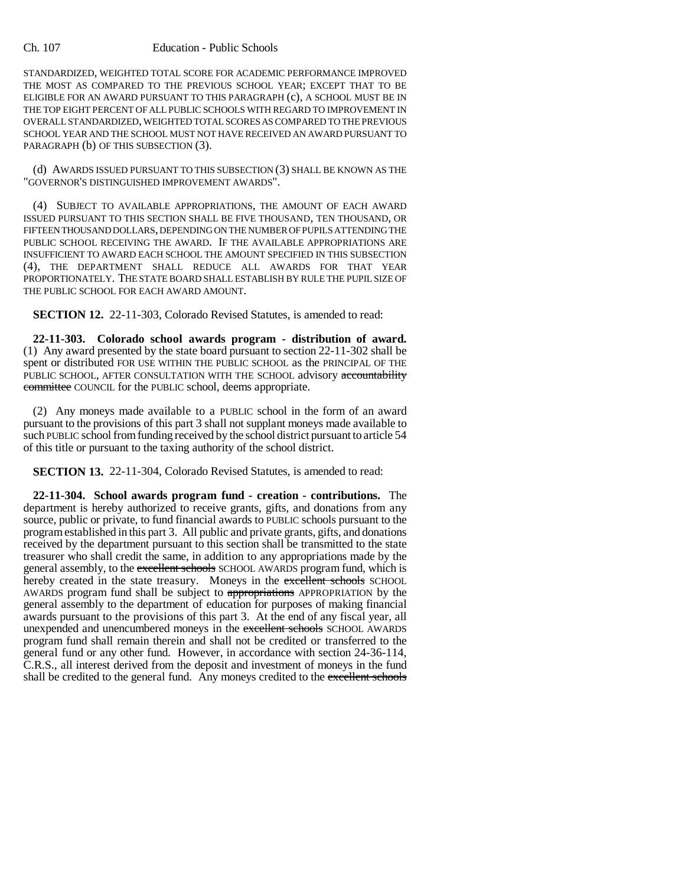STANDARDIZED, WEIGHTED TOTAL SCORE FOR ACADEMIC PERFORMANCE IMPROVED THE MOST AS COMPARED TO THE PREVIOUS SCHOOL YEAR; EXCEPT THAT TO BE ELIGIBLE FOR AN AWARD PURSUANT TO THIS PARAGRAPH (c), A SCHOOL MUST BE IN THE TOP EIGHT PERCENT OF ALL PUBLIC SCHOOLS WITH REGARD TO IMPROVEMENT IN OVERALL STANDARDIZED, WEIGHTED TOTAL SCORES AS COMPARED TO THE PREVIOUS SCHOOL YEAR AND THE SCHOOL MUST NOT HAVE RECEIVED AN AWARD PURSUANT TO PARAGRAPH (b) OF THIS SUBSECTION (3).

(d) AWARDS ISSUED PURSUANT TO THIS SUBSECTION (3) SHALL BE KNOWN AS THE "GOVERNOR'S DISTINGUISHED IMPROVEMENT AWARDS".

(4) SUBJECT TO AVAILABLE APPROPRIATIONS, THE AMOUNT OF EACH AWARD ISSUED PURSUANT TO THIS SECTION SHALL BE FIVE THOUSAND, TEN THOUSAND, OR FIFTEEN THOUSAND DOLLARS, DEPENDING ON THE NUMBER OF PUPILS ATTENDING THE PUBLIC SCHOOL RECEIVING THE AWARD. IF THE AVAILABLE APPROPRIATIONS ARE INSUFFICIENT TO AWARD EACH SCHOOL THE AMOUNT SPECIFIED IN THIS SUBSECTION (4), THE DEPARTMENT SHALL REDUCE ALL AWARDS FOR THAT YEAR PROPORTIONATELY. THE STATE BOARD SHALL ESTABLISH BY RULE THE PUPIL SIZE OF THE PUBLIC SCHOOL FOR EACH AWARD AMOUNT.

**SECTION 12.** 22-11-303, Colorado Revised Statutes, is amended to read:

**22-11-303. Colorado school awards program - distribution of award.** (1) Any award presented by the state board pursuant to section 22-11-302 shall be spent or distributed FOR USE WITHIN THE PUBLIC SCHOOL as the PRINCIPAL OF THE PUBLIC SCHOOL, AFTER CONSULTATION WITH THE SCHOOL advisory ~~accountability committee~~ COUNCIL for the PUBLIC school, deems appropriate.

(2) Any moneys made available to a PUBLIC school in the form of an award pursuant to the provisions of this part 3 shall not supplant moneys made available to such PUBLIC school from funding received by the school district pursuant to article 54 of this title or pursuant to the taxing authority of the school district.

**SECTION 13.** 22-11-304, Colorado Revised Statutes, is amended to read:

**22-11-304. School awards program fund - creation - contributions.** The department is hereby authorized to receive grants, gifts, and donations from any source, public or private, to fund financial awards to PUBLIC schools pursuant to the program established in this part 3. All public and private grants, gifts, and donations received by the department pursuant to this section shall be transmitted to the state treasurer who shall credit the same, in addition to any appropriations made by the general assembly, to the ~~excellent schools~~ SCHOOL AWARDS program fund, which is hereby created in the state treasury. Moneys in the ~~excellent schools~~ SCHOOL AWARDS program fund shall be subject to ~~appropriations~~ APPROPRIATION by the general assembly to the department of education for purposes of making financial awards pursuant to the provisions of this part 3. At the end of any fiscal year, all unexpended and unencumbered moneys in the ~~excellent schools~~ SCHOOL AWARDS program fund shall remain therein and shall not be credited or transferred to the general fund or any other fund. However, in accordance with section 24-36-114, C.R.S., all interest derived from the deposit and investment of moneys in the fund shall be credited to the general fund. Any moneys credited to the ~~excellent schools~~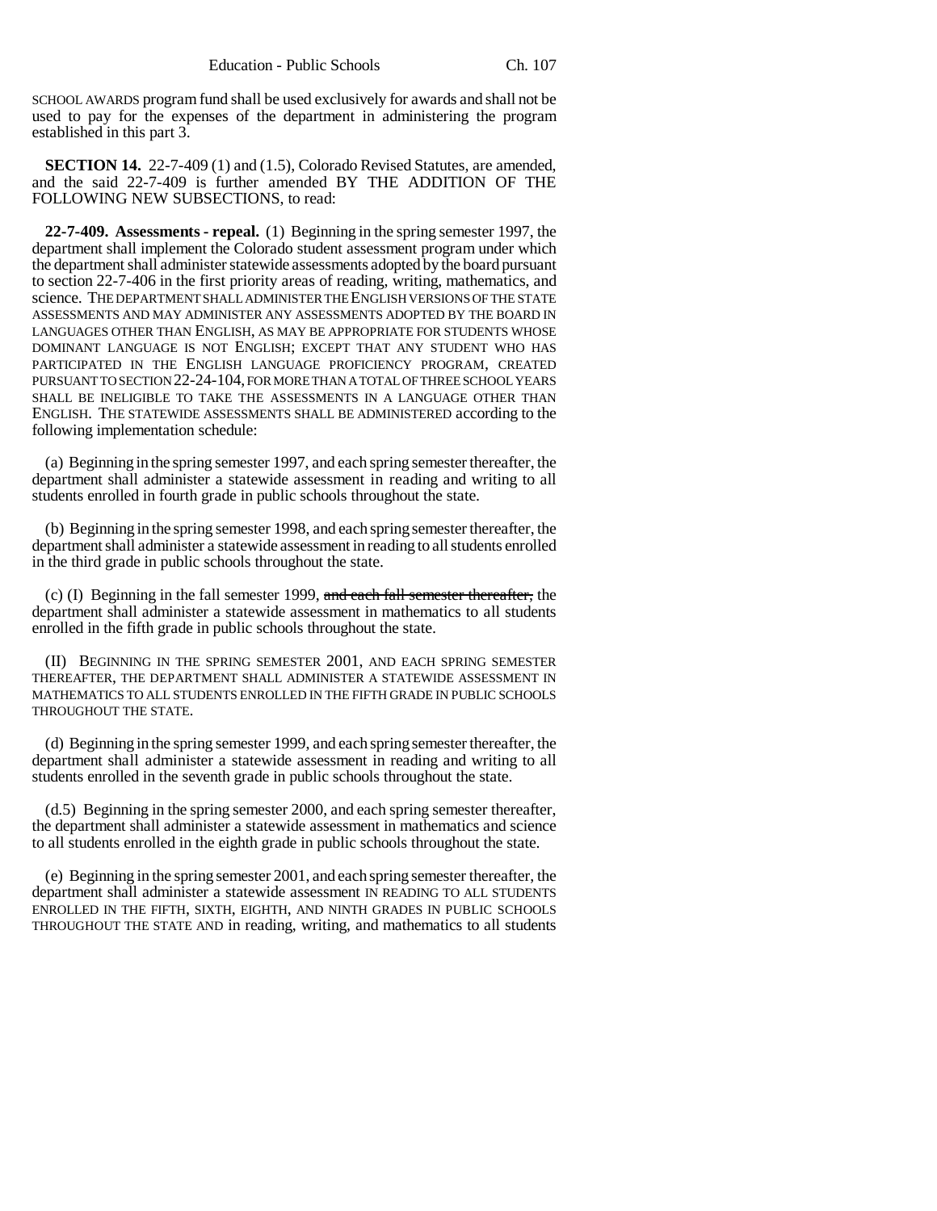SCHOOL AWARDS program fund shall be used exclusively for awards and shall not be used to pay for the expenses of the department in administering the program established in this part 3.

**SECTION 14.** 22-7-409 (1) and (1.5), Colorado Revised Statutes, are amended, and the said 22-7-409 is further amended BY THE ADDITION OF THE FOLLOWING NEW SUBSECTIONS, to read:

**22-7-409. Assessments - repeal.** (1) Beginning in the spring semester 1997, the department shall implement the Colorado student assessment program under which the department shall administer statewide assessments adopted by the board pursuant to section 22-7-406 in the first priority areas of reading, writing, mathematics, and science. THE DEPARTMENT SHALL ADMINISTER THE ENGLISH VERSIONS OF THE STATE ASSESSMENTS AND MAY ADMINISTER ANY ASSESSMENTS ADOPTED BY THE BOARD IN LANGUAGES OTHER THAN ENGLISH, AS MAY BE APPROPRIATE FOR STUDENTS WHOSE DOMINANT LANGUAGE IS NOT ENGLISH; EXCEPT THAT ANY STUDENT WHO HAS PARTICIPATED IN THE ENGLISH LANGUAGE PROFICIENCY PROGRAM, CREATED PURSUANT TO SECTION 22-24-104, FOR MORE THAN A TOTAL OF THREE SCHOOL YEARS SHALL BE INELIGIBLE TO TAKE THE ASSESSMENTS IN A LANGUAGE OTHER THAN ENGLISH. THE STATEWIDE ASSESSMENTS SHALL BE ADMINISTERED according to the following implementation schedule:

(a) Beginning in the spring semester 1997, and each spring semester thereafter, the department shall administer a statewide assessment in reading and writing to all students enrolled in fourth grade in public schools throughout the state.

(b) Beginning in the spring semester 1998, and each spring semester thereafter, the department shall administer a statewide assessment in reading to all students enrolled in the third grade in public schools throughout the state.

(c) (I) Beginning in the fall semester 1999, ~~and each fall semester thereafter,~~ the department shall administer a statewide assessment in mathematics to all students enrolled in the fifth grade in public schools throughout the state.

(II) BEGINNING IN THE SPRING SEMESTER 2001, AND EACH SPRING SEMESTER THEREAFTER, THE DEPARTMENT SHALL ADMINISTER A STATEWIDE ASSESSMENT IN MATHEMATICS TO ALL STUDENTS ENROLLED IN THE FIFTH GRADE IN PUBLIC SCHOOLS THROUGHOUT THE STATE.

(d) Beginning in the spring semester 1999, and each spring semester thereafter, the department shall administer a statewide assessment in reading and writing to all students enrolled in the seventh grade in public schools throughout the state.

(d.5) Beginning in the spring semester 2000, and each spring semester thereafter, the department shall administer a statewide assessment in mathematics and science to all students enrolled in the eighth grade in public schools throughout the state.

(e) Beginning in the spring semester 2001, and each spring semester thereafter, the department shall administer a statewide assessment IN READING TO ALL STUDENTS ENROLLED IN THE FIFTH, SIXTH, EIGHTH, AND NINTH GRADES IN PUBLIC SCHOOLS THROUGHOUT THE STATE AND in reading, writing, and mathematics to all students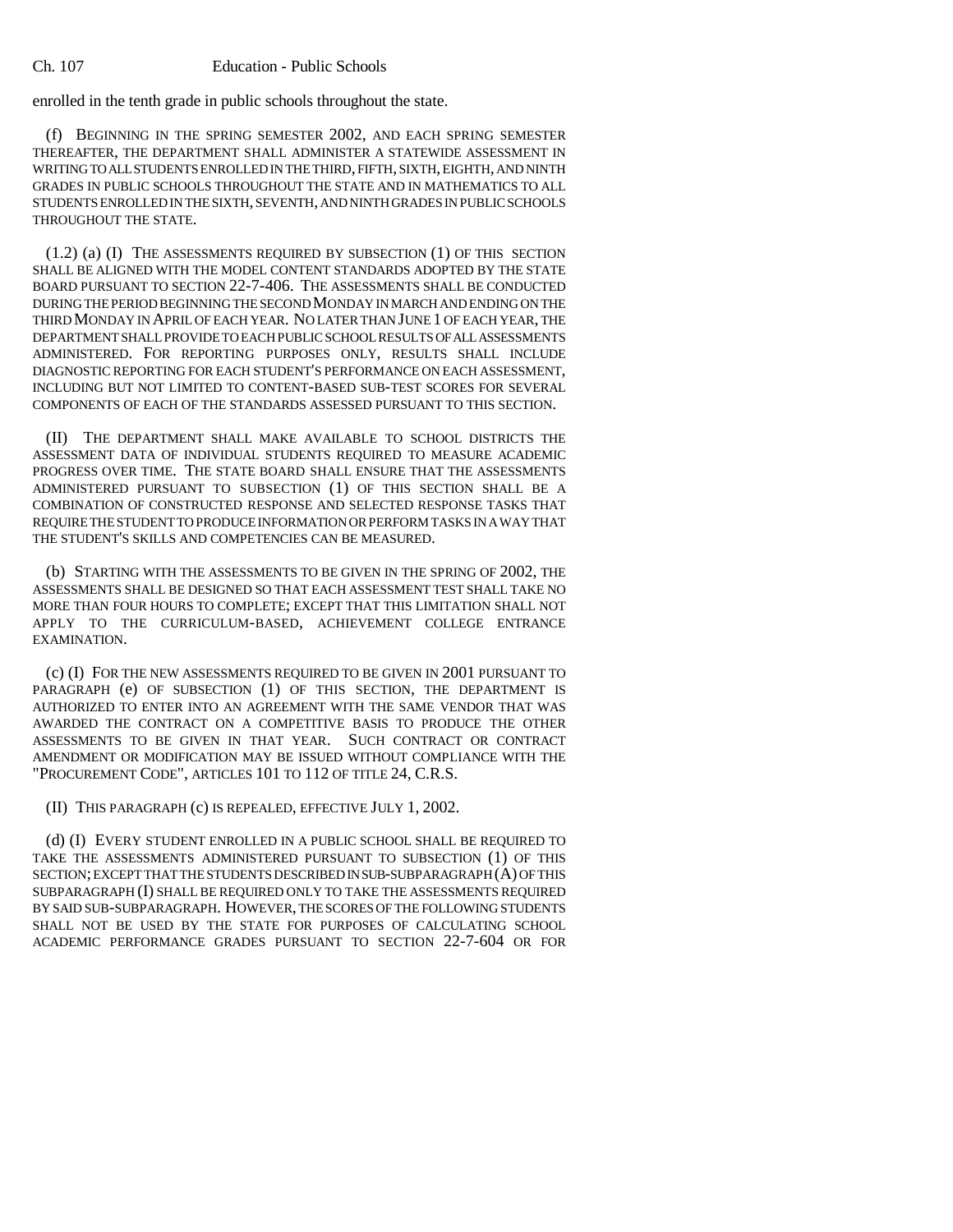enrolled in the tenth grade in public schools throughout the state.

(f) BEGINNING IN THE SPRING SEMESTER 2002, AND EACH SPRING SEMESTER THEREAFTER, THE DEPARTMENT SHALL ADMINISTER A STATEWIDE ASSESSMENT IN WRITING TO ALL STUDENTS ENROLLED IN THE THIRD, FIFTH, SIXTH, EIGHTH, AND NINTH GRADES IN PUBLIC SCHOOLS THROUGHOUT THE STATE AND IN MATHEMATICS TO ALL STUDENTS ENROLLED IN THE SIXTH, SEVENTH, AND NINTH GRADES IN PUBLIC SCHOOLS THROUGHOUT THE STATE.

(1.2) (a) (I) THE ASSESSMENTS REQUIRED BY SUBSECTION (1) OF THIS SECTION SHALL BE ALIGNED WITH THE MODEL CONTENT STANDARDS ADOPTED BY THE STATE BOARD PURSUANT TO SECTION 22-7-406. THE ASSESSMENTS SHALL BE CONDUCTED DURING THE PERIOD BEGINNING THE SECOND MONDAY IN MARCH AND ENDING ON THE THIRD MONDAY IN APRIL OF EACH YEAR. NO LATER THAN JUNE 1 OF EACH YEAR, THE DEPARTMENT SHALL PROVIDE TO EACH PUBLIC SCHOOL RESULTS OF ALL ASSESSMENTS ADMINISTERED. FOR REPORTING PURPOSES ONLY, RESULTS SHALL INCLUDE DIAGNOSTIC REPORTING FOR EACH STUDENT'S PERFORMANCE ON EACH ASSESSMENT, INCLUDING BUT NOT LIMITED TO CONTENT-BASED SUB-TEST SCORES FOR SEVERAL COMPONENTS OF EACH OF THE STANDARDS ASSESSED PURSUANT TO THIS SECTION.

(II) THE DEPARTMENT SHALL MAKE AVAILABLE TO SCHOOL DISTRICTS THE ASSESSMENT DATA OF INDIVIDUAL STUDENTS REQUIRED TO MEASURE ACADEMIC PROGRESS OVER TIME. THE STATE BOARD SHALL ENSURE THAT THE ASSESSMENTS ADMINISTERED PURSUANT TO SUBSECTION (1) OF THIS SECTION SHALL BE A COMBINATION OF CONSTRUCTED RESPONSE AND SELECTED RESPONSE TASKS THAT REQUIRE THE STUDENT TO PRODUCE INFORMATION OR PERFORM TASKS IN A WAY THAT THE STUDENT'S SKILLS AND COMPETENCIES CAN BE MEASURED.

(b) STARTING WITH THE ASSESSMENTS TO BE GIVEN IN THE SPRING OF 2002, THE ASSESSMENTS SHALL BE DESIGNED SO THAT EACH ASSESSMENT TEST SHALL TAKE NO MORE THAN FOUR HOURS TO COMPLETE; EXCEPT THAT THIS LIMITATION SHALL NOT APPLY TO THE CURRICULUM-BASED, ACHIEVEMENT COLLEGE ENTRANCE EXAMINATION.

(c) (I) FOR THE NEW ASSESSMENTS REQUIRED TO BE GIVEN IN 2001 PURSUANT TO PARAGRAPH (e) OF SUBSECTION (1) OF THIS SECTION, THE DEPARTMENT IS AUTHORIZED TO ENTER INTO AN AGREEMENT WITH THE SAME VENDOR THAT WAS AWARDED THE CONTRACT ON A COMPETITIVE BASIS TO PRODUCE THE OTHER ASSESSMENTS TO BE GIVEN IN THAT YEAR. SUCH CONTRACT OR CONTRACT AMENDMENT OR MODIFICATION MAY BE ISSUED WITHOUT COMPLIANCE WITH THE "PROCUREMENT CODE", ARTICLES 101 TO 112 OF TITLE 24, C.R.S.

(II) THIS PARAGRAPH (c) IS REPEALED, EFFECTIVE JULY 1, 2002.

(d) (I) EVERY STUDENT ENROLLED IN A PUBLIC SCHOOL SHALL BE REQUIRED TO TAKE THE ASSESSMENTS ADMINISTERED PURSUANT TO SUBSECTION (1) OF THIS SECTION; EXCEPT THAT THE STUDENTS DESCRIBED IN SUB-SUBPARAGRAPH (A) OF THIS SUBPARAGRAPH (I) SHALL BE REQUIRED ONLY TO TAKE THE ASSESSMENTS REQUIRED BY SAID SUB-SUBPARAGRAPH. HOWEVER, THE SCORES OF THE FOLLOWING STUDENTS SHALL NOT BE USED BY THE STATE FOR PURPOSES OF CALCULATING SCHOOL ACADEMIC PERFORMANCE GRADES PURSUANT TO SECTION 22-7-604 OR FOR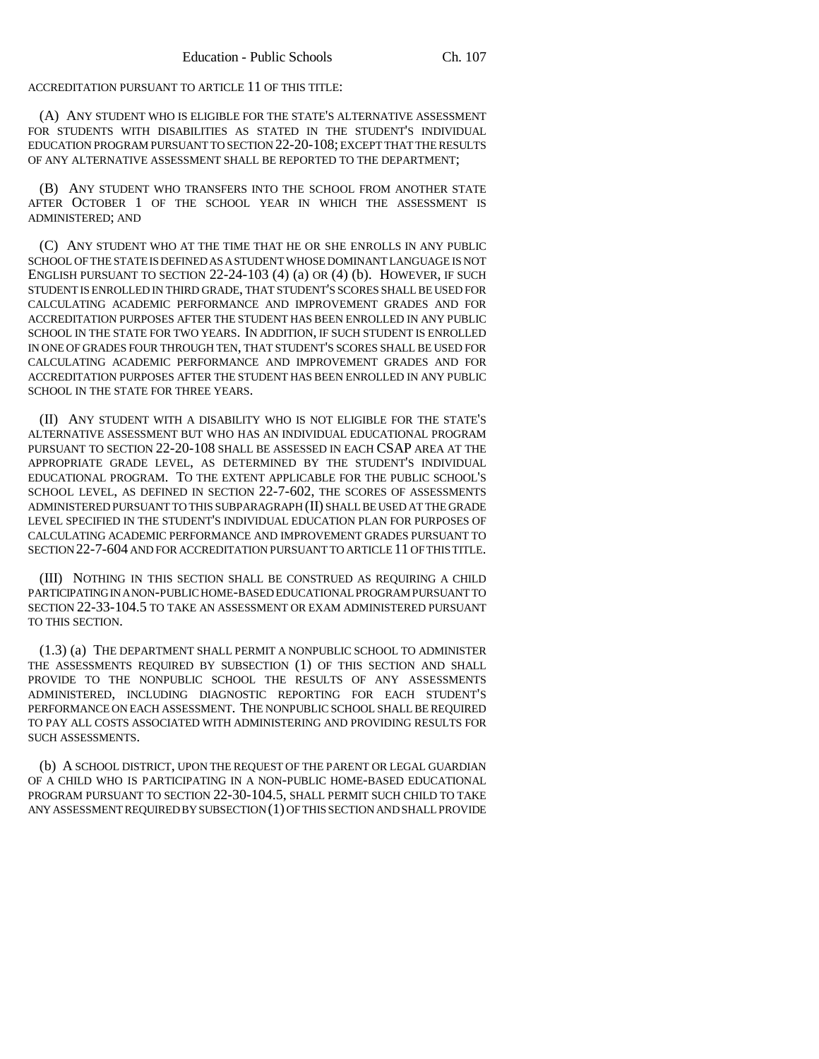ACCREDITATION PURSUANT TO ARTICLE 11 OF THIS TITLE:

(A) ANY STUDENT WHO IS ELIGIBLE FOR THE STATE'S ALTERNATIVE ASSESSMENT FOR STUDENTS WITH DISABILITIES AS STATED IN THE STUDENT'S INDIVIDUAL EDUCATION PROGRAM PURSUANT TO SECTION 22-20-108; EXCEPT THAT THE RESULTS OF ANY ALTERNATIVE ASSESSMENT SHALL BE REPORTED TO THE DEPARTMENT;

(B) ANY STUDENT WHO TRANSFERS INTO THE SCHOOL FROM ANOTHER STATE AFTER OCTOBER 1 OF THE SCHOOL YEAR IN WHICH THE ASSESSMENT IS ADMINISTERED; AND

(C) ANY STUDENT WHO AT THE TIME THAT HE OR SHE ENROLLS IN ANY PUBLIC SCHOOL OF THE STATE IS DEFINED AS A STUDENT WHOSE DOMINANT LANGUAGE IS NOT ENGLISH PURSUANT TO SECTION 22-24-103 (4) (a) OR (4) (b). HOWEVER, IF SUCH STUDENT IS ENROLLED IN THIRD GRADE, THAT STUDENT'S SCORES SHALL BE USED FOR CALCULATING ACADEMIC PERFORMANCE AND IMPROVEMENT GRADES AND FOR ACCREDITATION PURPOSES AFTER THE STUDENT HAS BEEN ENROLLED IN ANY PUBLIC SCHOOL IN THE STATE FOR TWO YEARS. IN ADDITION, IF SUCH STUDENT IS ENROLLED IN ONE OF GRADES FOUR THROUGH TEN, THAT STUDENT'S SCORES SHALL BE USED FOR CALCULATING ACADEMIC PERFORMANCE AND IMPROVEMENT GRADES AND FOR ACCREDITATION PURPOSES AFTER THE STUDENT HAS BEEN ENROLLED IN ANY PUBLIC SCHOOL IN THE STATE FOR THREE YEARS.

(II) ANY STUDENT WITH A DISABILITY WHO IS NOT ELIGIBLE FOR THE STATE'S ALTERNATIVE ASSESSMENT BUT WHO HAS AN INDIVIDUAL EDUCATIONAL PROGRAM PURSUANT TO SECTION 22-20-108 SHALL BE ASSESSED IN EACH CSAP AREA AT THE APPROPRIATE GRADE LEVEL, AS DETERMINED BY THE STUDENT'S INDIVIDUAL EDUCATIONAL PROGRAM. TO THE EXTENT APPLICABLE FOR THE PUBLIC SCHOOL'S SCHOOL LEVEL, AS DEFINED IN SECTION 22-7-602, THE SCORES OF ASSESSMENTS ADMINISTERED PURSUANT TO THIS SUBPARAGRAPH (II) SHALL BE USED AT THE GRADE LEVEL SPECIFIED IN THE STUDENT'S INDIVIDUAL EDUCATION PLAN FOR PURPOSES OF CALCULATING ACADEMIC PERFORMANCE AND IMPROVEMENT GRADES PURSUANT TO SECTION 22-7-604 AND FOR ACCREDITATION PURSUANT TO ARTICLE 11 OF THIS TITLE.

(III) NOTHING IN THIS SECTION SHALL BE CONSTRUED AS REQUIRING A CHILD PARTICIPATING IN A NON-PUBLIC HOME-BASED EDUCATIONAL PROGRAM PURSUANT TO SECTION 22-33-104.5 TO TAKE AN ASSESSMENT OR EXAM ADMINISTERED PURSUANT TO THIS SECTION.

(1.3) (a) THE DEPARTMENT SHALL PERMIT A NONPUBLIC SCHOOL TO ADMINISTER THE ASSESSMENTS REQUIRED BY SUBSECTION (1) OF THIS SECTION AND SHALL PROVIDE TO THE NONPUBLIC SCHOOL THE RESULTS OF ANY ASSESSMENTS ADMINISTERED, INCLUDING DIAGNOSTIC REPORTING FOR EACH STUDENT'S PERFORMANCE ON EACH ASSESSMENT. THE NONPUBLIC SCHOOL SHALL BE REQUIRED TO PAY ALL COSTS ASSOCIATED WITH ADMINISTERING AND PROVIDING RESULTS FOR SUCH ASSESSMENTS.

(b) A SCHOOL DISTRICT, UPON THE REQUEST OF THE PARENT OR LEGAL GUARDIAN OF A CHILD WHO IS PARTICIPATING IN A NON-PUBLIC HOME-BASED EDUCATIONAL PROGRAM PURSUANT TO SECTION 22-30-104.5, SHALL PERMIT SUCH CHILD TO TAKE ANY ASSESSMENT REQUIRED BY SUBSECTION (1) OF THIS SECTION AND SHALL PROVIDE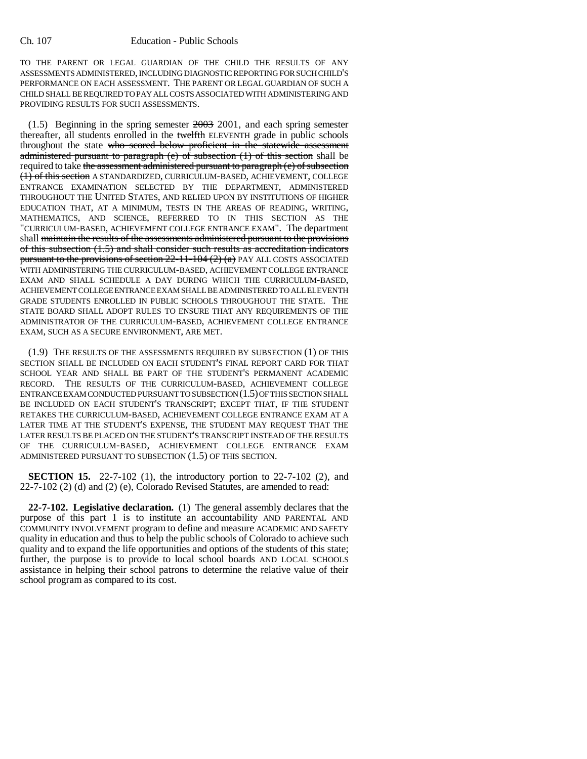TO THE PARENT OR LEGAL GUARDIAN OF THE CHILD THE RESULTS OF ANY ASSESSMENTS ADMINISTERED, INCLUDING DIAGNOSTIC REPORTING FOR SUCH CHILD'S PERFORMANCE ON EACH ASSESSMENT. THE PARENT OR LEGAL GUARDIAN OF SUCH A CHILD SHALL BE REQUIRED TO PAY ALL COSTS ASSOCIATED WITH ADMINISTERING AND PROVIDING RESULTS FOR SUCH ASSESSMENTS.

(1.5) Beginning in the spring semester ~~2003~~ 2001, and each spring semester thereafter, all students enrolled in the ~~twelfth~~ ELEVENTH grade in public schools throughout the state ~~who scored below proficient in the statewide assessment administered pursuant to paragraph (e) of subsection (1) of this section~~ shall be required to take ~~the assessment administered pursuant to paragraph (e) of subsection (1) of this section~~ A STANDARDIZED, CURRICULUM-BASED, ACHIEVEMENT, COLLEGE ENTRANCE EXAMINATION SELECTED BY THE DEPARTMENT, ADMINISTERED THROUGHOUT THE UNITED STATES, AND RELIED UPON BY INSTITUTIONS OF HIGHER EDUCATION THAT, AT A MINIMUM, TESTS IN THE AREAS OF READING, WRITING, MATHEMATICS, AND SCIENCE, REFERRED TO IN THIS SECTION AS THE "CURRICULUM-BASED, ACHIEVEMENT COLLEGE ENTRANCE EXAM". The department shall ~~maintain the results of the assessments administered pursuant to the provisions of this subsection (1.5) and shall consider such results as accreditation indicators pursuant to the provisions of section 22-11-104 (2) (a)~~ PAY ALL COSTS ASSOCIATED WITH ADMINISTERING THE CURRICULUM-BASED, ACHIEVEMENT COLLEGE ENTRANCE EXAM AND SHALL SCHEDULE A DAY DURING WHICH THE CURRICULUM-BASED, ACHIEVEMENT COLLEGE ENTRANCE EXAM SHALL BE ADMINISTERED TO ALL ELEVENTH GRADE STUDENTS ENROLLED IN PUBLIC SCHOOLS THROUGHOUT THE STATE. THE STATE BOARD SHALL ADOPT RULES TO ENSURE THAT ANY REQUIREMENTS OF THE ADMINISTRATOR OF THE CURRICULUM-BASED, ACHIEVEMENT COLLEGE ENTRANCE EXAM, SUCH AS A SECURE ENVIRONMENT, ARE MET.

(1.9) THE RESULTS OF THE ASSESSMENTS REQUIRED BY SUBSECTION (1) OF THIS SECTION SHALL BE INCLUDED ON EACH STUDENT'S FINAL REPORT CARD FOR THAT SCHOOL YEAR AND SHALL BE PART OF THE STUDENT'S PERMANENT ACADEMIC RECORD. THE RESULTS OF THE CURRICULUM-BASED, ACHIEVEMENT COLLEGE ENTRANCE EXAM CONDUCTED PURSUANT TO SUBSECTION (1.5) OF THIS SECTION SHALL BE INCLUDED ON EACH STUDENT'S TRANSCRIPT; EXCEPT THAT, IF THE STUDENT RETAKES THE CURRICULUM-BASED, ACHIEVEMENT COLLEGE ENTRANCE EXAM AT A LATER TIME AT THE STUDENT'S EXPENSE, THE STUDENT MAY REQUEST THAT THE LATER RESULTS BE PLACED ON THE STUDENT'S TRANSCRIPT INSTEAD OF THE RESULTS OF THE CURRICULUM-BASED, ACHIEVEMENT COLLEGE ENTRANCE EXAM ADMINISTERED PURSUANT TO SUBSECTION (1.5) OF THIS SECTION.

**SECTION 15.** 22-7-102 (1), the introductory portion to 22-7-102 (2), and 22-7-102 (2) (d) and (2) (e), Colorado Revised Statutes, are amended to read:

**22-7-102. Legislative declaration.** (1) The general assembly declares that the purpose of this part 1 is to institute an accountability AND PARENTAL AND COMMUNITY INVOLVEMENT program to define and measure ACADEMIC AND SAFETY quality in education and thus to help the public schools of Colorado to achieve such quality and to expand the life opportunities and options of the students of this state; further, the purpose is to provide to local school boards AND LOCAL SCHOOLS assistance in helping their school patrons to determine the relative value of their school program as compared to its cost.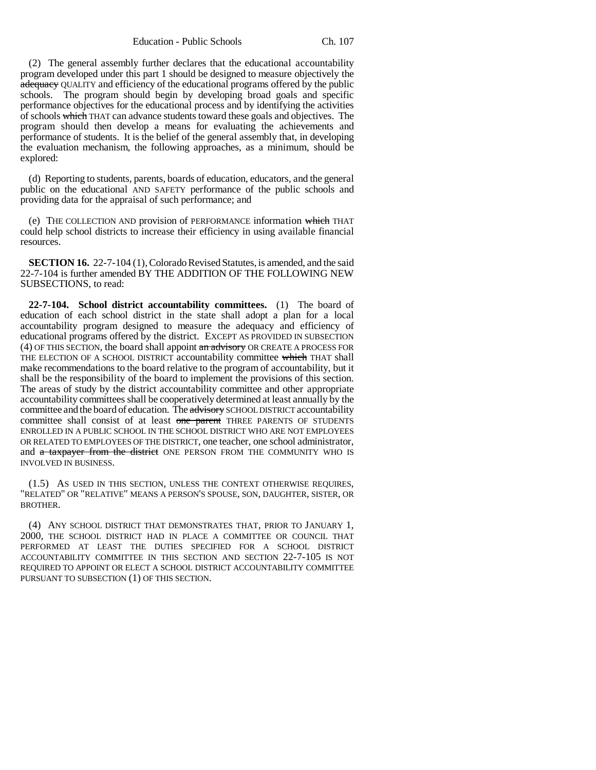(2) The general assembly further declares that the educational accountability program developed under this part 1 should be designed to measure objectively the ~~adequacy~~ QUALITY and efficiency of the educational programs offered by the public schools. The program should begin by developing broad goals and specific performance objectives for the educational process and by identifying the activities of schools ~~which~~ THAT can advance students toward these goals and objectives. The program should then develop a means for evaluating the achievements and performance of students. It is the belief of the general assembly that, in developing the evaluation mechanism, the following approaches, as a minimum, should be explored:

(d) Reporting to students, parents, boards of education, educators, and the general public on the educational AND SAFETY performance of the public schools and providing data for the appraisal of such performance; and

(e) THE COLLECTION AND provision of PERFORMANCE information ~~which~~ THAT could help school districts to increase their efficiency in using available financial resources.

**SECTION 16.** 22-7-104 (1), Colorado Revised Statutes, is amended, and the said 22-7-104 is further amended BY THE ADDITION OF THE FOLLOWING NEW SUBSECTIONS, to read:

**22-7-104. School district accountability committees.** (1) The board of education of each school district in the state shall adopt a plan for a local accountability program designed to measure the adequacy and efficiency of educational programs offered by the district. EXCEPT AS PROVIDED IN SUBSECTION (4) OF THIS SECTION, the board shall appoint ~~an advisory~~ OR CREATE A PROCESS FOR THE ELECTION OF A SCHOOL DISTRICT accountability committee ~~which~~ THAT shall make recommendations to the board relative to the program of accountability, but it shall be the responsibility of the board to implement the provisions of this section. The areas of study by the district accountability committee and other appropriate accountability committees shall be cooperatively determined at least annually by the committee and the board of education. The ~~advisory~~ SCHOOL DISTRICT accountability committee shall consist of at least ~~one parent~~ THREE PARENTS OF STUDENTS ENROLLED IN A PUBLIC SCHOOL IN THE SCHOOL DISTRICT WHO ARE NOT EMPLOYEES OR RELATED TO EMPLOYEES OF THE DISTRICT, one teacher, one school administrator, and ~~a taxpayer from the district~~ ONE PERSON FROM THE COMMUNITY WHO IS INVOLVED IN BUSINESS.

(1.5) AS USED IN THIS SECTION, UNLESS THE CONTEXT OTHERWISE REQUIRES, "RELATED" OR "RELATIVE" MEANS A PERSON'S SPOUSE, SON, DAUGHTER, SISTER, OR BROTHER.

(4) ANY SCHOOL DISTRICT THAT DEMONSTRATES THAT, PRIOR TO JANUARY 1, 2000, THE SCHOOL DISTRICT HAD IN PLACE A COMMITTEE OR COUNCIL THAT PERFORMED AT LEAST THE DUTIES SPECIFIED FOR A SCHOOL DISTRICT ACCOUNTABILITY COMMITTEE IN THIS SECTION AND SECTION 22-7-105 IS NOT REQUIRED TO APPOINT OR ELECT A SCHOOL DISTRICT ACCOUNTABILITY COMMITTEE PURSUANT TO SUBSECTION (1) OF THIS SECTION.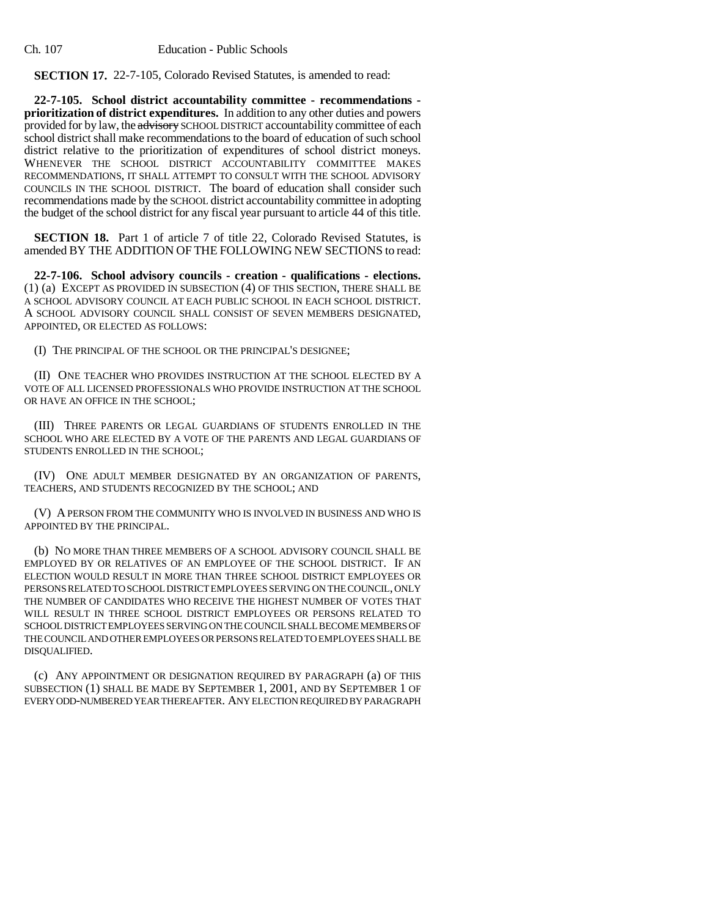**SECTION 17.** 22-7-105, Colorado Revised Statutes, is amended to read:

**22-7-105. School district accountability committee - recommendations - prioritization of district expenditures.** In addition to any other duties and powers provided for by law, the ~~advisory~~ SCHOOL DISTRICT accountability committee of each school district shall make recommendations to the board of education of such school district relative to the prioritization of expenditures of school district moneys. WHENEVER THE SCHOOL DISTRICT ACCOUNTABILITY COMMITTEE MAKES RECOMMENDATIONS, IT SHALL ATTEMPT TO CONSULT WITH THE SCHOOL ADVISORY COUNCILS IN THE SCHOOL DISTRICT. The board of education shall consider such recommendations made by the SCHOOL district accountability committee in adopting the budget of the school district for any fiscal year pursuant to article 44 of this title.

**SECTION 18.** Part 1 of article 7 of title 22, Colorado Revised Statutes, is amended BY THE ADDITION OF THE FOLLOWING NEW SECTIONS to read:

**22-7-106. School advisory councils - creation - qualifications - elections.** (1) (a) EXCEPT AS PROVIDED IN SUBSECTION (4) OF THIS SECTION, THERE SHALL BE A SCHOOL ADVISORY COUNCIL AT EACH PUBLIC SCHOOL IN EACH SCHOOL DISTRICT. A SCHOOL ADVISORY COUNCIL SHALL CONSIST OF SEVEN MEMBERS DESIGNATED, APPOINTED, OR ELECTED AS FOLLOWS:

(I) THE PRINCIPAL OF THE SCHOOL OR THE PRINCIPAL'S DESIGNEE;

(II) ONE TEACHER WHO PROVIDES INSTRUCTION AT THE SCHOOL ELECTED BY A VOTE OF ALL LICENSED PROFESSIONALS WHO PROVIDE INSTRUCTION AT THE SCHOOL OR HAVE AN OFFICE IN THE SCHOOL;

(III) THREE PARENTS OR LEGAL GUARDIANS OF STUDENTS ENROLLED IN THE SCHOOL WHO ARE ELECTED BY A VOTE OF THE PARENTS AND LEGAL GUARDIANS OF STUDENTS ENROLLED IN THE SCHOOL;

(IV) ONE ADULT MEMBER DESIGNATED BY AN ORGANIZATION OF PARENTS, TEACHERS, AND STUDENTS RECOGNIZED BY THE SCHOOL; AND

(V) A PERSON FROM THE COMMUNITY WHO IS INVOLVED IN BUSINESS AND WHO IS APPOINTED BY THE PRINCIPAL.

(b) NO MORE THAN THREE MEMBERS OF A SCHOOL ADVISORY COUNCIL SHALL BE EMPLOYED BY OR RELATIVES OF AN EMPLOYEE OF THE SCHOOL DISTRICT. IF AN ELECTION WOULD RESULT IN MORE THAN THREE SCHOOL DISTRICT EMPLOYEES OR PERSONS RELATED TO SCHOOL DISTRICT EMPLOYEES SERVING ON THE COUNCIL, ONLY THE NUMBER OF CANDIDATES WHO RECEIVE THE HIGHEST NUMBER OF VOTES THAT WILL RESULT IN THREE SCHOOL DISTRICT EMPLOYEES OR PERSONS RELATED TO SCHOOL DISTRICT EMPLOYEES SERVING ON THE COUNCIL SHALL BECOME MEMBERS OF THE COUNCIL AND OTHER EMPLOYEES OR PERSONS RELATED TO EMPLOYEES SHALL BE DISQUALIFIED.

(c) ANY APPOINTMENT OR DESIGNATION REQUIRED BY PARAGRAPH (a) OF THIS SUBSECTION (1) SHALL BE MADE BY SEPTEMBER 1, 2001, AND BY SEPTEMBER 1 OF EVERY ODD-NUMBERED YEAR THEREAFTER. ANY ELECTION REQUIRED BY PARAGRAPH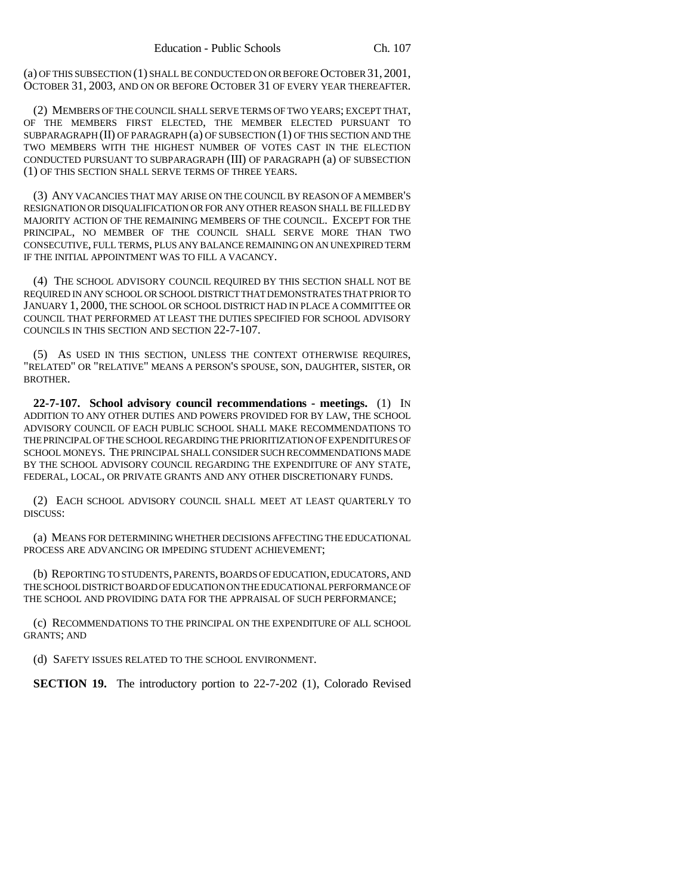(a) OF THIS SUBSECTION (1) SHALL BE CONDUCTED ON OR BEFORE OCTOBER 31, 2001, OCTOBER 31, 2003, AND ON OR BEFORE OCTOBER 31 OF EVERY YEAR THEREAFTER.

(2) MEMBERS OF THE COUNCIL SHALL SERVE TERMS OF TWO YEARS; EXCEPT THAT, OF THE MEMBERS FIRST ELECTED, THE MEMBER ELECTED PURSUANT TO SUBPARAGRAPH (II) OF PARAGRAPH (a) OF SUBSECTION (1) OF THIS SECTION AND THE TWO MEMBERS WITH THE HIGHEST NUMBER OF VOTES CAST IN THE ELECTION CONDUCTED PURSUANT TO SUBPARAGRAPH (III) OF PARAGRAPH (a) OF SUBSECTION (1) OF THIS SECTION SHALL SERVE TERMS OF THREE YEARS.

(3) ANY VACANCIES THAT MAY ARISE ON THE COUNCIL BY REASON OF A MEMBER'S RESIGNATION OR DISQUALIFICATION OR FOR ANY OTHER REASON SHALL BE FILLED BY MAJORITY ACTION OF THE REMAINING MEMBERS OF THE COUNCIL. EXCEPT FOR THE PRINCIPAL, NO MEMBER OF THE COUNCIL SHALL SERVE MORE THAN TWO CONSECUTIVE, FULL TERMS, PLUS ANY BALANCE REMAINING ON AN UNEXPIRED TERM IF THE INITIAL APPOINTMENT WAS TO FILL A VACANCY.

(4) THE SCHOOL ADVISORY COUNCIL REQUIRED BY THIS SECTION SHALL NOT BE REQUIRED IN ANY SCHOOL OR SCHOOL DISTRICT THAT DEMONSTRATES THAT PRIOR TO JANUARY 1, 2000, THE SCHOOL OR SCHOOL DISTRICT HAD IN PLACE A COMMITTEE OR COUNCIL THAT PERFORMED AT LEAST THE DUTIES SPECIFIED FOR SCHOOL ADVISORY COUNCILS IN THIS SECTION AND SECTION 22-7-107.

(5) AS USED IN THIS SECTION, UNLESS THE CONTEXT OTHERWISE REQUIRES, "RELATED" OR "RELATIVE" MEANS A PERSON'S SPOUSE, SON, DAUGHTER, SISTER, OR BROTHER.

**22-7-107. School advisory council recommendations - meetings.** (1) IN ADDITION TO ANY OTHER DUTIES AND POWERS PROVIDED FOR BY LAW, THE SCHOOL ADVISORY COUNCIL OF EACH PUBLIC SCHOOL SHALL MAKE RECOMMENDATIONS TO THE PRINCIPAL OF THE SCHOOL REGARDING THE PRIORITIZATION OF EXPENDITURES OF SCHOOL MONEYS. THE PRINCIPAL SHALL CONSIDER SUCH RECOMMENDATIONS MADE BY THE SCHOOL ADVISORY COUNCIL REGARDING THE EXPENDITURE OF ANY STATE, FEDERAL, LOCAL, OR PRIVATE GRANTS AND ANY OTHER DISCRETIONARY FUNDS.

(2) EACH SCHOOL ADVISORY COUNCIL SHALL MEET AT LEAST QUARTERLY TO DISCUSS:

(a) MEANS FOR DETERMINING WHETHER DECISIONS AFFECTING THE EDUCATIONAL PROCESS ARE ADVANCING OR IMPEDING STUDENT ACHIEVEMENT;

(b) REPORTING TO STUDENTS, PARENTS, BOARDS OF EDUCATION, EDUCATORS, AND THE SCHOOL DISTRICT BOARD OF EDUCATION ON THE EDUCATIONAL PERFORMANCE OF THE SCHOOL AND PROVIDING DATA FOR THE APPRAISAL OF SUCH PERFORMANCE;

(c) RECOMMENDATIONS TO THE PRINCIPAL ON THE EXPENDITURE OF ALL SCHOOL GRANTS; AND

(d) SAFETY ISSUES RELATED TO THE SCHOOL ENVIRONMENT.

**SECTION 19.** The introductory portion to 22-7-202 (1), Colorado Revised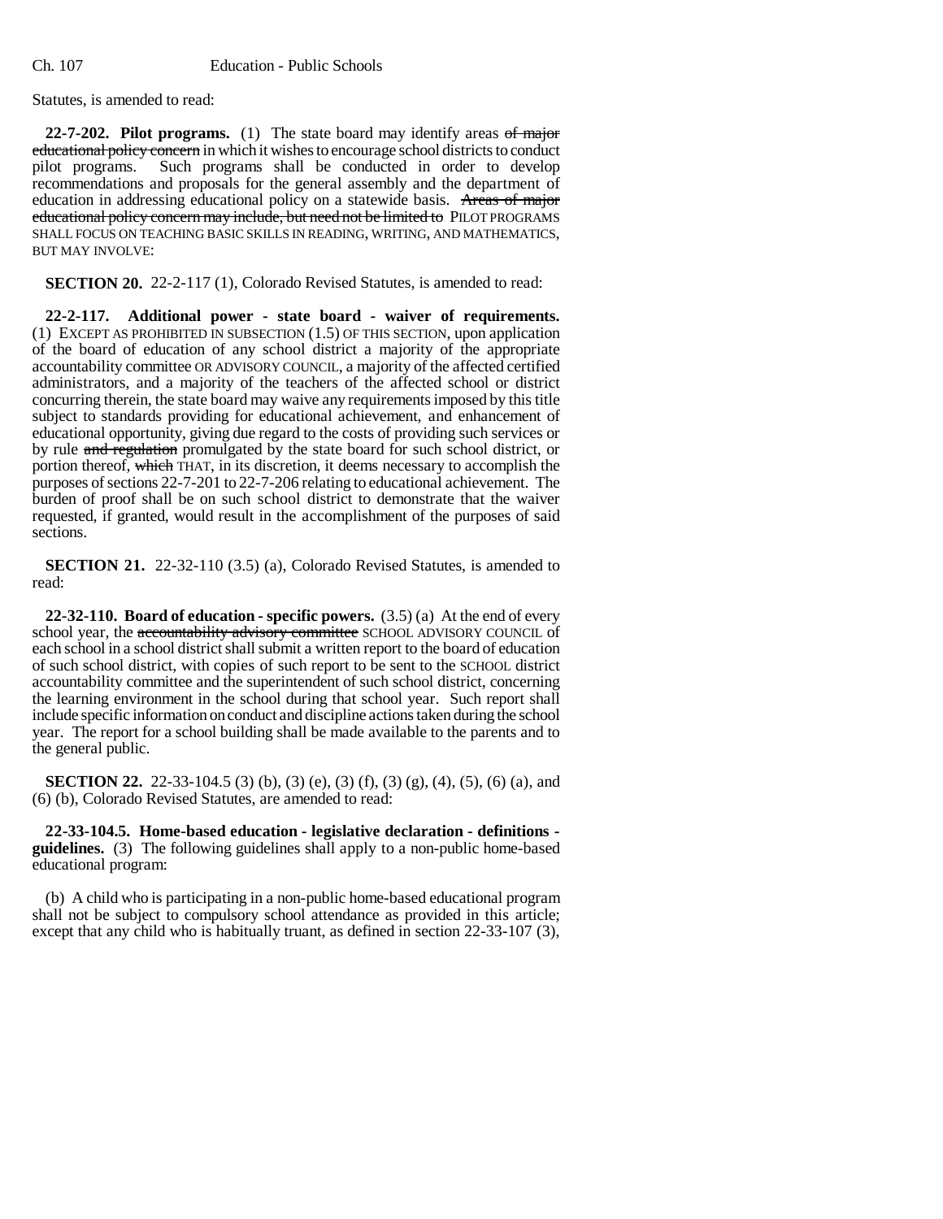Statutes, is amended to read:

**22-7-202. Pilot programs.** (1) The state board may identify areas ~~of major educational policy concern~~ in which it wishes to encourage school districts to conduct pilot programs. Such programs shall be conducted in order to develop recommendations and proposals for the general assembly and the department of education in addressing educational policy on a statewide basis. ~~Areas of major educational policy concern may include, but need not be limited to~~ PILOT PROGRAMS SHALL FOCUS ON TEACHING BASIC SKILLS IN READING, WRITING, AND MATHEMATICS, BUT MAY INVOLVE:

**SECTION 20.** 22-2-117 (1), Colorado Revised Statutes, is amended to read:

**22-2-117. Additional power - state board - waiver of requirements.** (1) EXCEPT AS PROHIBITED IN SUBSECTION (1.5) OF THIS SECTION, upon application of the board of education of any school district a majority of the appropriate accountability committee OR ADVISORY COUNCIL, a majority of the affected certified administrators, and a majority of the teachers of the affected school or district concurring therein, the state board may waive any requirements imposed by this title subject to standards providing for educational achievement, and enhancement of educational opportunity, giving due regard to the costs of providing such services or by rule ~~and regulation~~ promulgated by the state board for such school district, or portion thereof, ~~which~~ THAT, in its discretion, it deems necessary to accomplish the purposes of sections 22-7-201 to 22-7-206 relating to educational achievement. The burden of proof shall be on such school district to demonstrate that the waiver requested, if granted, would result in the accomplishment of the purposes of said sections.

**SECTION 21.** 22-32-110 (3.5) (a), Colorado Revised Statutes, is amended to read:

**22-32-110. Board of education - specific powers.** (3.5) (a) At the end of every school year, the ~~accountability advisory committee~~ SCHOOL ADVISORY COUNCIL of each school in a school district shall submit a written report to the board of education of such school district, with copies of such report to be sent to the SCHOOL district accountability committee and the superintendent of such school district, concerning the learning environment in the school during that school year. Such report shall include specific information on conduct and discipline actions taken during the school year. The report for a school building shall be made available to the parents and to the general public.

**SECTION 22.** 22-33-104.5 (3) (b), (3) (e), (3) (f), (3) (g), (4), (5), (6) (a), and (6) (b), Colorado Revised Statutes, are amended to read:

**22-33-104.5. Home-based education - legislative declaration - definitions - guidelines.** (3) The following guidelines shall apply to a non-public home-based educational program:

(b) A child who is participating in a non-public home-based educational program shall not be subject to compulsory school attendance as provided in this article; except that any child who is habitually truant, as defined in section 22-33-107 (3),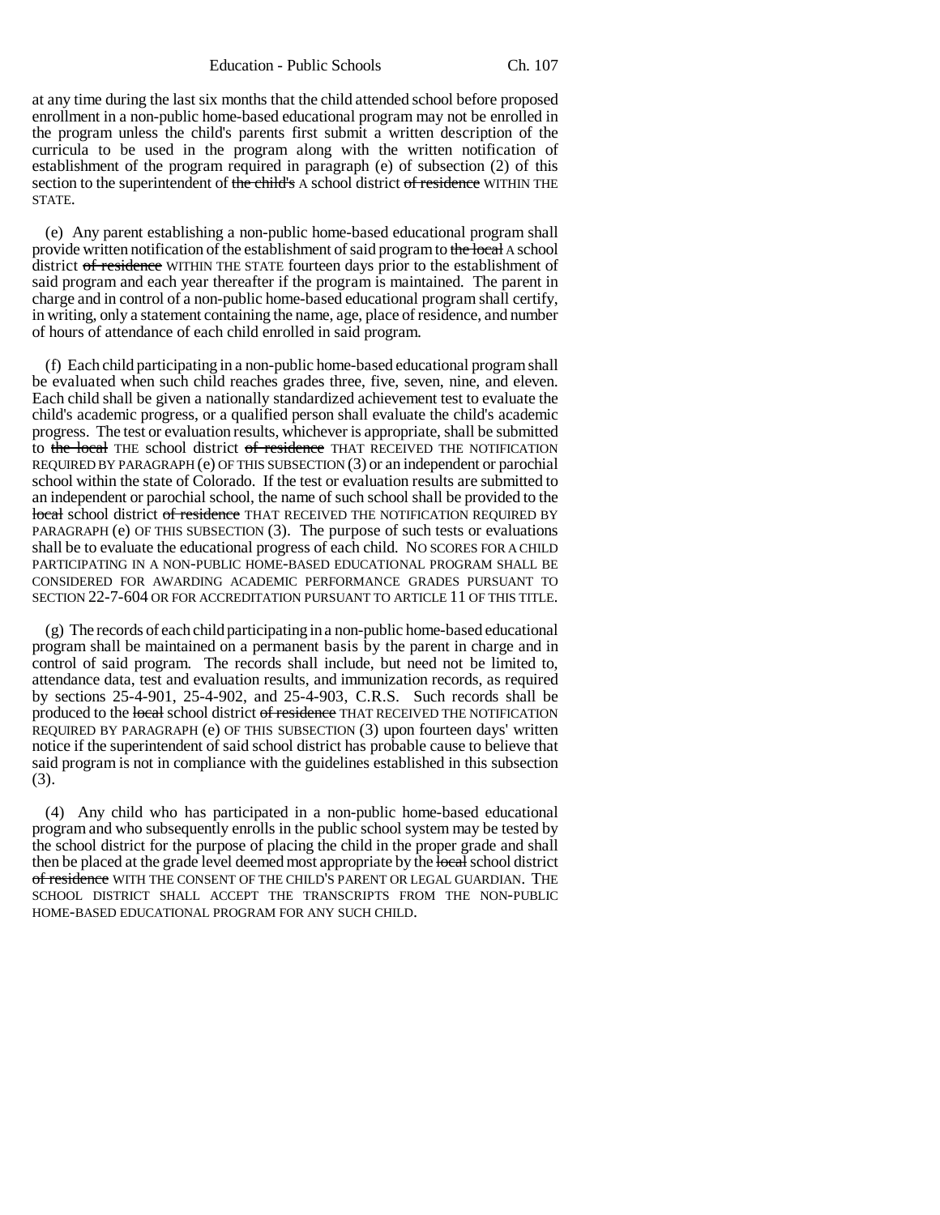at any time during the last six months that the child attended school before proposed enrollment in a non-public home-based educational program may not be enrolled in the program unless the child's parents first submit a written description of the curricula to be used in the program along with the written notification of establishment of the program required in paragraph (e) of subsection (2) of this section to the superintendent of ~~the child's~~ A school district ~~of residence~~ WITHIN THE STATE.

(e) Any parent establishing a non-public home-based educational program shall provide written notification of the establishment of said program to ~~the local~~ A school district ~~of residence~~ WITHIN THE STATE fourteen days prior to the establishment of said program and each year thereafter if the program is maintained. The parent in charge and in control of a non-public home-based educational program shall certify, in writing, only a statement containing the name, age, place of residence, and number of hours of attendance of each child enrolled in said program.

(f) Each child participating in a non-public home-based educational program shall be evaluated when such child reaches grades three, five, seven, nine, and eleven. Each child shall be given a nationally standardized achievement test to evaluate the child's academic progress, or a qualified person shall evaluate the child's academic progress. The test or evaluation results, whichever is appropriate, shall be submitted to ~~the local~~ THE school district ~~of residence~~ THAT RECEIVED THE NOTIFICATION REQUIRED BY PARAGRAPH (e) OF THIS SUBSECTION (3) or an independent or parochial school within the state of Colorado. If the test or evaluation results are submitted to an independent or parochial school, the name of such school shall be provided to the ~~local~~ school district ~~of residence~~ THAT RECEIVED THE NOTIFICATION REQUIRED BY PARAGRAPH (e) OF THIS SUBSECTION (3). The purpose of such tests or evaluations shall be to evaluate the educational progress of each child. NO SCORES FOR A CHILD PARTICIPATING IN A NON-PUBLIC HOME-BASED EDUCATIONAL PROGRAM SHALL BE CONSIDERED FOR AWARDING ACADEMIC PERFORMANCE GRADES PURSUANT TO SECTION 22-7-604 OR FOR ACCREDITATION PURSUANT TO ARTICLE 11 OF THIS TITLE.

(g) The records of each child participating in a non-public home-based educational program shall be maintained on a permanent basis by the parent in charge and in control of said program. The records shall include, but need not be limited to, attendance data, test and evaluation results, and immunization records, as required by sections 25-4-901, 25-4-902, and 25-4-903, C.R.S. Such records shall be produced to the ~~local~~ school district ~~of residence~~ THAT RECEIVED THE NOTIFICATION REQUIRED BY PARAGRAPH (e) OF THIS SUBSECTION (3) upon fourteen days' written notice if the superintendent of said school district has probable cause to believe that said program is not in compliance with the guidelines established in this subsection (3).

(4) Any child who has participated in a non-public home-based educational program and who subsequently enrolls in the public school system may be tested by the school district for the purpose of placing the child in the proper grade and shall then be placed at the grade level deemed most appropriate by the ~~local~~ school district ~~of residence~~ WITH THE CONSENT OF THE CHILD'S PARENT OR LEGAL GUARDIAN. THE SCHOOL DISTRICT SHALL ACCEPT THE TRANSCRIPTS FROM THE NON-PUBLIC HOME-BASED EDUCATIONAL PROGRAM FOR ANY SUCH CHILD.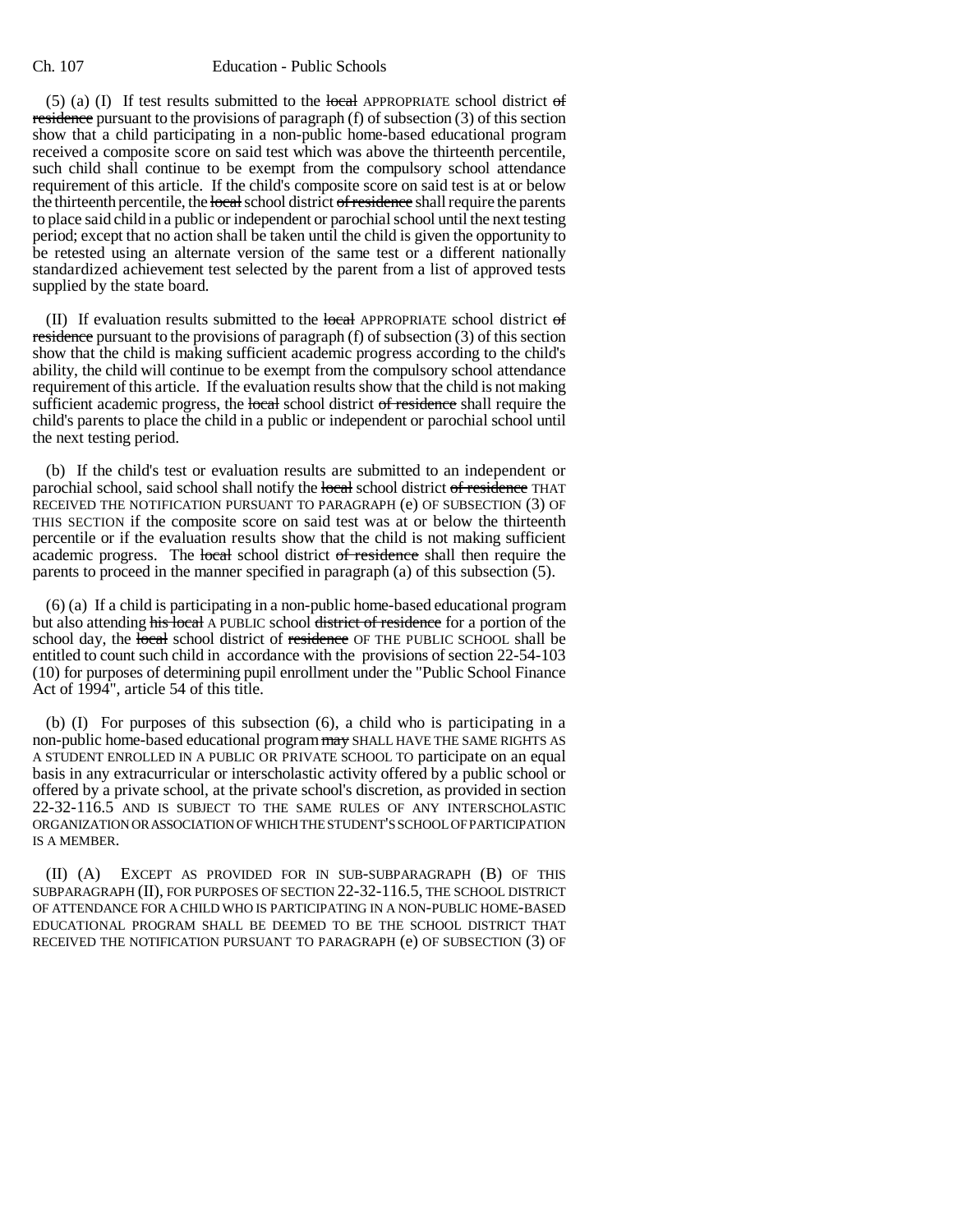(5) (a) (I) If test results submitted to the ~~local~~ APPROPRIATE school district ~~of residence~~ pursuant to the provisions of paragraph (f) of subsection (3) of this section show that a child participating in a non-public home-based educational program received a composite score on said test which was above the thirteenth percentile, such child shall continue to be exempt from the compulsory school attendance requirement of this article. If the child's composite score on said test is at or below the thirteenth percentile, the ~~local~~ school district ~~of residence~~ shall require the parents to place said child in a public or independent or parochial school until the next testing period; except that no action shall be taken until the child is given the opportunity to be retested using an alternate version of the same test or a different nationally standardized achievement test selected by the parent from a list of approved tests supplied by the state board.

(II) If evaluation results submitted to the ~~local~~ APPROPRIATE school district ~~of residence~~ pursuant to the provisions of paragraph (f) of subsection (3) of this section show that the child is making sufficient academic progress according to the child's ability, the child will continue to be exempt from the compulsory school attendance requirement of this article. If the evaluation results show that the child is not making sufficient academic progress, the ~~local~~ school district ~~of residence~~ shall require the child's parents to place the child in a public or independent or parochial school until the next testing period.

(b) If the child's test or evaluation results are submitted to an independent or parochial school, said school shall notify the ~~local~~ school district ~~of residence~~ THAT RECEIVED THE NOTIFICATION PURSUANT TO PARAGRAPH (e) OF SUBSECTION (3) OF THIS SECTION if the composite score on said test was at or below the thirteenth percentile or if the evaluation results show that the child is not making sufficient academic progress. The ~~local~~ school district ~~of residence~~ shall then require the parents to proceed in the manner specified in paragraph (a) of this subsection (5).

(6) (a) If a child is participating in a non-public home-based educational program but also attending ~~his local~~ A PUBLIC school ~~district of residence~~ for a portion of the school day, the ~~local~~ school district of ~~residence~~ OF THE PUBLIC SCHOOL shall be entitled to count such child in accordance with the provisions of section 22-54-103 (10) for purposes of determining pupil enrollment under the "Public School Finance Act of 1994", article 54 of this title.

(b) (I) For purposes of this subsection (6), a child who is participating in a non-public home-based educational program ~~may~~ SHALL HAVE THE SAME RIGHTS AS A STUDENT ENROLLED IN A PUBLIC OR PRIVATE SCHOOL TO participate on an equal basis in any extracurricular or interscholastic activity offered by a public school or offered by a private school, at the private school's discretion, as provided in section 22-32-116.5 AND IS SUBJECT TO THE SAME RULES OF ANY INTERSCHOLASTIC ORGANIZATION OR ASSOCIATION OF WHICH THE STUDENT'S SCHOOL OF PARTICIPATION IS A MEMBER.

(II) (A) EXCEPT AS PROVIDED FOR IN SUB-SUBPARAGRAPH (B) OF THIS SUBPARAGRAPH (II), FOR PURPOSES OF SECTION 22-32-116.5, THE SCHOOL DISTRICT OF ATTENDANCE FOR A CHILD WHO IS PARTICIPATING IN A NON-PUBLIC HOME-BASED EDUCATIONAL PROGRAM SHALL BE DEEMED TO BE THE SCHOOL DISTRICT THAT RECEIVED THE NOTIFICATION PURSUANT TO PARAGRAPH (e) OF SUBSECTION (3) OF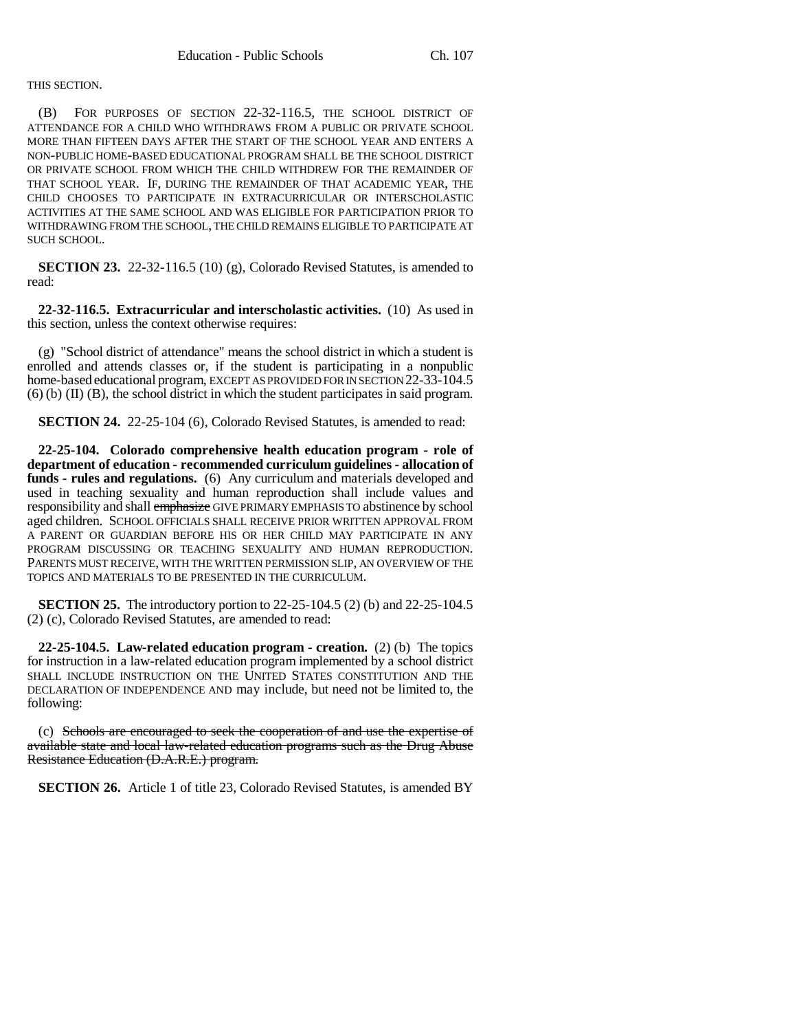THIS SECTION.

(B) FOR PURPOSES OF SECTION 22-32-116.5, THE SCHOOL DISTRICT OF ATTENDANCE FOR A CHILD WHO WITHDRAWS FROM A PUBLIC OR PRIVATE SCHOOL MORE THAN FIFTEEN DAYS AFTER THE START OF THE SCHOOL YEAR AND ENTERS A NON-PUBLIC HOME-BASED EDUCATIONAL PROGRAM SHALL BE THE SCHOOL DISTRICT OR PRIVATE SCHOOL FROM WHICH THE CHILD WITHDREW FOR THE REMAINDER OF THAT SCHOOL YEAR. IF, DURING THE REMAINDER OF THAT ACADEMIC YEAR, THE CHILD CHOOSES TO PARTICIPATE IN EXTRACURRICULAR OR INTERSCHOLASTIC ACTIVITIES AT THE SAME SCHOOL AND WAS ELIGIBLE FOR PARTICIPATION PRIOR TO WITHDRAWING FROM THE SCHOOL, THE CHILD REMAINS ELIGIBLE TO PARTICIPATE AT SUCH SCHOOL.

**SECTION 23.** 22-32-116.5 (10) (g), Colorado Revised Statutes, is amended to read:

**22-32-116.5. Extracurricular and interscholastic activities.** (10) As used in this section, unless the context otherwise requires:

(g) "School district of attendance" means the school district in which a student is enrolled and attends classes or, if the student is participating in a nonpublic home-based educational program, EXCEPT AS PROVIDED FOR IN SECTION 22-33-104.5 (6) (b) (II) (B), the school district in which the student participates in said program.

**SECTION 24.** 22-25-104 (6), Colorado Revised Statutes, is amended to read:

**22-25-104. Colorado comprehensive health education program - role of department of education - recommended curriculum guidelines - allocation of funds - rules and regulations.** (6) Any curriculum and materials developed and used in teaching sexuality and human reproduction shall include values and responsibility and shall ~~emphasize~~ GIVE PRIMARY EMPHASIS TO abstinence by school aged children. SCHOOL OFFICIALS SHALL RECEIVE PRIOR WRITTEN APPROVAL FROM A PARENT OR GUARDIAN BEFORE HIS OR HER CHILD MAY PARTICIPATE IN ANY PROGRAM DISCUSSING OR TEACHING SEXUALITY AND HUMAN REPRODUCTION. PARENTS MUST RECEIVE, WITH THE WRITTEN PERMISSION SLIP, AN OVERVIEW OF THE TOPICS AND MATERIALS TO BE PRESENTED IN THE CURRICULUM.

**SECTION 25.** The introductory portion to 22-25-104.5 (2) (b) and 22-25-104.5 (2) (c), Colorado Revised Statutes, are amended to read:

**22-25-104.5. Law-related education program - creation.** (2) (b) The topics for instruction in a law-related education program implemented by a school district SHALL INCLUDE INSTRUCTION ON THE UNITED STATES CONSTITUTION AND THE DECLARATION OF INDEPENDENCE AND may include, but need not be limited to, the following:

(c) ~~Schools are encouraged to seek the cooperation of and use the expertise of available state and local law-related education programs such as the Drug Abuse Resistance Education (D.A.R.E.) program.~~

**SECTION 26.** Article 1 of title 23, Colorado Revised Statutes, is amended BY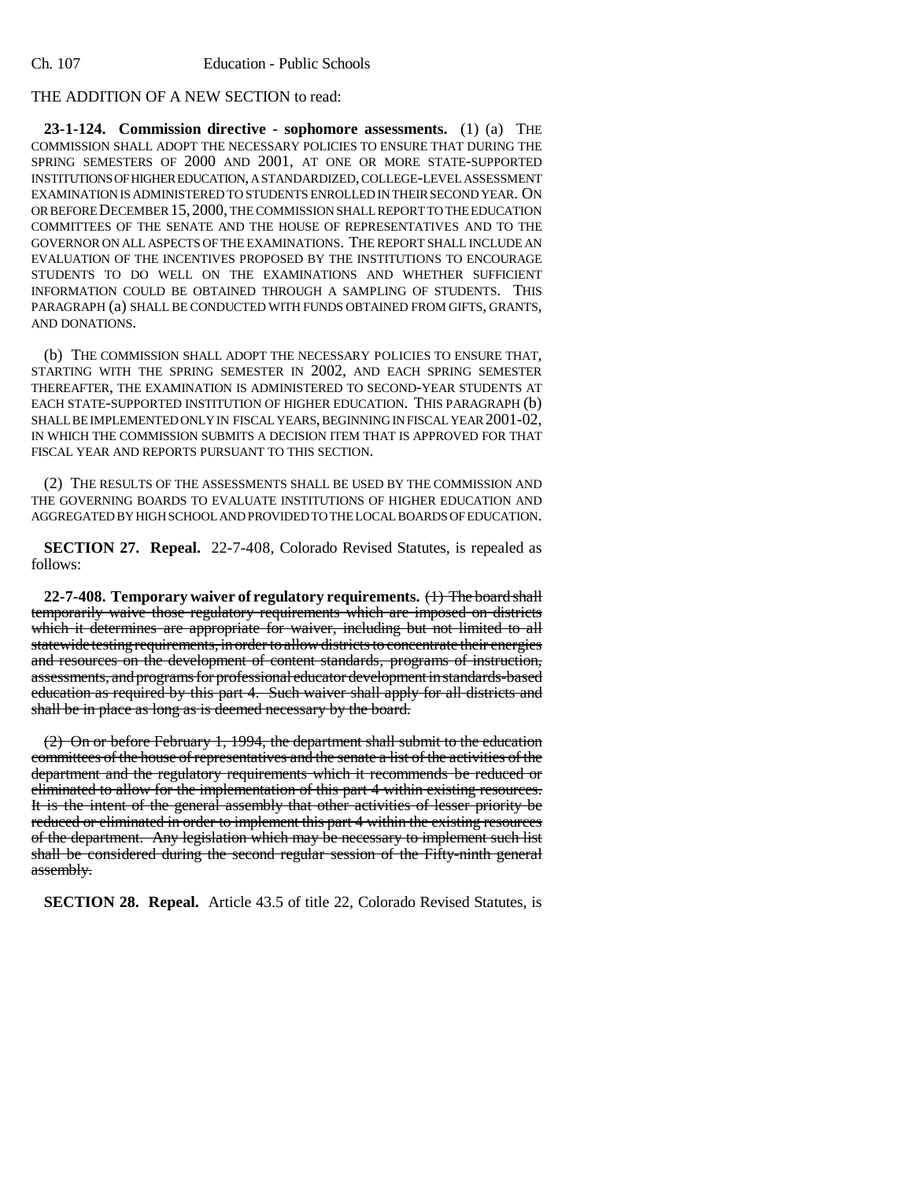THE ADDITION OF A NEW SECTION to read:

**23-1-124. Commission directive - sophomore assessments.** (1) (a) THE COMMISSION SHALL ADOPT THE NECESSARY POLICIES TO ENSURE THAT DURING THE SPRING SEMESTERS OF 2000 AND 2001, AT ONE OR MORE STATE-SUPPORTED INSTITUTIONS OF HIGHER EDUCATION, A STANDARDIZED, COLLEGE-LEVEL ASSESSMENT EXAMINATION IS ADMINISTERED TO STUDENTS ENROLLED IN THEIR SECOND YEAR. ON OR BEFORE DECEMBER 15, 2000, THE COMMISSION SHALL REPORT TO THE EDUCATION COMMITTEES OF THE SENATE AND THE HOUSE OF REPRESENTATIVES AND TO THE GOVERNOR ON ALL ASPECTS OF THE EXAMINATIONS. THE REPORT SHALL INCLUDE AN EVALUATION OF THE INCENTIVES PROPOSED BY THE INSTITUTIONS TO ENCOURAGE STUDENTS TO DO WELL ON THE EXAMINATIONS AND WHETHER SUFFICIENT INFORMATION COULD BE OBTAINED THROUGH A SAMPLING OF STUDENTS. THIS PARAGRAPH (a) SHALL BE CONDUCTED WITH FUNDS OBTAINED FROM GIFTS, GRANTS, AND DONATIONS.

(b) THE COMMISSION SHALL ADOPT THE NECESSARY POLICIES TO ENSURE THAT, STARTING WITH THE SPRING SEMESTER IN 2002, AND EACH SPRING SEMESTER THEREAFTER, THE EXAMINATION IS ADMINISTERED TO SECOND-YEAR STUDENTS AT EACH STATE-SUPPORTED INSTITUTION OF HIGHER EDUCATION. THIS PARAGRAPH (b) SHALL BE IMPLEMENTED ONLY IN FISCAL YEARS, BEGINNING IN FISCAL YEAR 2001-02, IN WHICH THE COMMISSION SUBMITS A DECISION ITEM THAT IS APPROVED FOR THAT FISCAL YEAR AND REPORTS PURSUANT TO THIS SECTION.

(2) THE RESULTS OF THE ASSESSMENTS SHALL BE USED BY THE COMMISSION AND THE GOVERNING BOARDS TO EVALUATE INSTITUTIONS OF HIGHER EDUCATION AND AGGREGATED BY HIGH SCHOOL AND PROVIDED TO THE LOCAL BOARDS OF EDUCATION.

**SECTION 27. Repeal.** 22-7-408, Colorado Revised Statutes, is repealed as follows:

**22-7-408. Temporary waiver of regulatory requirements.** ~~(1) The board shall temporarily waive those regulatory requirements which are imposed on districts which it determines are appropriate for waiver, including but not limited to all statewide testing requirements, in order to allow districts to concentrate their energies and resources on the development of content standards, programs of instruction, assessments, and programs for professional educator development in standards-based education as required by this part 4. Such waiver shall apply for all districts and shall be in place as long as is deemed necessary by the board.~~

~~(2) On or before February 1, 1994, the department shall submit to the education committees of the house of representatives and the senate a list of the activities of the department and the regulatory requirements which it recommends be reduced or eliminated to allow for the implementation of this part 4 within existing resources. It is the intent of the general assembly that other activities of lesser priority be reduced or eliminated in order to implement this part 4 within the existing resources of the department. Any legislation which may be necessary to implement such list shall be considered during the second regular session of the Fifty-ninth general assembly.~~

**SECTION 28. Repeal.** Article 43.5 of title 22, Colorado Revised Statutes, is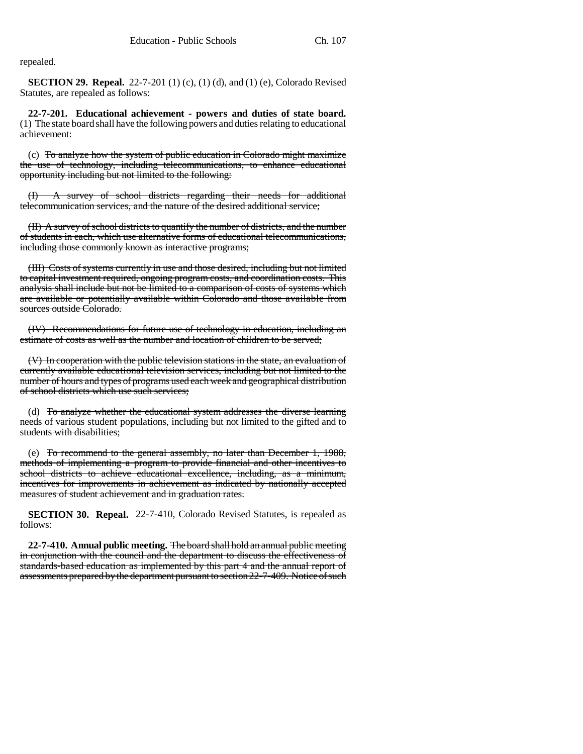repealed.

**SECTION 29. Repeal.** 22-7-201 (1) (c), (1) (d), and (1) (e), Colorado Revised Statutes, are repealed as follows:

**22-7-201. Educational achievement - powers and duties of state board.** (1) The state board shall have the following powers and duties relating to educational achievement:

(c) ~~To analyze how the system of public education in Colorado might maximize the use of technology, including telecommunications, to enhance educational opportunity including but not limited to the following:~~

~~(I) A survey of school districts regarding their needs for additional telecommunication services, and the nature of the desired additional service;~~

~~(II) A survey of school districts to quantify the number of districts, and the number of students in each, which use alternative forms of educational telecommunications, including those commonly known as interactive programs;~~

~~(III) Costs of systems currently in use and those desired, including but not limited to capital investment required, ongoing program costs, and coordination costs. This analysis shall include but not be limited to a comparison of costs of systems which are available or potentially available within Colorado and those available from sources outside Colorado.~~

~~(IV) Recommendations for future use of technology in education, including an estimate of costs as well as the number and location of children to be served;~~

~~(V) In cooperation with the public television stations in the state, an evaluation of currently available educational television services, including but not limited to the number of hours and types of programs used each week and geographical distribution of school districts which use such services;~~

(d) ~~To analyze whether the educational system addresses the diverse learning needs of various student populations, including but not limited to the gifted and to students with disabilities;~~

(e) ~~To recommend to the general assembly, no later than December 1, 1988, methods of implementing a program to provide financial and other incentives to school districts to achieve educational excellence, including, as a minimum, incentives for improvements in achievement as indicated by nationally accepted measures of student achievement and in graduation rates.~~

**SECTION 30. Repeal.** 22-7-410, Colorado Revised Statutes, is repealed as follows:

**22-7-410. Annual public meeting.** ~~The board shall hold an annual public meeting in conjunction with the council and the department to discuss the effectiveness of standards-based education as implemented by this part 4 and the annual report of assessments prepared by the department pursuant to section 22-7-409. Notice of such~~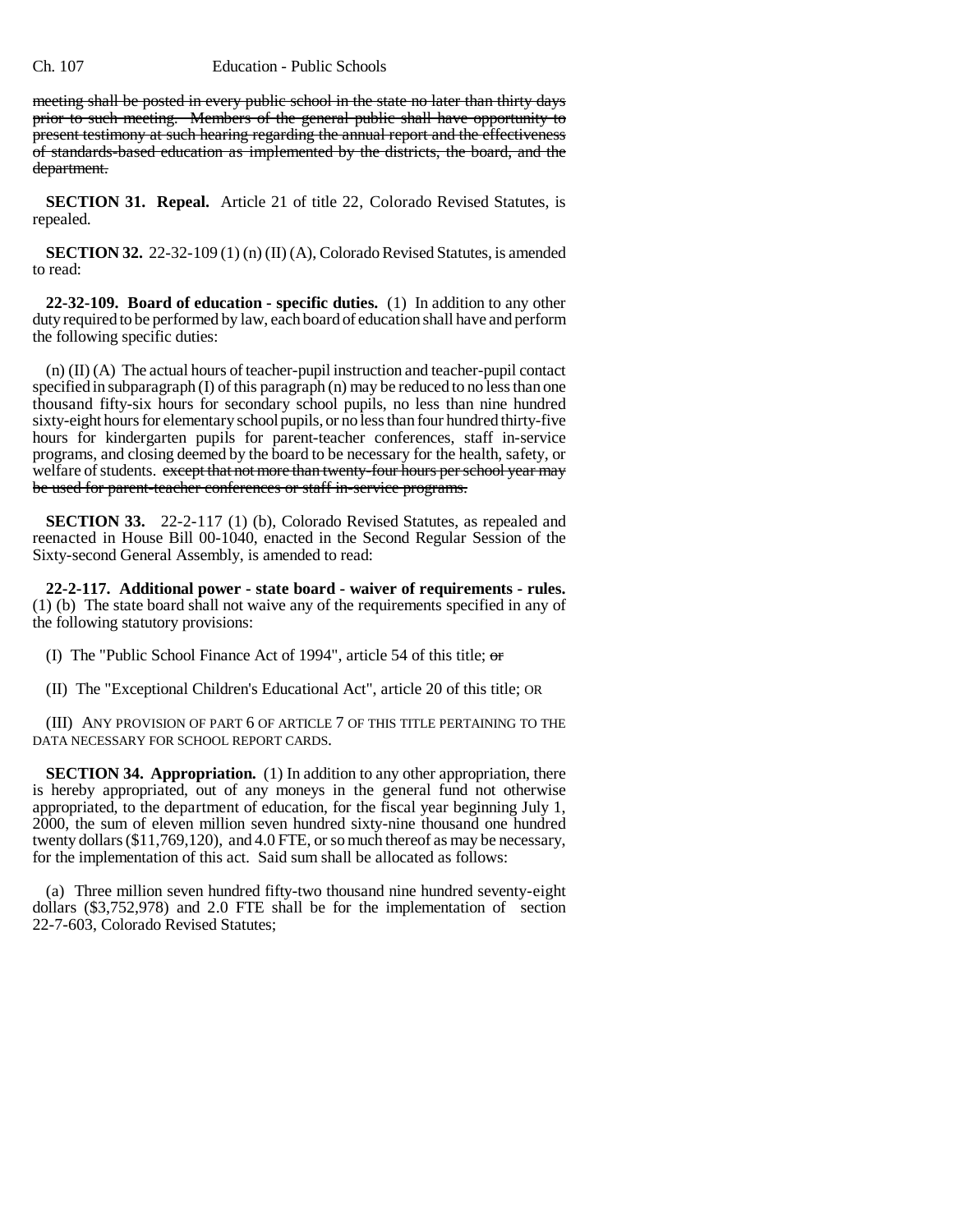~~meeting shall be posted in every public school in the state no later than thirty days prior to such meeting. Members of the general public shall have opportunity to present testimony at such hearing regarding the annual report and the effectiveness of standards-based education as implemented by the districts, the board, and the department.~~

**SECTION 31. Repeal.** Article 21 of title 22, Colorado Revised Statutes, is repealed.

**SECTION 32.** 22-32-109 (1) (n) (II) (A), Colorado Revised Statutes, is amended to read:

**22-32-109. Board of education - specific duties.** (1) In addition to any other duty required to be performed by law, each board of education shall have and perform the following specific duties:

(n) (II) (A) The actual hours of teacher-pupil instruction and teacher-pupil contact specified in subparagraph (I) of this paragraph (n) may be reduced to no less than one thousand fifty-six hours for secondary school pupils, no less than nine hundred sixty-eight hours for elementary school pupils, or no less than four hundred thirty-five hours for kindergarten pupils for parent-teacher conferences, staff in-service programs, and closing deemed by the board to be necessary for the health, safety, or welfare of students. ~~except that not more than twenty-four hours per school year may be used for parent-teacher conferences or staff in-service programs.~~

**SECTION 33.** 22-2-117 (1) (b), Colorado Revised Statutes, as repealed and reenacted in House Bill 00-1040, enacted in the Second Regular Session of the Sixty-second General Assembly, is amended to read:

**22-2-117. Additional power - state board - waiver of requirements - rules.** (1) (b) The state board shall not waive any of the requirements specified in any of the following statutory provisions:

(I) The "Public School Finance Act of 1994", article 54 of this title; ~~or~~

(II) The "Exceptional Children's Educational Act", article 20 of this title; OR

(III) ANY PROVISION OF PART 6 OF ARTICLE 7 OF THIS TITLE PERTAINING TO THE DATA NECESSARY FOR SCHOOL REPORT CARDS.

**SECTION 34. Appropriation.** (1) In addition to any other appropriation, there is hereby appropriated, out of any moneys in the general fund not otherwise appropriated, to the department of education, for the fiscal year beginning July 1, 2000, the sum of eleven million seven hundred sixty-nine thousand one hundred twenty dollars ($11,769,120), and 4.0 FTE, or so much thereof as may be necessary, for the implementation of this act. Said sum shall be allocated as follows:

(a) Three million seven hundred fifty-two thousand nine hundred seventy-eight dollars ($3,752,978) and 2.0 FTE shall be for the implementation of section 22-7-603, Colorado Revised Statutes;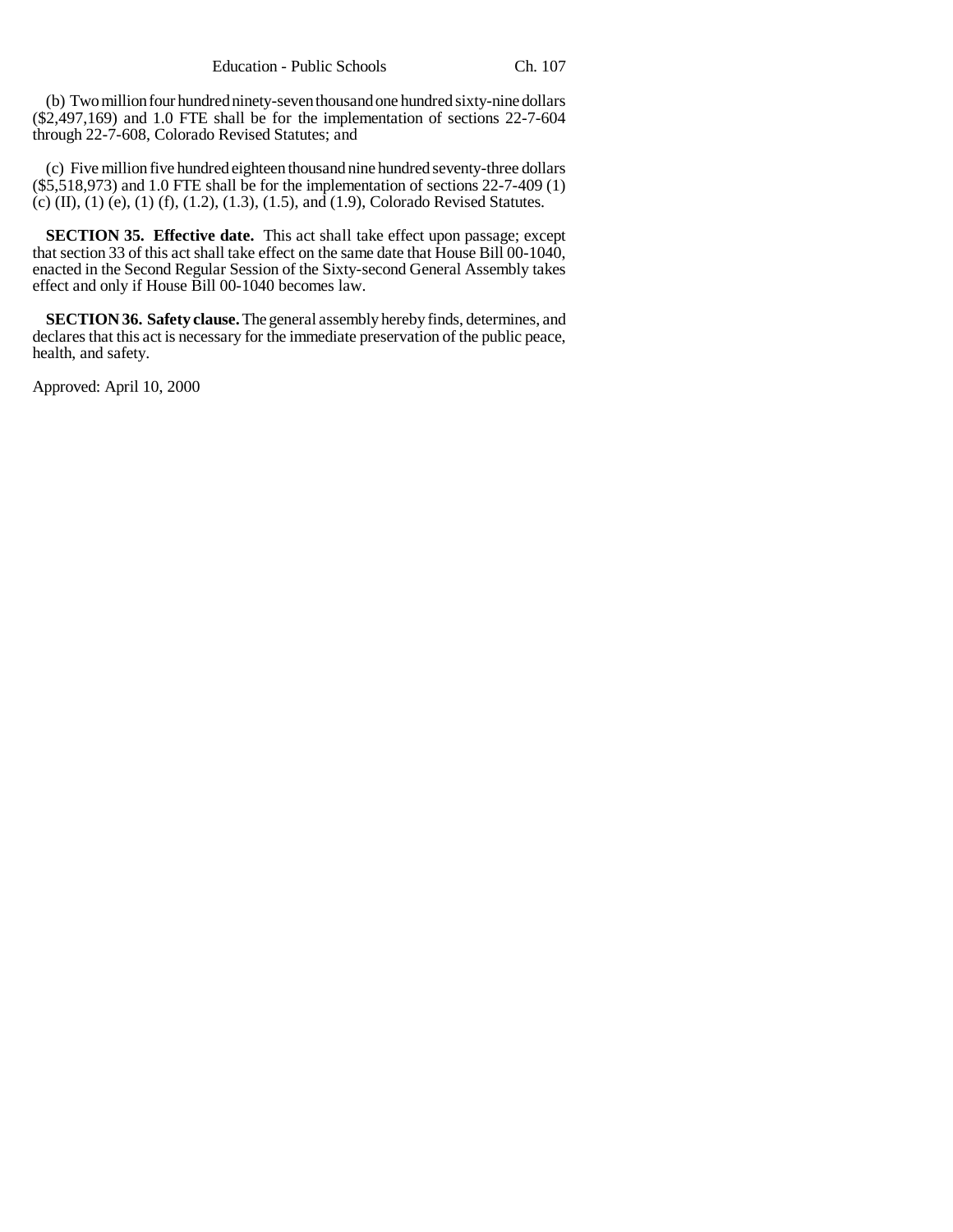(b) Two million four hundred ninety-seven thousand one hundred sixty-nine dollars ($2,497,169) and 1.0 FTE shall be for the implementation of sections 22-7-604 through 22-7-608, Colorado Revised Statutes; and

(c) Five million five hundred eighteen thousand nine hundred seventy-three dollars ($5,518,973) and 1.0 FTE shall be for the implementation of sections 22-7-409 (1) (c) (II), (1) (e), (1) (f), (1.2), (1.3), (1.5), and (1.9), Colorado Revised Statutes.

**SECTION 35. Effective date.** This act shall take effect upon passage; except that section 33 of this act shall take effect on the same date that House Bill 00-1040, enacted in the Second Regular Session of the Sixty-second General Assembly takes effect and only if House Bill 00-1040 becomes law.

**SECTION 36. Safety clause.** The general assembly hereby finds, determines, and declares that this act is necessary for the immediate preservation of the public peace, health, and safety.

Approved: April 10, 2000